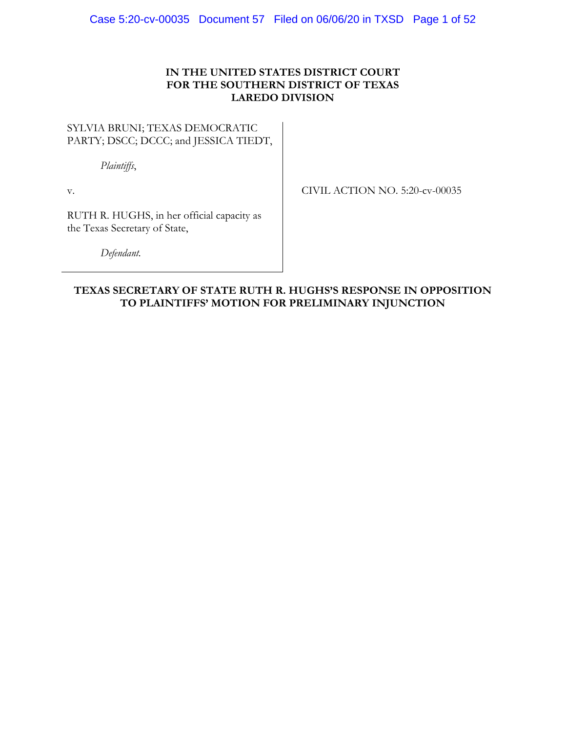**IN THE UNITED STATES DISTRICT COURT**
**FOR THE SOUTHERN DISTRICT OF TEXAS**
**LAREDO DIVISION**

SYLVIA BRUNI; TEXAS DEMOCRATIC PARTY; DSCC; DCCC; and JESSICA TIEDT,

*Plaintiffs*,

v.

RUTH R. HUGHS, in her official capacity as the Texas Secretary of State,

*Defendant*.

CIVIL ACTION NO. 5:20-cv-00035

**TEXAS SECRETARY OF STATE RUTH R. HUGHS'S RESPONSE IN OPPOSITION TO PLAINTIFFS' MOTION FOR PRELIMINARY INJUNCTION**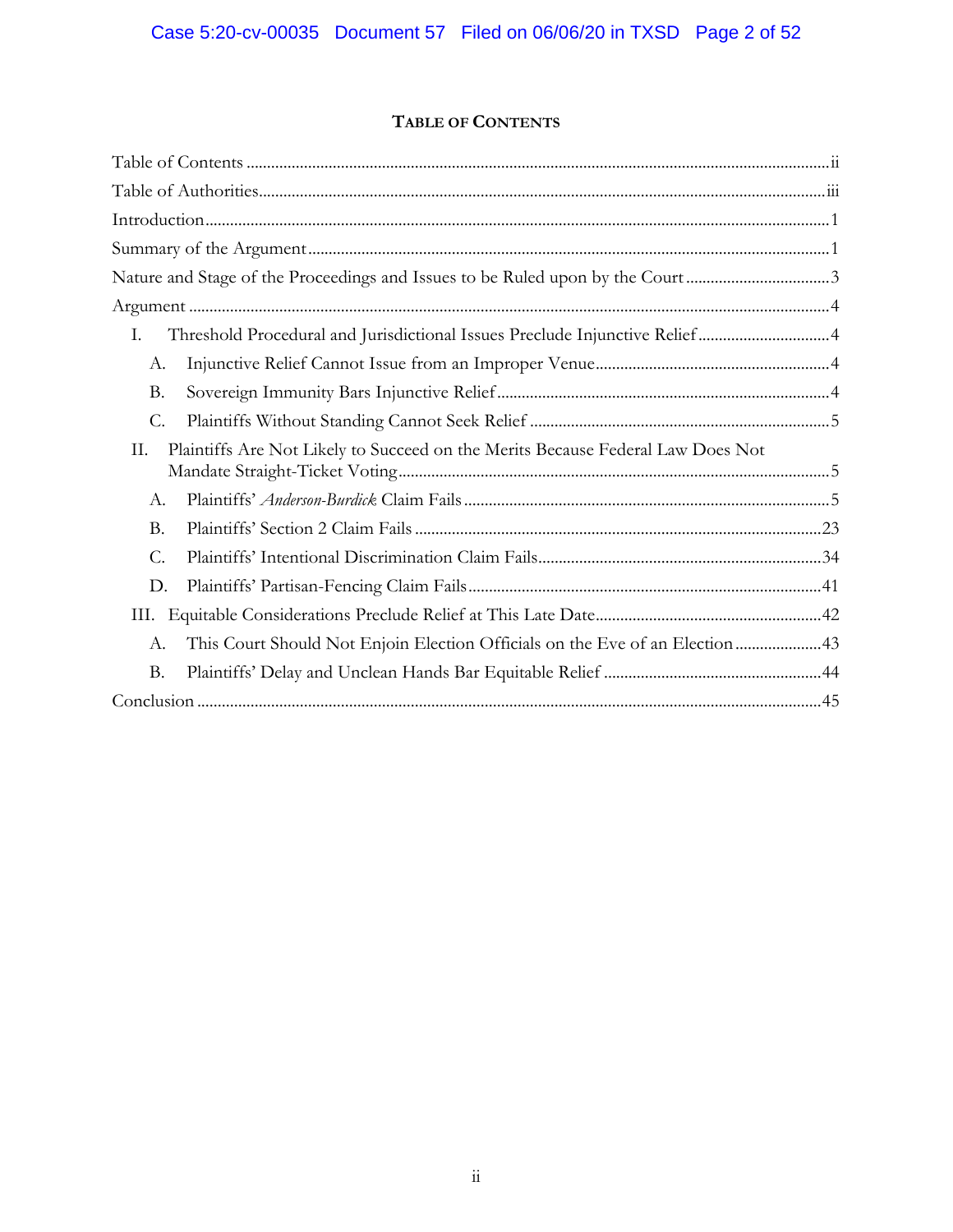## TABLE OF CONTENTS

Table of Contents ............ ii

Table of Authorities ............ iii

Introduction ............ 1

Summary of the Argument ............ 1

Nature and Stage of the Proceedings and Issues to be Ruled upon by the Court ............ 3

Argument ............ 4

- I. Threshold Procedural and Jurisdictional Issues Preclude Injunctive Relief ............ 4
  - A. Injunctive Relief Cannot Issue from an Improper Venue ............ 4
  - B. Sovereign Immunity Bars Injunctive Relief ............ 4
  - C. Plaintiffs Without Standing Cannot Seek Relief ............ 5
- II. Plaintiffs Are Not Likely to Succeed on the Merits Because Federal Law Does Not Mandate Straight-Ticket Voting ............ 5
  - A. Plaintiffs' *Anderson-Burdick* Claim Fails ............ 5
  - B. Plaintiffs' Section 2 Claim Fails ............ 23
  - C. Plaintiffs' Intentional Discrimination Claim Fails ............ 34
  - D. Plaintiffs' Partisan-Fencing Claim Fails ............ 41
- III. Equitable Considerations Preclude Relief at This Late Date ............ 42
  - A. This Court Should Not Enjoin Election Officials on the Eve of an Election ............ 43
  - B. Plaintiffs' Delay and Unclean Hands Bar Equitable Relief ............ 44

Conclusion ............ 45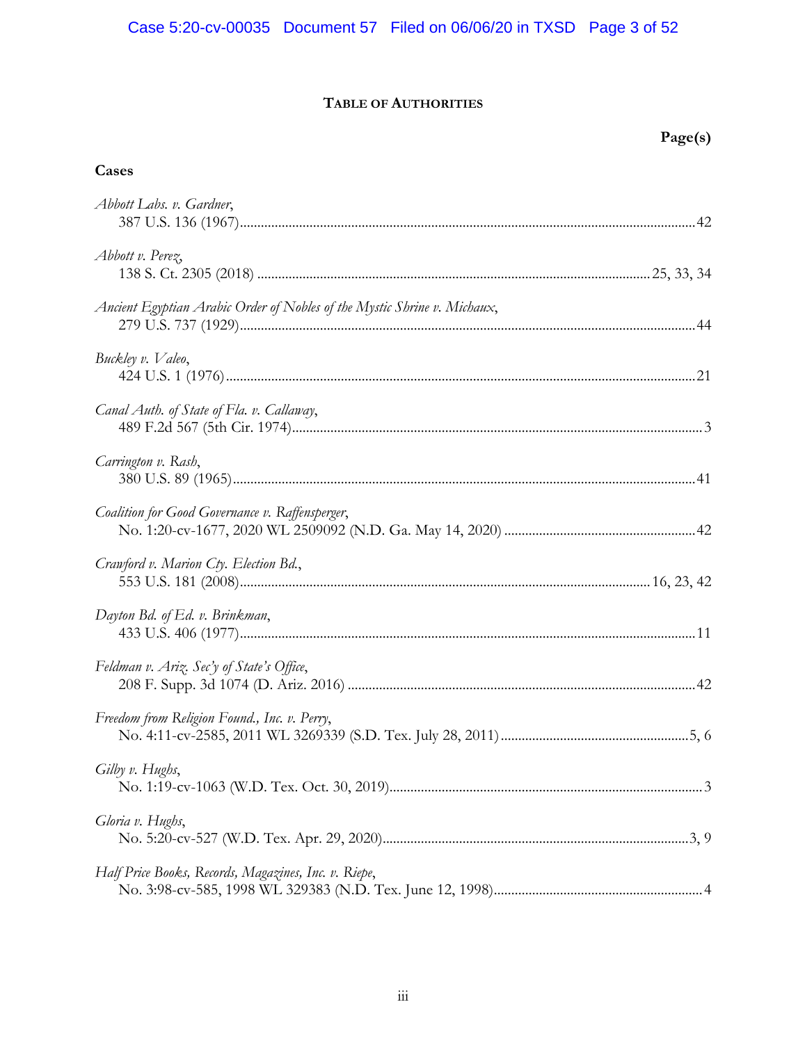## TABLE OF AUTHORITIES

**Page(s)**

### Cases

*Abbott Labs. v. Gardner*,
387 U.S. 136 (1967) ... 42

*Abbott v. Perez*,
138 S. Ct. 2305 (2018) ... 25, 33, 34

*Ancient Egyptian Arabic Order of Nobles of the Mystic Shrine v. Michaux*,
279 U.S. 737 (1929) ... 44

*Buckley v. Valeo*,
424 U.S. 1 (1976) ... 21

*Canal Auth. of State of Fla. v. Callaway*,
489 F.2d 567 (5th Cir. 1974) ... 3

*Carrington v. Rash*,
380 U.S. 89 (1965) ... 41

*Coalition for Good Governance v. Raffensperger*,
No. 1:20-cv-1677, 2020 WL 2509092 (N.D. Ga. May 14, 2020) ... 42

*Crawford v. Marion Cty. Election Bd.*,
553 U.S. 181 (2008) ... 16, 23, 42

*Dayton Bd. of Ed. v. Brinkman*,
433 U.S. 406 (1977) ... 11

*Feldman v. Ariz. Sec'y of State's Office*,
208 F. Supp. 3d 1074 (D. Ariz. 2016) ... 42

*Freedom from Religion Found., Inc. v. Perry*,
No. 4:11-cv-2585, 2011 WL 3269339 (S.D. Tex. July 28, 2011) ... 5, 6

*Gilby v. Hughs*,
No. 1:19-cv-1063 (W.D. Tex. Oct. 30, 2019) ... 3

*Gloria v. Hughs*,
No. 5:20-cv-527 (W.D. Tex. Apr. 29, 2020) ... 3, 9

*Half Price Books, Records, Magazines, Inc. v. Riepe*,
No. 3:98-cv-585, 1998 WL 329383 (N.D. Tex. June 12, 1998) ... 4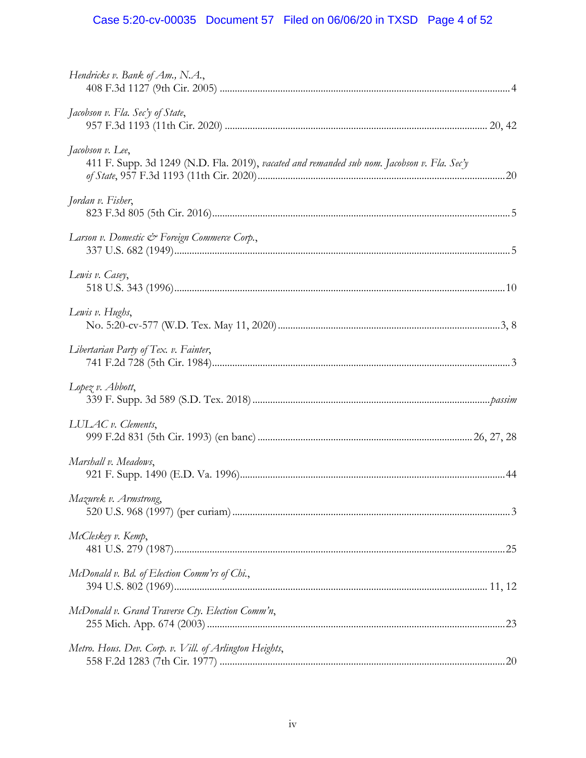*Hendricks v. Bank of Am., N.A.*,
408 F.3d 1127 (9th Cir. 2005) ........................................................................................................ 4

*Jacobson v. Fla. Sec'y of State*,
957 F.3d 1193 (11th Cir. 2020) ................................................................................................ 20, 42

*Jacobson v. Lee*,
411 F. Supp. 3d 1249 (N.D. Fla. 2019), *vacated and remanded sub nom. Jacobson v. Fla. Sec'y of State*, 957 F.3d 1193 (11th Cir. 2020) ............................................................................. 20

*Jordan v. Fisher*,
823 F.3d 805 (5th Cir. 2016) ............................................................................................................ 5

*Larson v. Domestic & Foreign Commerce Corp.*,
337 U.S. 682 (1949) .......................................................................................................................... 5

*Lewis v. Casey*,
518 U.S. 343 (1996) ........................................................................................................................ 10

*Lewis v. Hughs*,
No. 5:20-cv-577 (W.D. Tex. May 11, 2020) .............................................................................. 3, 8

*Libertarian Party of Tex. v. Fainter*,
741 F.2d 728 (5th Cir. 1984) ............................................................................................................ 3

*Lopez v. Abbott*,
339 F. Supp. 3d 589 (S.D. Tex. 2018) ................................................................................... *passim*

*LULAC v. Clements*,
999 F.2d 831 (5th Cir. 1993) (en banc) ................................................................................ 26, 27, 28

*Marshall v. Meadows*,
921 F. Supp. 1490 (E.D. Va. 1996) ............................................................................................... 44

*Mazurek v. Armstrong*,
520 U.S. 968 (1997) (per curiam) .................................................................................................... 3

*McCleskey v. Kemp*,
481 U.S. 279 (1987) ........................................................................................................................ 25

*McDonald v. Bd. of Election Comm'rs of Chi.*,
394 U.S. 802 (1969) ................................................................................................................ 11, 12

*McDonald v. Grand Traverse Cty. Election Comm'n*,
255 Mich. App. 674 (2003) ............................................................................................................ 23

*Metro. Hous. Dev. Corp. v. Vill. of Arlington Heights*,
558 F.2d 1283 (7th Cir. 1977) ........................................................................................................ 20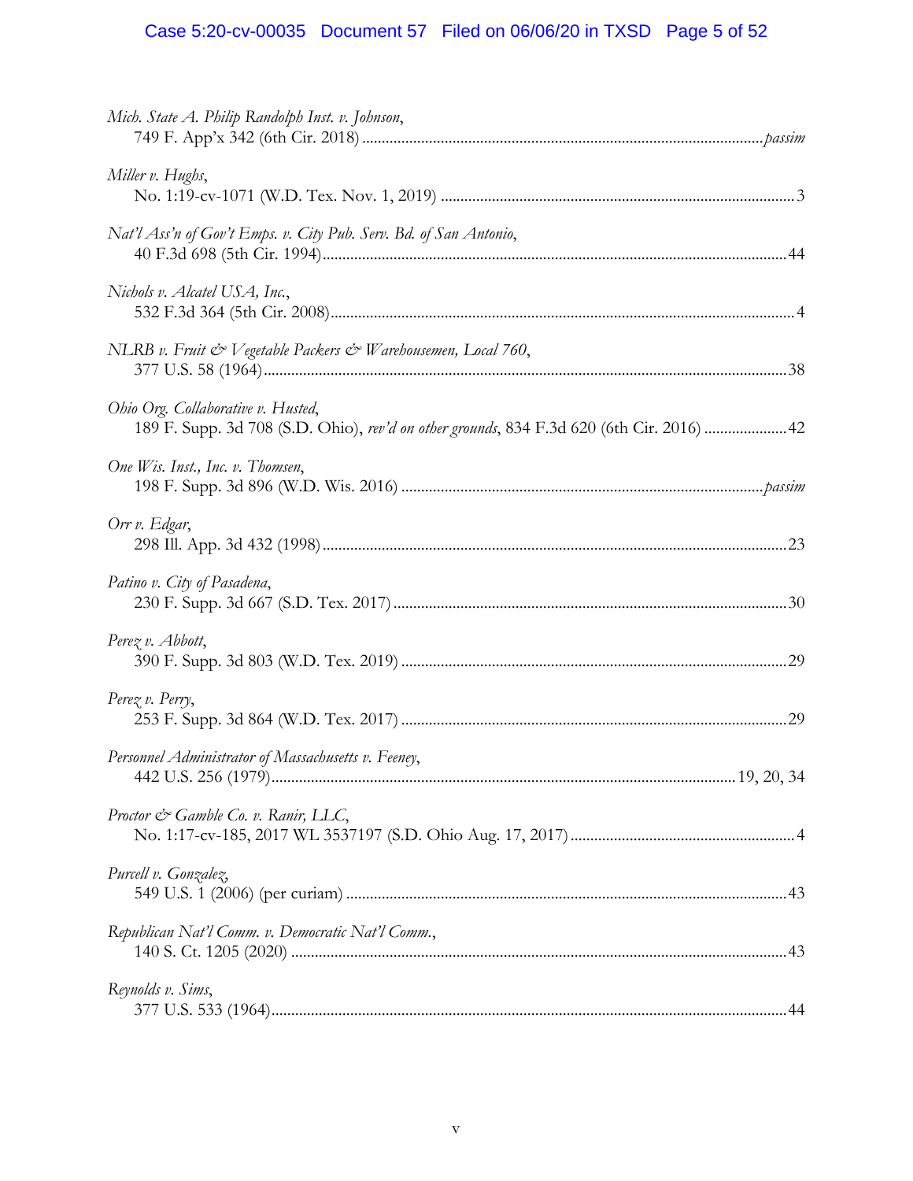*Mich. State A. Philip Randolph Inst. v. Johnson*,
749 F. App'x 342 (6th Cir. 2018) ........................................................................................................*passim*

*Miller v. Hughs*,
No. 1:19-cv-1071 (W.D. Tex. Nov. 1, 2019) ........................................................................................3

*Nat'l Ass'n of Gov't Emps. v. City Pub. Serv. Bd. of San Antonio*,
40 F.3d 698 (5th Cir. 1994)....................................................................................................................44

*Nichols v. Alcatel USA, Inc.*,
532 F.3d 364 (5th Cir. 2008)....................................................................................................................4

*NLRB v. Fruit & Vegetable Packers & Warehousemen, Local 760*,
377 U.S. 58 (1964)...................................................................................................................................38

*Ohio Org. Collaborative v. Husted*,
189 F. Supp. 3d 708 (S.D. Ohio), *rev'd on other grounds*, 834 F.3d 620 (6th Cir. 2016) .....................42

*One Wis. Inst., Inc. v. Thomsen*,
198 F. Supp. 3d 896 (W.D. Wis. 2016) ..........................................................................................*passim*

*Orr v. Edgar*,
298 Ill. App. 3d 432 (1998)....................................................................................................................23

*Patino v. City of Pasadena*,
230 F. Supp. 3d 667 (S.D. Tex. 2017) ..................................................................................................30

*Perez v. Abbott*,
390 F. Supp. 3d 803 (W.D. Tex. 2019) ................................................................................................29

*Perez v. Perry*,
253 F. Supp. 3d 864 (W.D. Tex. 2017) ................................................................................................29

*Personnel Administrator of Massachusetts v. Feeney*,
442 U.S. 256 (1979)...................................................................................................................19, 20, 34

*Proctor & Gamble Co. v. Ranir, LLC*,
No. 1:17-cv-185, 2017 WL 3537197 (S.D. Ohio Aug. 17, 2017) ........................................................4

*Purcell v. Gonzalez*,
549 U.S. 1 (2006) (per curiam) .............................................................................................................43

*Republican Nat'l Comm. v. Democratic Nat'l Comm.*,
140 S. Ct. 1205 (2020) ...........................................................................................................................43

*Reynolds v. Sims*,
377 U.S. 533 (1964).................................................................................................................................44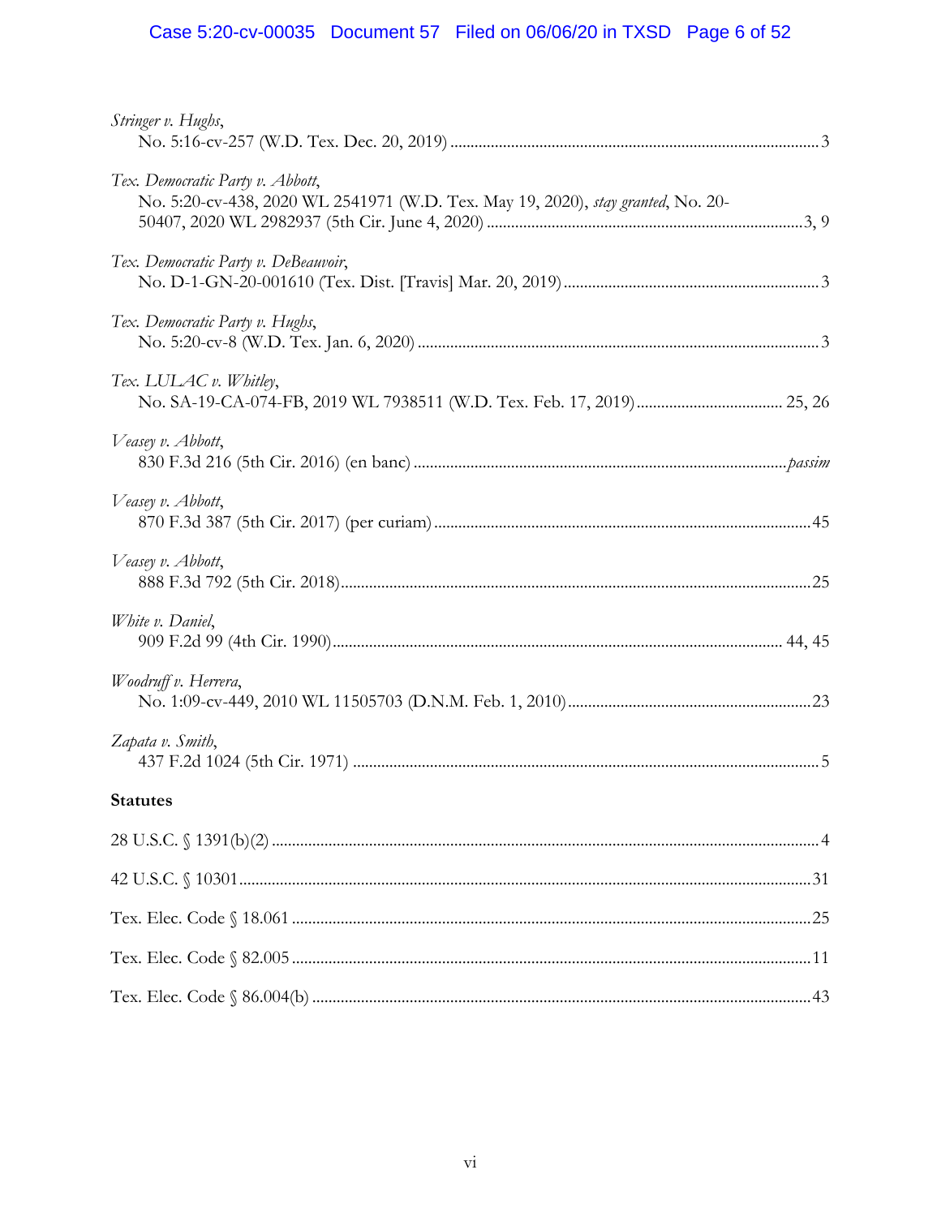*Stringer v. Hughs*,
No. 5:16-cv-257 (W.D. Tex. Dec. 20, 2019) .......................................................................................... 3

*Tex. Democratic Party v. Abbott*,
No. 5:20-cv-438, 2020 WL 2541971 (W.D. Tex. May 19, 2020), *stay granted*, No. 20-50407, 2020 WL 2982937 (5th Cir. June 4, 2020) ............................................................................3, 9

*Tex. Democratic Party v. DeBeauvoir*,
No. D-1-GN-20-001610 (Tex. Dist. [Travis] Mar. 20, 2019) ............................................................ 3

*Tex. Democratic Party v. Hughs*,
No. 5:20-cv-8 (W.D. Tex. Jan. 6, 2020) ................................................................................................. 3

*Tex. LULAC v. Whitley*,
No. SA-19-CA-074-FB, 2019 WL 7938511 (W.D. Tex. Feb. 17, 2019) .................................... 25, 26

*Veasey v. Abbott*,
830 F.3d 216 (5th Cir. 2016) (en banc) ........................................................................................... *passim*

*Veasey v. Abbott*,
870 F.3d 387 (5th Cir. 2017) (per curiam) ............................................................................................45

*Veasey v. Abbott*,
888 F.3d 792 (5th Cir. 2018)...................................................................................................................25

*White v. Daniel*,
909 F.2d 99 (4th Cir. 1990)............................................................................................................. 44, 45

*Woodruff v. Herrera*,
No. 1:09-cv-449, 2010 WL 11505703 (D.N.M. Feb. 1, 2010)...........................................................23

*Zapata v. Smith*,
437 F.2d 1024 (5th Cir. 1971) .................................................................................................................. 5

**Statutes**

28 U.S.C. § 1391(b)(2) .................................................................................................................................. 4

42 U.S.C. § 10301.........................................................................................................................................31

Tex. Elec. Code § 18.061 .............................................................................................................................25

Tex. Elec. Code § 82.005 .............................................................................................................................11

Tex. Elec. Code § 86.004(b) ........................................................................................................................43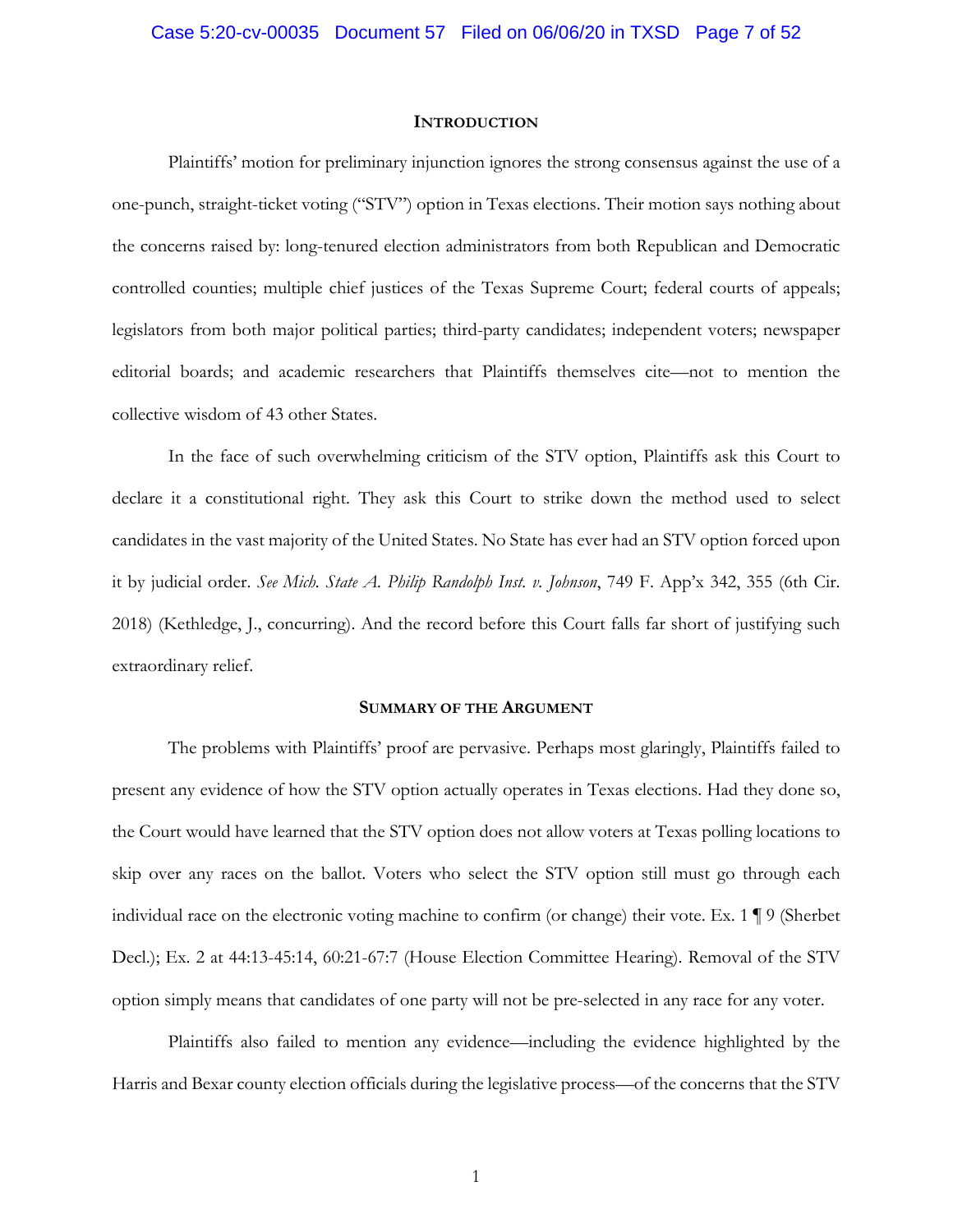## INTRODUCTION

Plaintiffs' motion for preliminary injunction ignores the strong consensus against the use of a one-punch, straight-ticket voting ("STV") option in Texas elections. Their motion says nothing about the concerns raised by: long-tenured election administrators from both Republican and Democratic controlled counties; multiple chief justices of the Texas Supreme Court; federal courts of appeals; legislators from both major political parties; third-party candidates; independent voters; newspaper editorial boards; and academic researchers that Plaintiffs themselves cite—not to mention the collective wisdom of 43 other States.

In the face of such overwhelming criticism of the STV option, Plaintiffs ask this Court to declare it a constitutional right. They ask this Court to strike down the method used to select candidates in the vast majority of the United States. No State has ever had an STV option forced upon it by judicial order. *See Mich. State A. Philip Randolph Inst. v. Johnson*, 749 F. App'x 342, 355 (6th Cir. 2018) (Kethledge, J., concurring). And the record before this Court falls far short of justifying such extraordinary relief.

## SUMMARY OF THE ARGUMENT

The problems with Plaintiffs' proof are pervasive. Perhaps most glaringly, Plaintiffs failed to present any evidence of how the STV option actually operates in Texas elections. Had they done so, the Court would have learned that the STV option does not allow voters at Texas polling locations to skip over any races on the ballot. Voters who select the STV option still must go through each individual race on the electronic voting machine to confirm (or change) their vote. Ex. 1 ¶ 9 (Sherbet Decl.); Ex. 2 at 44:13-45:14, 60:21-67:7 (House Election Committee Hearing). Removal of the STV option simply means that candidates of one party will not be pre-selected in any race for any voter.

Plaintiffs also failed to mention any evidence—including the evidence highlighted by the Harris and Bexar county election officials during the legislative process—of the concerns that the STV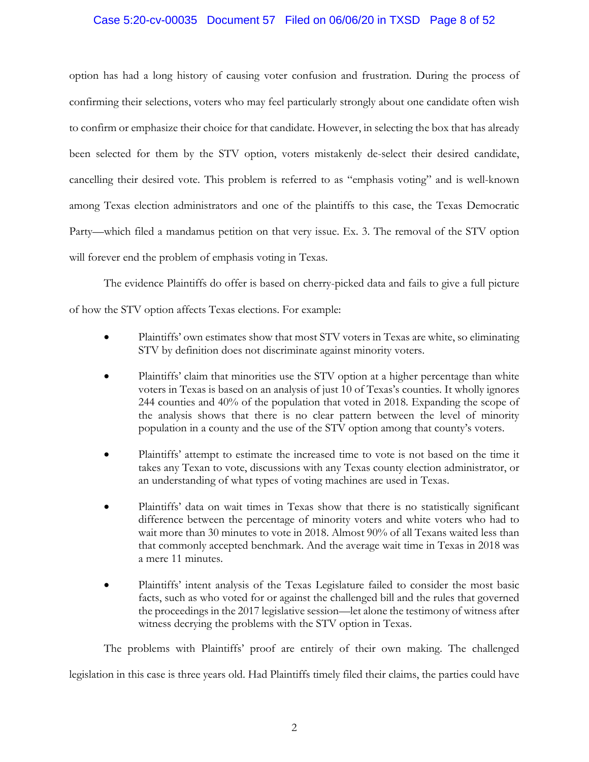option has had a long history of causing voter confusion and frustration. During the process of confirming their selections, voters who may feel particularly strongly about one candidate often wish to confirm or emphasize their choice for that candidate. However, in selecting the box that has already been selected for them by the STV option, voters mistakenly de-select their desired candidate, cancelling their desired vote. This problem is referred to as "emphasis voting" and is well-known among Texas election administrators and one of the plaintiffs to this case, the Texas Democratic Party—which filed a mandamus petition on that very issue. Ex. 3. The removal of the STV option will forever end the problem of emphasis voting in Texas.

The evidence Plaintiffs do offer is based on cherry-picked data and fails to give a full picture of how the STV option affects Texas elections. For example:

- Plaintiffs' own estimates show that most STV voters in Texas are white, so eliminating STV by definition does not discriminate against minority voters.
- Plaintiffs' claim that minorities use the STV option at a higher percentage than white voters in Texas is based on an analysis of just 10 of Texas's counties. It wholly ignores 244 counties and 40% of the population that voted in 2018. Expanding the scope of the analysis shows that there is no clear pattern between the level of minority population in a county and the use of the STV option among that county's voters.
- Plaintiffs' attempt to estimate the increased time to vote is not based on the time it takes any Texan to vote, discussions with any Texas county election administrator, or an understanding of what types of voting machines are used in Texas.
- Plaintiffs' data on wait times in Texas show that there is no statistically significant difference between the percentage of minority voters and white voters who had to wait more than 30 minutes to vote in 2018. Almost 90% of all Texans waited less than that commonly accepted benchmark. And the average wait time in Texas in 2018 was a mere 11 minutes.
- Plaintiffs' intent analysis of the Texas Legislature failed to consider the most basic facts, such as who voted for or against the challenged bill and the rules that governed the proceedings in the 2017 legislative session—let alone the testimony of witness after witness decrying the problems with the STV option in Texas.

The problems with Plaintiffs' proof are entirely of their own making. The challenged legislation in this case is three years old. Had Plaintiffs timely filed their claims, the parties could have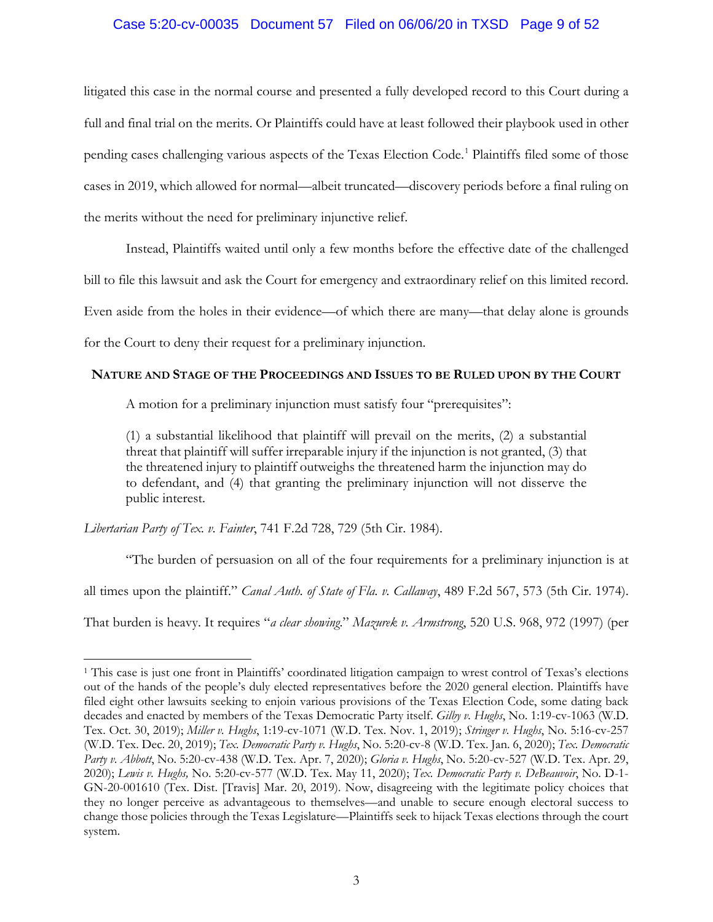litigated this case in the normal course and presented a fully developed record to this Court during a full and final trial on the merits. Or Plaintiffs could have at least followed their playbook used in other pending cases challenging various aspects of the Texas Election Code.[1] Plaintiffs filed some of those cases in 2019, which allowed for normal—albeit truncated—discovery periods before a final ruling on the merits without the need for preliminary injunctive relief.

Instead, Plaintiffs waited until only a few months before the effective date of the challenged bill to file this lawsuit and ask the Court for emergency and extraordinary relief on this limited record. Even aside from the holes in their evidence—of which there are many—that delay alone is grounds for the Court to deny their request for a preliminary injunction.

## Nature and Stage of the Proceedings and Issues to be Ruled upon by the Court

A motion for a preliminary injunction must satisfy four "prerequisites":

> (1) a substantial likelihood that plaintiff will prevail on the merits, (2) a substantial threat that plaintiff will suffer irreparable injury if the injunction is not granted, (3) that the threatened injury to plaintiff outweighs the threatened harm the injunction may do to defendant, and (4) that granting the preliminary injunction will not disserve the public interest.

*Libertarian Party of Tex. v. Fainter*, 741 F.2d 728, 729 (5th Cir. 1984).

"The burden of persuasion on all of the four requirements for a preliminary injunction is at all times upon the plaintiff." *Canal Auth. of State of Fla. v. Callaway*, 489 F.2d 567, 573 (5th Cir. 1974). That burden is heavy. It requires "*a clear showing*." *Mazurek v. Armstrong*, 520 U.S. 968, 972 (1997) (per

---

[1] This case is just one front in Plaintiffs' coordinated litigation campaign to wrest control of Texas's elections out of the hands of the people's duly elected representatives before the 2020 general election. Plaintiffs have filed eight other lawsuits seeking to enjoin various provisions of the Texas Election Code, some dating back decades and enacted by members of the Texas Democratic Party itself. *Gilby v. Hughs*, No. 1:19-cv-1063 (W.D. Tex. Oct. 30, 2019); *Miller v. Hughs*, 1:19-cv-1071 (W.D. Tex. Nov. 1, 2019); *Stringer v. Hughs*, No. 5:16-cv-257 (W.D. Tex. Dec. 20, 2019); *Tex. Democratic Party v. Hughs*, No. 5:20-cv-8 (W.D. Tex. Jan. 6, 2020); *Tex. Democratic Party v. Abbott*, No. 5:20-cv-438 (W.D. Tex. Apr. 7, 2020); *Gloria v. Hughs*, No. 5:20-cv-527 (W.D. Tex. Apr. 29, 2020); *Lewis v. Hughs,* No. 5:20-cv-577 (W.D. Tex. May 11, 2020); *Tex. Democratic Party v. DeBeauvoir*, No. D-1-GN-20-001610 (Tex. Dist. [Travis] Mar. 20, 2019). Now, disagreeing with the legitimate policy choices that they no longer perceive as advantageous to themselves—and unable to secure enough electoral success to change those policies through the Texas Legislature—Plaintiffs seek to hijack Texas elections through the court system.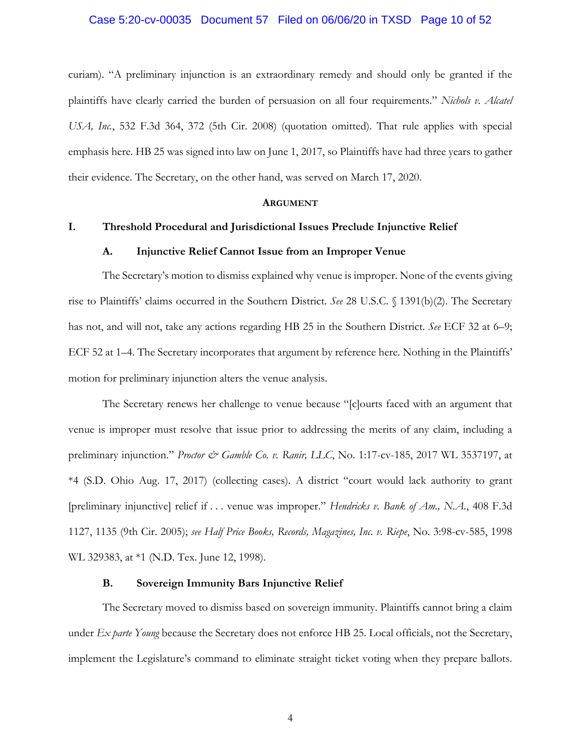curiam). "A preliminary injunction is an extraordinary remedy and should only be granted if the plaintiffs have clearly carried the burden of persuasion on all four requirements." *Nichols v. Alcatel USA, Inc.*, 532 F.3d 364, 372 (5th Cir. 2008) (quotation omitted). That rule applies with special emphasis here. HB 25 was signed into law on June 1, 2017, so Plaintiffs have had three years to gather their evidence. The Secretary, on the other hand, was served on March 17, 2020.

## Argument

### I. Threshold Procedural and Jurisdictional Issues Preclude Injunctive Relief

#### A. Injunctive Relief Cannot Issue from an Improper Venue

The Secretary's motion to dismiss explained why venue is improper. None of the events giving rise to Plaintiffs' claims occurred in the Southern District. *See* 28 U.S.C. § 1391(b)(2). The Secretary has not, and will not, take any actions regarding HB 25 in the Southern District. *See* ECF 32 at 6–9; ECF 52 at 1–4. The Secretary incorporates that argument by reference here. Nothing in the Plaintiffs' motion for preliminary injunction alters the venue analysis.

The Secretary renews her challenge to venue because "[c]ourts faced with an argument that venue is improper must resolve that issue prior to addressing the merits of any claim, including a preliminary injunction." *Proctor & Gamble Co. v. Ranir, LLC*, No. 1:17-cv-185, 2017 WL 3537197, at *4 (S.D. Ohio Aug. 17, 2017) (collecting cases). A district "court would lack authority to grant [preliminary injunctive] relief if . . . venue was improper." *Hendricks v. Bank of Am., N.A.*, 408 F.3d 1127, 1135 (9th Cir. 2005); *see Half Price Books, Records, Magazines, Inc. v. Riepe*, No. 3:98-cv-585, 1998 WL 329383, at *1 (N.D. Tex. June 12, 1998).

#### B. Sovereign Immunity Bars Injunctive Relief

The Secretary moved to dismiss based on sovereign immunity. Plaintiffs cannot bring a claim under *Ex parte Young* because the Secretary does not enforce HB 25. Local officials, not the Secretary, implement the Legislature's command to eliminate straight ticket voting when they prepare ballots.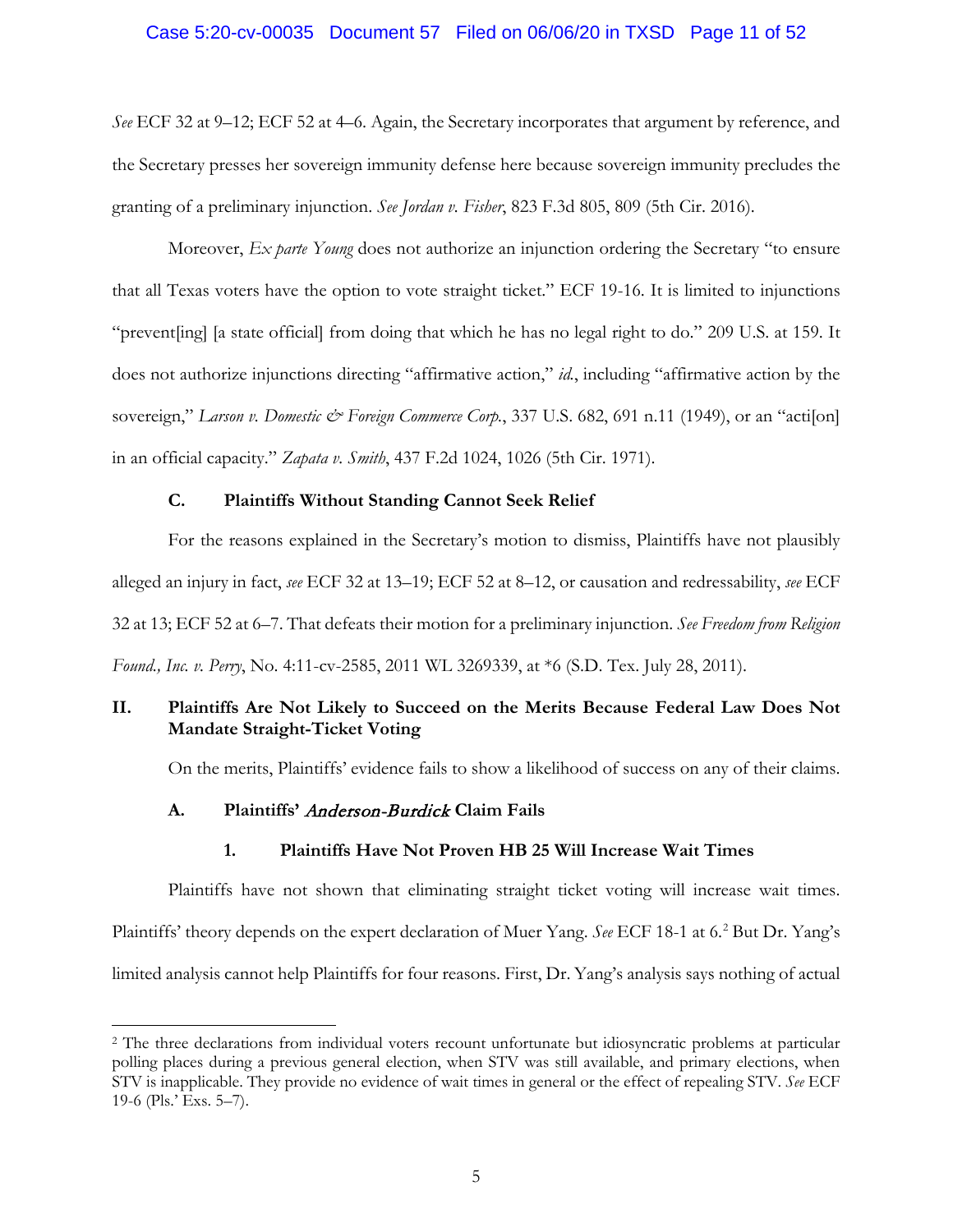*See* ECF 32 at 9–12; ECF 52 at 4–6. Again, the Secretary incorporates that argument by reference, and the Secretary presses her sovereign immunity defense here because sovereign immunity precludes the granting of a preliminary injunction. *See Jordan v. Fisher*, 823 F.3d 805, 809 (5th Cir. 2016).

Moreover, *Ex parte Young* does not authorize an injunction ordering the Secretary "to ensure that all Texas voters have the option to vote straight ticket." ECF 19-16. It is limited to injunctions "prevent[ing] [a state official] from doing that which he has no legal right to do." 209 U.S. at 159. It does not authorize injunctions directing "affirmative action," *id.*, including "affirmative action by the sovereign," *Larson v. Domestic & Foreign Commerce Corp.*, 337 U.S. 682, 691 n.11 (1949), or an "acti[on] in an official capacity." *Zapata v. Smith*, 437 F.2d 1024, 1026 (5th Cir. 1971).

### C. Plaintiffs Without Standing Cannot Seek Relief

For the reasons explained in the Secretary's motion to dismiss, Plaintiffs have not plausibly alleged an injury in fact, *see* ECF 32 at 13–19; ECF 52 at 8–12, or causation and redressability, *see* ECF 32 at 13; ECF 52 at 6–7. That defeats their motion for a preliminary injunction. *See Freedom from Religion Found., Inc. v. Perry*, No. 4:11-cv-2585, 2011 WL 3269339, at *6 (S.D. Tex. July 28, 2011).

## II. Plaintiffs Are Not Likely to Succeed on the Merits Because Federal Law Does Not Mandate Straight-Ticket Voting

On the merits, Plaintiffs' evidence fails to show a likelihood of success on any of their claims.

### A. Plaintiffs' *Anderson-Burdick* Claim Fails

#### 1. Plaintiffs Have Not Proven HB 25 Will Increase Wait Times

Plaintiffs have not shown that eliminating straight ticket voting will increase wait times. Plaintiffs' theory depends on the expert declaration of Muer Yang. *See* ECF 18-1 at 6.[2] But Dr. Yang's limited analysis cannot help Plaintiffs for four reasons. First, Dr. Yang's analysis says nothing of actual

[2] The three declarations from individual voters recount unfortunate but idiosyncratic problems at particular polling places during a previous general election, when STV was still available, and primary elections, when STV is inapplicable. They provide no evidence of wait times in general or the effect of repealing STV. *See* ECF 19-6 (Pls.' Exs. 5–7).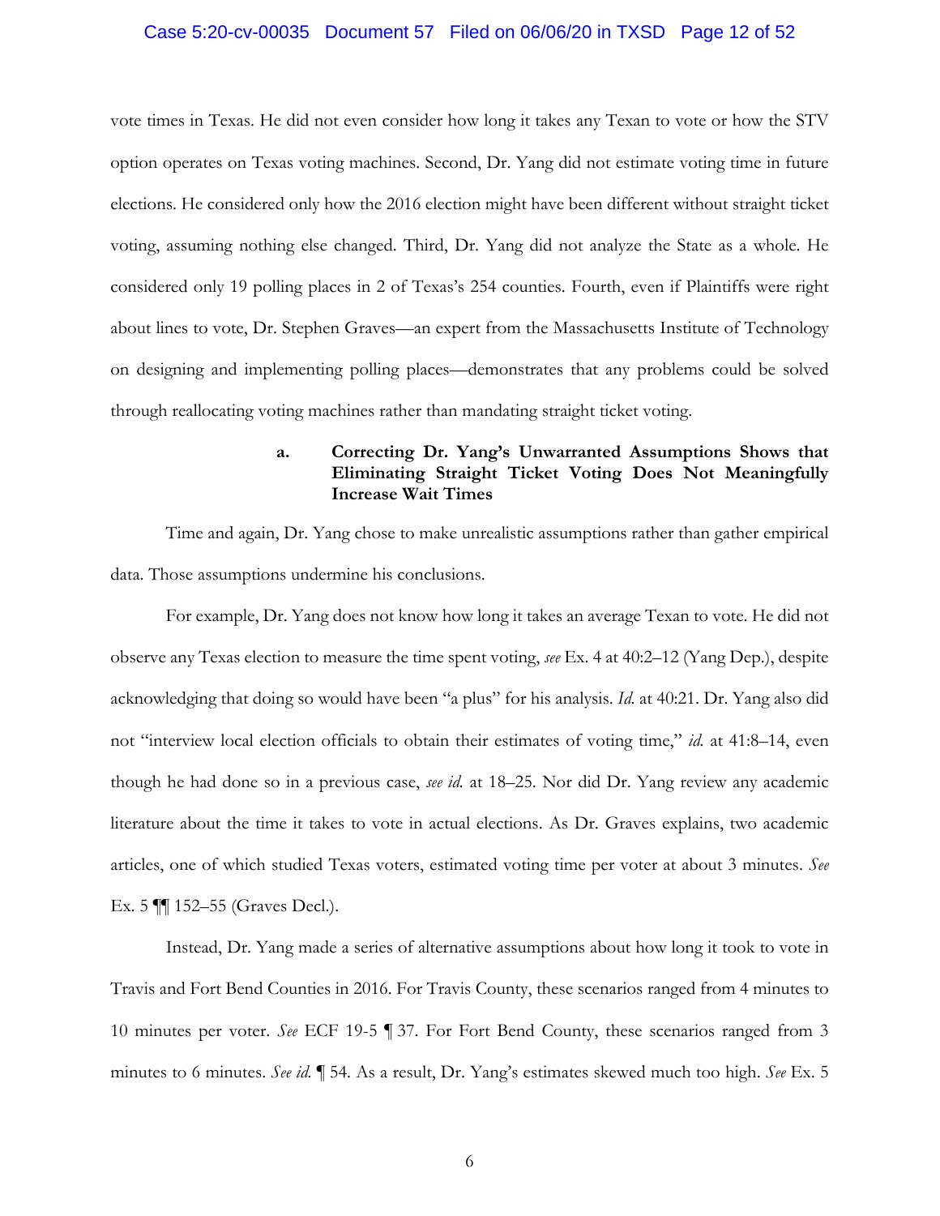vote times in Texas. He did not even consider how long it takes any Texan to vote or how the STV option operates on Texas voting machines. Second, Dr. Yang did not estimate voting time in future elections. He considered only how the 2016 election might have been different without straight ticket voting, assuming nothing else changed. Third, Dr. Yang did not analyze the State as a whole. He considered only 19 polling places in 2 of Texas's 254 counties. Fourth, even if Plaintiffs were right about lines to vote, Dr. Stephen Graves—an expert from the Massachusetts Institute of Technology on designing and implementing polling places—demonstrates that any problems could be solved through reallocating voting machines rather than mandating straight ticket voting.

**a. Correcting Dr. Yang's Unwarranted Assumptions Shows that Eliminating Straight Ticket Voting Does Not Meaningfully Increase Wait Times**

Time and again, Dr. Yang chose to make unrealistic assumptions rather than gather empirical data. Those assumptions undermine his conclusions.

For example, Dr. Yang does not know how long it takes an average Texan to vote. He did not observe any Texas election to measure the time spent voting, *see* Ex. 4 at 40:2–12 (Yang Dep.), despite acknowledging that doing so would have been "a plus" for his analysis. *Id.* at 40:21. Dr. Yang also did not "interview local election officials to obtain their estimates of voting time," *id.* at 41:8–14, even though he had done so in a previous case, *see id.* at 18–25. Nor did Dr. Yang review any academic literature about the time it takes to vote in actual elections. As Dr. Graves explains, two academic articles, one of which studied Texas voters, estimated voting time per voter at about 3 minutes. *See* Ex. 5 ¶¶ 152–55 (Graves Decl.).

Instead, Dr. Yang made a series of alternative assumptions about how long it took to vote in Travis and Fort Bend Counties in 2016. For Travis County, these scenarios ranged from 4 minutes to 10 minutes per voter. *See* ECF 19-5 ¶ 37. For Fort Bend County, these scenarios ranged from 3 minutes to 6 minutes. *See id.* ¶ 54. As a result, Dr. Yang's estimates skewed much too high. *See* Ex. 5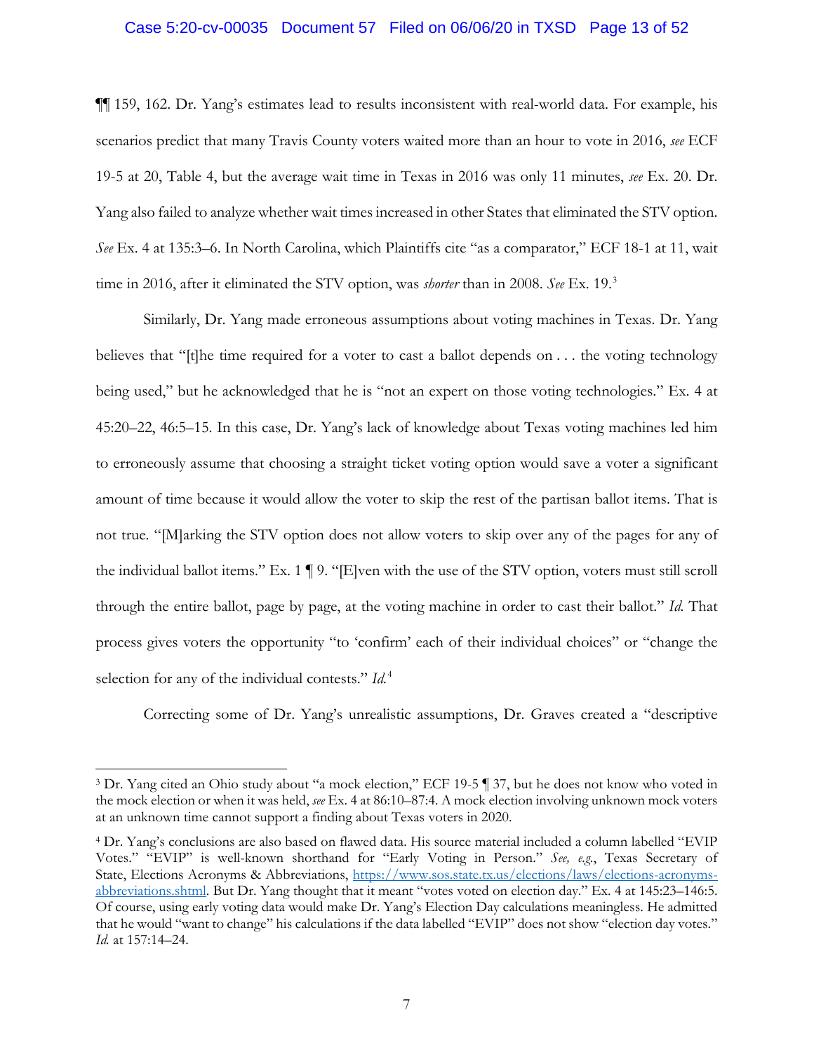¶¶ 159, 162. Dr. Yang's estimates lead to results inconsistent with real-world data. For example, his scenarios predict that many Travis County voters waited more than an hour to vote in 2016, *see* ECF 19-5 at 20, Table 4, but the average wait time in Texas in 2016 was only 11 minutes, *see* Ex. 20. Dr. Yang also failed to analyze whether wait times increased in other States that eliminated the STV option. *See* Ex. 4 at 135:3–6. In North Carolina, which Plaintiffs cite "as a comparator," ECF 18-1 at 11, wait time in 2016, after it eliminated the STV option, was *shorter* than in 2008. *See* Ex. 19.[3]

Similarly, Dr. Yang made erroneous assumptions about voting machines in Texas. Dr. Yang believes that "[t]he time required for a voter to cast a ballot depends on . . . the voting technology being used," but he acknowledged that he is "not an expert on those voting technologies." Ex. 4 at 45:20–22, 46:5–15. In this case, Dr. Yang's lack of knowledge about Texas voting machines led him to erroneously assume that choosing a straight ticket voting option would save a voter a significant amount of time because it would allow the voter to skip the rest of the partisan ballot items. That is not true. "[M]arking the STV option does not allow voters to skip over any of the pages for any of the individual ballot items." Ex. 1 ¶ 9. "[E]ven with the use of the STV option, voters must still scroll through the entire ballot, page by page, at the voting machine in order to cast their ballot." *Id.* That process gives voters the opportunity "to 'confirm' each of their individual choices" or "change the selection for any of the individual contests." *Id.*[4]

Correcting some of Dr. Yang's unrealistic assumptions, Dr. Graves created a "descriptive

---

[3] Dr. Yang cited an Ohio study about "a mock election," ECF 19-5 ¶ 37, but he does not know who voted in the mock election or when it was held, *see* Ex. 4 at 86:10–87:4. A mock election involving unknown mock voters at an unknown time cannot support a finding about Texas voters in 2020.

[4] Dr. Yang's conclusions are also based on flawed data. His source material included a column labelled "EVIP Votes." "EVIP" is well-known shorthand for "Early Voting in Person." *See, e.g.*, Texas Secretary of State, Elections Acronyms & Abbreviations, https://www.sos.state.tx.us/elections/laws/elections-acronyms-abbreviations.shtml. But Dr. Yang thought that it meant "votes voted on election day." Ex. 4 at 145:23–146:5. Of course, using early voting data would make Dr. Yang's Election Day calculations meaningless. He admitted that he would "want to change" his calculations if the data labelled "EVIP" does not show "election day votes." *Id.* at 157:14–24.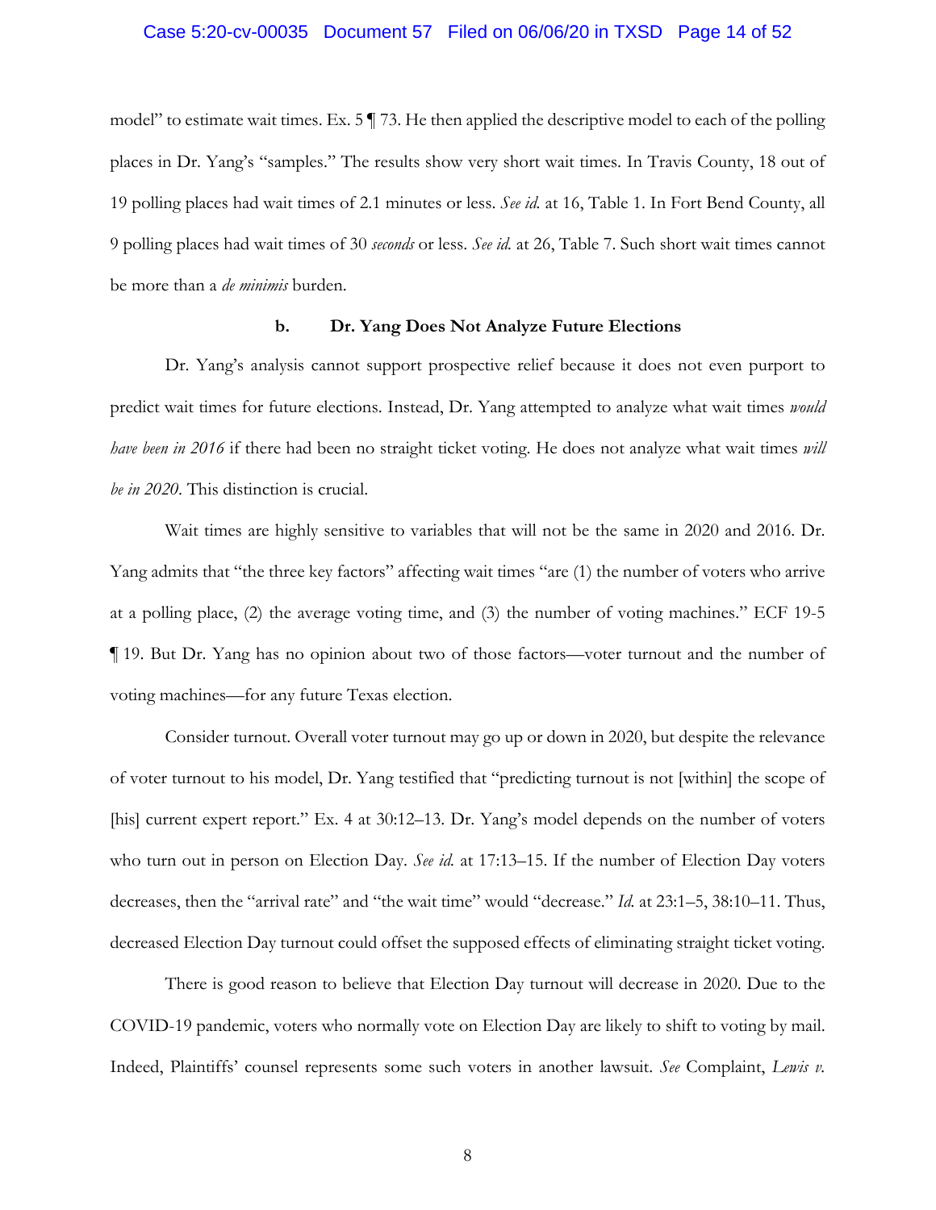model" to estimate wait times. Ex. 5 ¶ 73. He then applied the descriptive model to each of the polling places in Dr. Yang's "samples." The results show very short wait times. In Travis County, 18 out of 19 polling places had wait times of 2.1 minutes or less. *See id.* at 16, Table 1. In Fort Bend County, all 9 polling places had wait times of 30 *seconds* or less. *See id.* at 26, Table 7. Such short wait times cannot be more than a *de minimis* burden.

#### b. Dr. Yang Does Not Analyze Future Elections

Dr. Yang's analysis cannot support prospective relief because it does not even purport to predict wait times for future elections. Instead, Dr. Yang attempted to analyze what wait times *would have been in 2016* if there had been no straight ticket voting. He does not analyze what wait times *will be in 2020*. This distinction is crucial.

Wait times are highly sensitive to variables that will not be the same in 2020 and 2016. Dr. Yang admits that "the three key factors" affecting wait times "are (1) the number of voters who arrive at a polling place, (2) the average voting time, and (3) the number of voting machines." ECF 19-5 ¶ 19. But Dr. Yang has no opinion about two of those factors—voter turnout and the number of voting machines—for any future Texas election.

Consider turnout. Overall voter turnout may go up or down in 2020, but despite the relevance of voter turnout to his model, Dr. Yang testified that "predicting turnout is not [within] the scope of [his] current expert report." Ex. 4 at 30:12–13. Dr. Yang's model depends on the number of voters who turn out in person on Election Day. *See id.* at 17:13–15. If the number of Election Day voters decreases, then the "arrival rate" and "the wait time" would "decrease." *Id.* at 23:1–5, 38:10–11. Thus, decreased Election Day turnout could offset the supposed effects of eliminating straight ticket voting.

There is good reason to believe that Election Day turnout will decrease in 2020. Due to the COVID-19 pandemic, voters who normally vote on Election Day are likely to shift to voting by mail. Indeed, Plaintiffs' counsel represents some such voters in another lawsuit. *See* Complaint, *Lewis v.*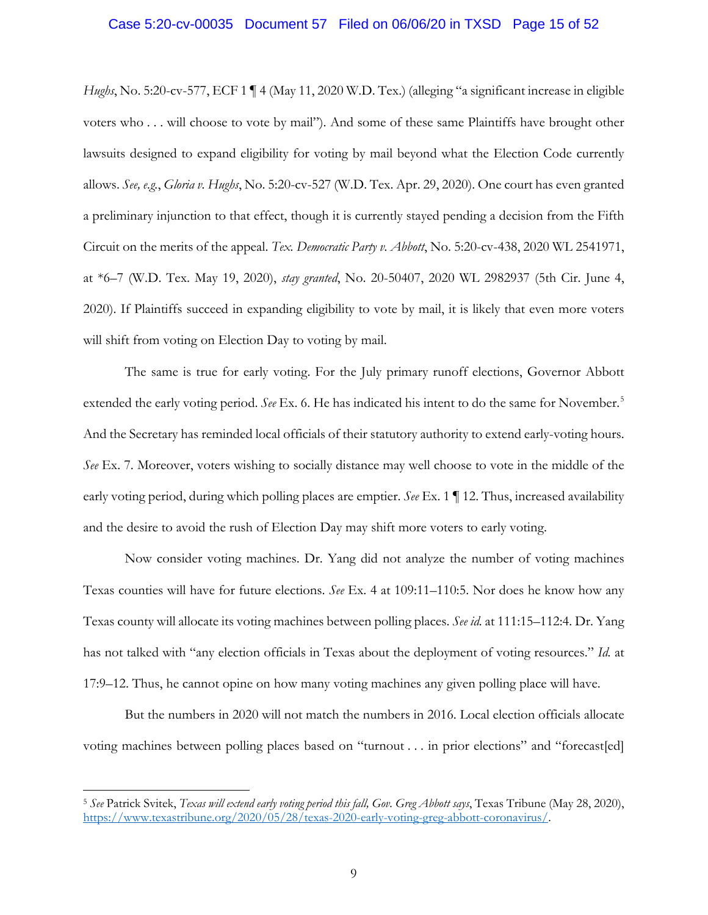*Hughs*, No. 5:20-cv-577, ECF 1 ¶ 4 (May 11, 2020 W.D. Tex.) (alleging "a significant increase in eligible voters who . . . will choose to vote by mail"). And some of these same Plaintiffs have brought other lawsuits designed to expand eligibility for voting by mail beyond what the Election Code currently allows. *See, e.g.*, *Gloria v. Hughs*, No. 5:20-cv-527 (W.D. Tex. Apr. 29, 2020). One court has even granted a preliminary injunction to that effect, though it is currently stayed pending a decision from the Fifth Circuit on the merits of the appeal. *Tex. Democratic Party v. Abbott*, No. 5:20-cv-438, 2020 WL 2541971, at *6–7 (W.D. Tex. May 19, 2020), *stay granted*, No. 20-50407, 2020 WL 2982937 (5th Cir. June 4, 2020). If Plaintiffs succeed in expanding eligibility to vote by mail, it is likely that even more voters will shift from voting on Election Day to voting by mail.

The same is true for early voting. For the July primary runoff elections, Governor Abbott extended the early voting period. *See* Ex. 6. He has indicated his intent to do the same for November.[5] And the Secretary has reminded local officials of their statutory authority to extend early-voting hours. *See* Ex. 7. Moreover, voters wishing to socially distance may well choose to vote in the middle of the early voting period, during which polling places are emptier. *See* Ex. 1 ¶ 12. Thus, increased availability and the desire to avoid the rush of Election Day may shift more voters to early voting.

Now consider voting machines. Dr. Yang did not analyze the number of voting machines Texas counties will have for future elections. *See* Ex. 4 at 109:11–110:5. Nor does he know how any Texas county will allocate its voting machines between polling places. *See id.* at 111:15–112:4. Dr. Yang has not talked with "any election officials in Texas about the deployment of voting resources." *Id.* at 17:9–12. Thus, he cannot opine on how many voting machines any given polling place will have.

But the numbers in 2020 will not match the numbers in 2016. Local election officials allocate voting machines between polling places based on "turnout . . . in prior elections" and "forecast[ed]

---

[5] *See* Patrick Svitek, *Texas will extend early voting period this fall, Gov. Greg Abbott says*, Texas Tribune (May 28, 2020), https://www.texastribune.org/2020/05/28/texas-2020-early-voting-greg-abbott-coronavirus/.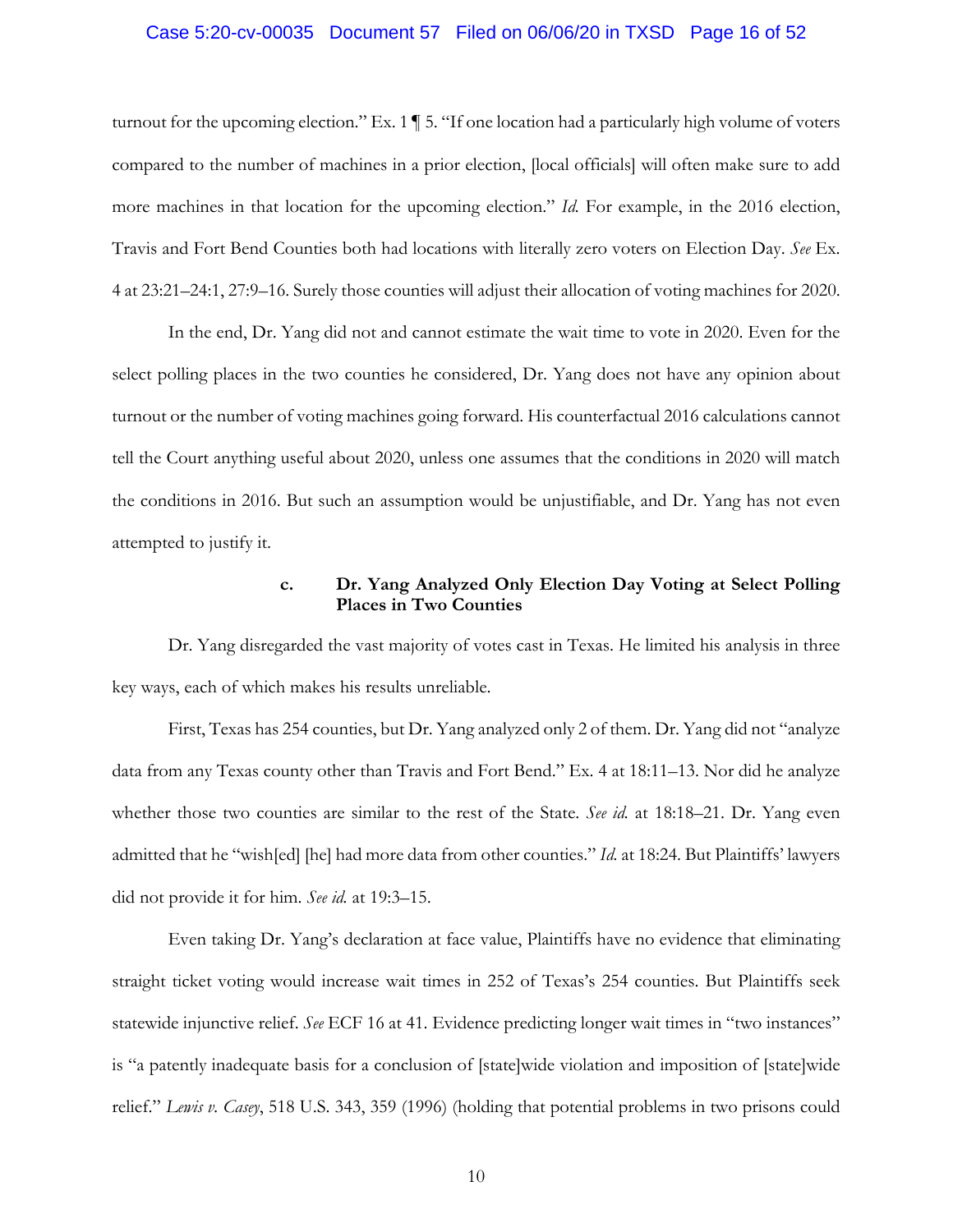turnout for the upcoming election." Ex. 1 ¶ 5. "If one location had a particularly high volume of voters compared to the number of machines in a prior election, [local officials] will often make sure to add more machines in that location for the upcoming election." *Id.* For example, in the 2016 election, Travis and Fort Bend Counties both had locations with literally zero voters on Election Day. *See* Ex. 4 at 23:21–24:1, 27:9–16. Surely those counties will adjust their allocation of voting machines for 2020.

In the end, Dr. Yang did not and cannot estimate the wait time to vote in 2020. Even for the select polling places in the two counties he considered, Dr. Yang does not have any opinion about turnout or the number of voting machines going forward. His counterfactual 2016 calculations cannot tell the Court anything useful about 2020, unless one assumes that the conditions in 2020 will match the conditions in 2016. But such an assumption would be unjustifiable, and Dr. Yang has not even attempted to justify it.

#### c. Dr. Yang Analyzed Only Election Day Voting at Select Polling Places in Two Counties

Dr. Yang disregarded the vast majority of votes cast in Texas. He limited his analysis in three key ways, each of which makes his results unreliable.

First, Texas has 254 counties, but Dr. Yang analyzed only 2 of them. Dr. Yang did not "analyze data from any Texas county other than Travis and Fort Bend." Ex. 4 at 18:11–13. Nor did he analyze whether those two counties are similar to the rest of the State. *See id.* at 18:18–21. Dr. Yang even admitted that he "wish[ed] [he] had more data from other counties." *Id.* at 18:24. But Plaintiffs' lawyers did not provide it for him. *See id.* at 19:3–15.

Even taking Dr. Yang's declaration at face value, Plaintiffs have no evidence that eliminating straight ticket voting would increase wait times in 252 of Texas's 254 counties. But Plaintiffs seek statewide injunctive relief. *See* ECF 16 at 41. Evidence predicting longer wait times in "two instances" is "a patently inadequate basis for a conclusion of [state]wide violation and imposition of [state]wide relief." *Lewis v. Casey*, 518 U.S. 343, 359 (1996) (holding that potential problems in two prisons could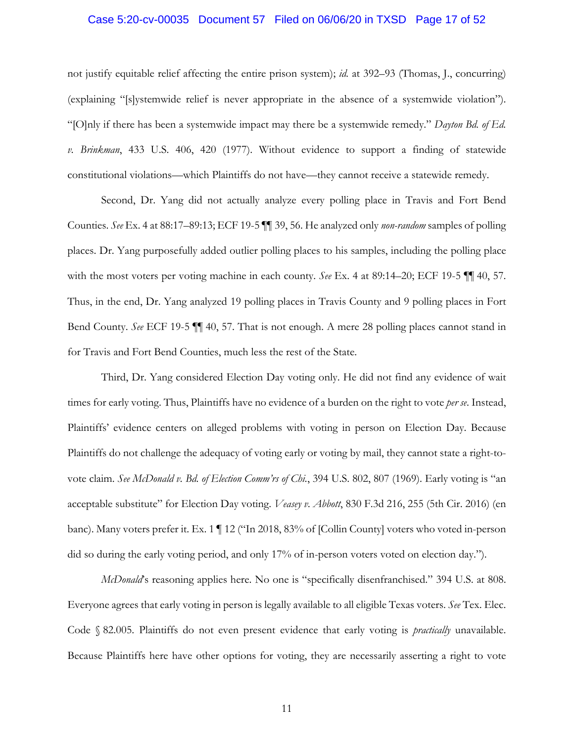not justify equitable relief affecting the entire prison system); *id.* at 392–93 (Thomas, J., concurring) (explaining "[s]ystemwide relief is never appropriate in the absence of a systemwide violation"). "[O]nly if there has been a systemwide impact may there be a systemwide remedy." *Dayton Bd. of Ed. v. Brinkman*, 433 U.S. 406, 420 (1977). Without evidence to support a finding of statewide constitutional violations—which Plaintiffs do not have—they cannot receive a statewide remedy.

Second, Dr. Yang did not actually analyze every polling place in Travis and Fort Bend Counties. *See* Ex. 4 at 88:17–89:13; ECF 19-5 ¶¶ 39, 56. He analyzed only *non-random* samples of polling places. Dr. Yang purposefully added outlier polling places to his samples, including the polling place with the most voters per voting machine in each county. *See* Ex. 4 at 89:14–20; ECF 19-5 ¶¶ 40, 57. Thus, in the end, Dr. Yang analyzed 19 polling places in Travis County and 9 polling places in Fort Bend County. *See* ECF 19-5 ¶¶ 40, 57. That is not enough. A mere 28 polling places cannot stand in for Travis and Fort Bend Counties, much less the rest of the State.

Third, Dr. Yang considered Election Day voting only. He did not find any evidence of wait times for early voting. Thus, Plaintiffs have no evidence of a burden on the right to vote *per se*. Instead, Plaintiffs' evidence centers on alleged problems with voting in person on Election Day. Because Plaintiffs do not challenge the adequacy of voting early or voting by mail, they cannot state a right-to-vote claim. *See McDonald v. Bd. of Election Comm'rs of Chi.*, 394 U.S. 802, 807 (1969). Early voting is "an acceptable substitute" for Election Day voting. *Veasey v. Abbott*, 830 F.3d 216, 255 (5th Cir. 2016) (en banc). Many voters prefer it. Ex. 1 ¶ 12 ("In 2018, 83% of [Collin County] voters who voted in-person did so during the early voting period, and only 17% of in-person voters voted on election day.").

*McDonald*'s reasoning applies here. No one is "specifically disenfranchised." 394 U.S. at 808. Everyone agrees that early voting in person is legally available to all eligible Texas voters. *See* Tex. Elec. Code § 82.005. Plaintiffs do not even present evidence that early voting is *practically* unavailable. Because Plaintiffs here have other options for voting, they are necessarily asserting a right to vote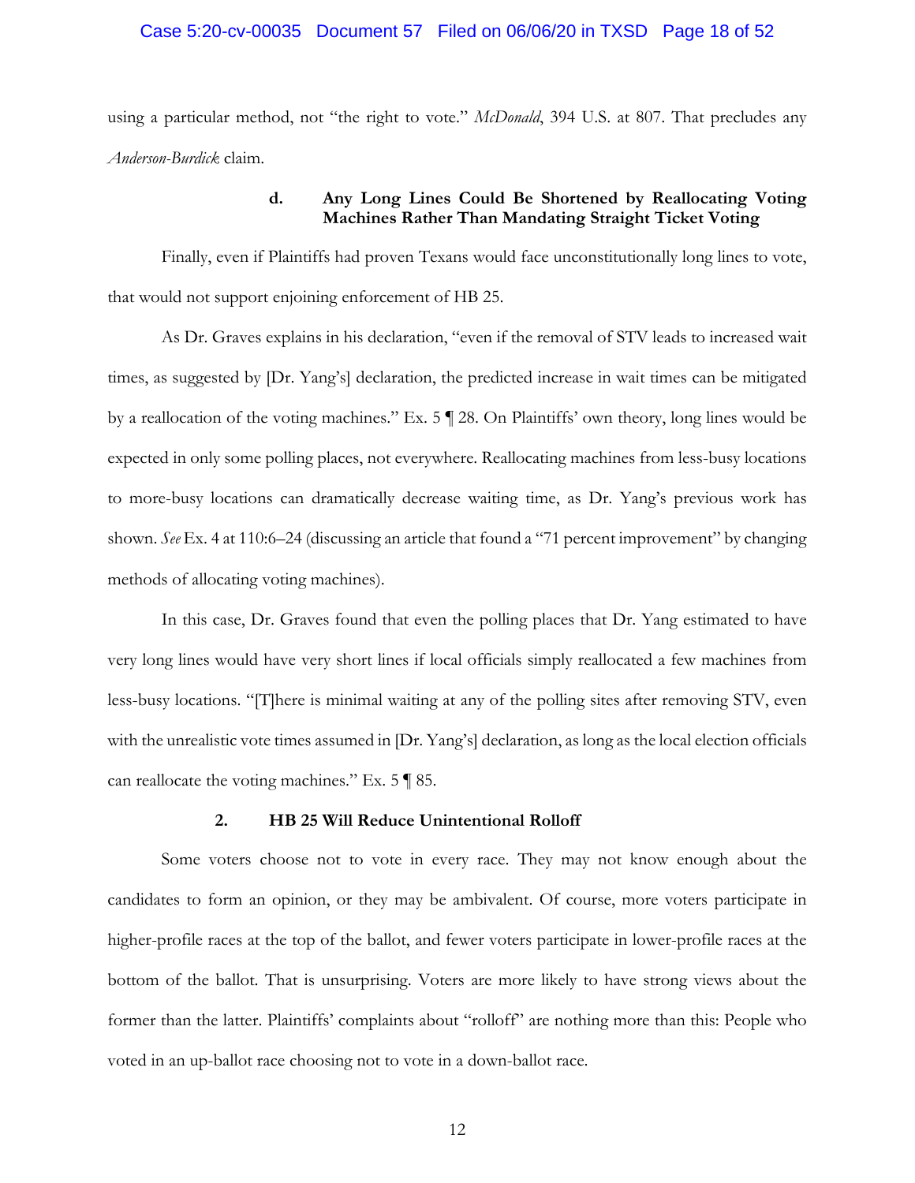using a particular method, not "the right to vote." *McDonald*, 394 U.S. at 807. That precludes any *Anderson-Burdick* claim.

#### d. Any Long Lines Could Be Shortened by Reallocating Voting Machines Rather Than Mandating Straight Ticket Voting

Finally, even if Plaintiffs had proven Texans would face unconstitutionally long lines to vote, that would not support enjoining enforcement of HB 25.

As Dr. Graves explains in his declaration, "even if the removal of STV leads to increased wait times, as suggested by [Dr. Yang's] declaration, the predicted increase in wait times can be mitigated by a reallocation of the voting machines." Ex. 5 ¶ 28. On Plaintiffs' own theory, long lines would be expected in only some polling places, not everywhere. Reallocating machines from less-busy locations to more-busy locations can dramatically decrease waiting time, as Dr. Yang's previous work has shown. *See* Ex. 4 at 110:6–24 (discussing an article that found a "71 percent improvement" by changing methods of allocating voting machines).

In this case, Dr. Graves found that even the polling places that Dr. Yang estimated to have very long lines would have very short lines if local officials simply reallocated a few machines from less-busy locations. "[T]here is minimal waiting at any of the polling sites after removing STV, even with the unrealistic vote times assumed in [Dr. Yang's] declaration, as long as the local election officials can reallocate the voting machines." Ex. 5 ¶ 85.

### 2. HB 25 Will Reduce Unintentional Rolloff

Some voters choose not to vote in every race. They may not know enough about the candidates to form an opinion, or they may be ambivalent. Of course, more voters participate in higher-profile races at the top of the ballot, and fewer voters participate in lower-profile races at the bottom of the ballot. That is unsurprising. Voters are more likely to have strong views about the former than the latter. Plaintiffs' complaints about "rolloff" are nothing more than this: People who voted in an up-ballot race choosing not to vote in a down-ballot race.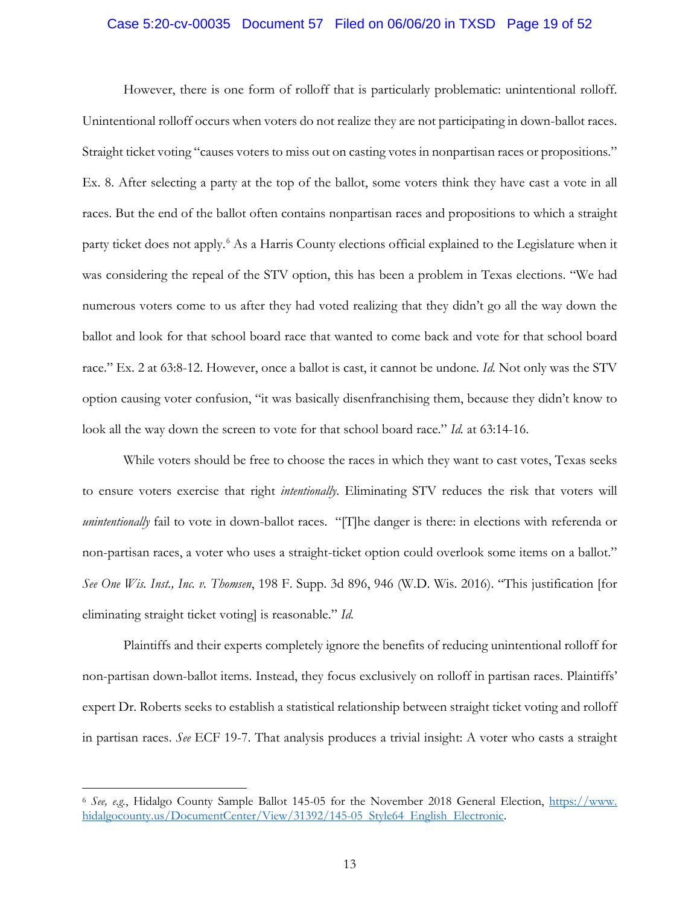However, there is one form of rolloff that is particularly problematic: unintentional rolloff. Unintentional rolloff occurs when voters do not realize they are not participating in down-ballot races. Straight ticket voting "causes voters to miss out on casting votes in nonpartisan races or propositions." Ex. 8. After selecting a party at the top of the ballot, some voters think they have cast a vote in all races. But the end of the ballot often contains nonpartisan races and propositions to which a straight party ticket does not apply.[6] As a Harris County elections official explained to the Legislature when it was considering the repeal of the STV option, this has been a problem in Texas elections. "We had numerous voters come to us after they had voted realizing that they didn't go all the way down the ballot and look for that school board race that wanted to come back and vote for that school board race." Ex. 2 at 63:8-12. However, once a ballot is cast, it cannot be undone. *Id.* Not only was the STV option causing voter confusion, "it was basically disenfranchising them, because they didn't know to look all the way down the screen to vote for that school board race." *Id.* at 63:14-16.

While voters should be free to choose the races in which they want to cast votes, Texas seeks to ensure voters exercise that right *intentionally*. Eliminating STV reduces the risk that voters will *unintentionally* fail to vote in down-ballot races. "[T]he danger is there: in elections with referenda or non-partisan races, a voter who uses a straight-ticket option could overlook some items on a ballot." *See One Wis. Inst., Inc. v. Thomsen*, 198 F. Supp. 3d 896, 946 (W.D. Wis. 2016). "This justification [for eliminating straight ticket voting] is reasonable." *Id.*

Plaintiffs and their experts completely ignore the benefits of reducing unintentional rolloff for non-partisan down-ballot items. Instead, they focus exclusively on rolloff in partisan races. Plaintiffs' expert Dr. Roberts seeks to establish a statistical relationship between straight ticket voting and rolloff in partisan races. *See* ECF 19-7. That analysis produces a trivial insight: A voter who casts a straight

---

[6] *See, e.g.*, Hidalgo County Sample Ballot 145-05 for the November 2018 General Election, https://www.hidalgocounty.us/DocumentCenter/View/31392/145-05_Style64_English_Electronic.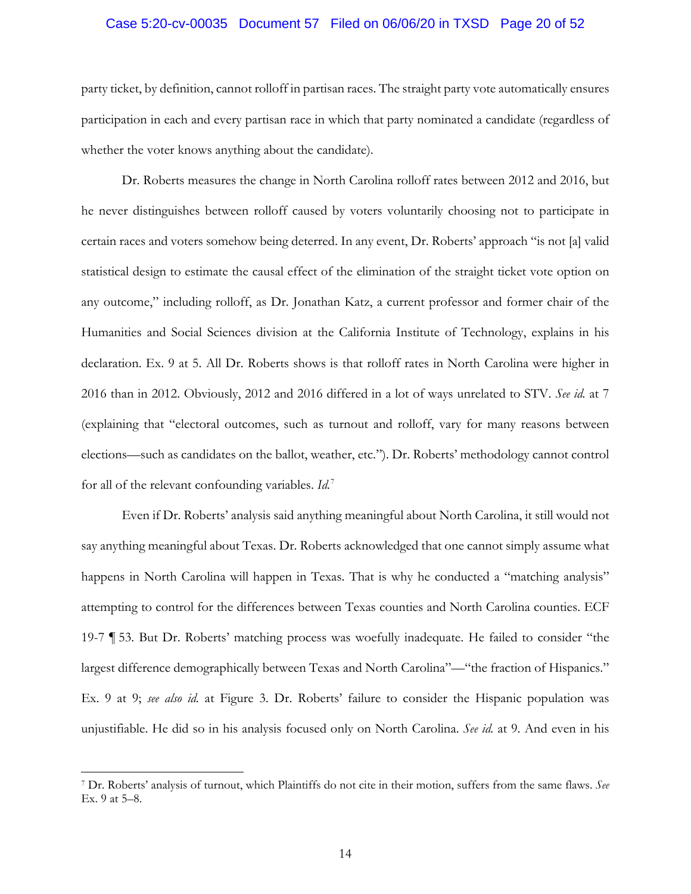party ticket, by definition, cannot rolloff in partisan races. The straight party vote automatically ensures participation in each and every partisan race in which that party nominated a candidate (regardless of whether the voter knows anything about the candidate).

Dr. Roberts measures the change in North Carolina rolloff rates between 2012 and 2016, but he never distinguishes between rolloff caused by voters voluntarily choosing not to participate in certain races and voters somehow being deterred. In any event, Dr. Roberts' approach "is not [a] valid statistical design to estimate the causal effect of the elimination of the straight ticket vote option on any outcome," including rolloff, as Dr. Jonathan Katz, a current professor and former chair of the Humanities and Social Sciences division at the California Institute of Technology, explains in his declaration. Ex. 9 at 5. All Dr. Roberts shows is that rolloff rates in North Carolina were higher in 2016 than in 2012. Obviously, 2012 and 2016 differed in a lot of ways unrelated to STV. *See id.* at 7 (explaining that "electoral outcomes, such as turnout and rolloff, vary for many reasons between elections—such as candidates on the ballot, weather, etc."). Dr. Roberts' methodology cannot control for all of the relevant confounding variables. *Id.*[7]

Even if Dr. Roberts' analysis said anything meaningful about North Carolina, it still would not say anything meaningful about Texas. Dr. Roberts acknowledged that one cannot simply assume what happens in North Carolina will happen in Texas. That is why he conducted a "matching analysis" attempting to control for the differences between Texas counties and North Carolina counties. ECF 19-7 ¶ 53. But Dr. Roberts' matching process was woefully inadequate. He failed to consider "the largest difference demographically between Texas and North Carolina"—"the fraction of Hispanics." Ex. 9 at 9; *see also id.* at Figure 3. Dr. Roberts' failure to consider the Hispanic population was unjustifiable. He did so in his analysis focused only on North Carolina. *See id.* at 9. And even in his

---

[7] Dr. Roberts' analysis of turnout, which Plaintiffs do not cite in their motion, suffers from the same flaws. *See* Ex. 9 at 5–8.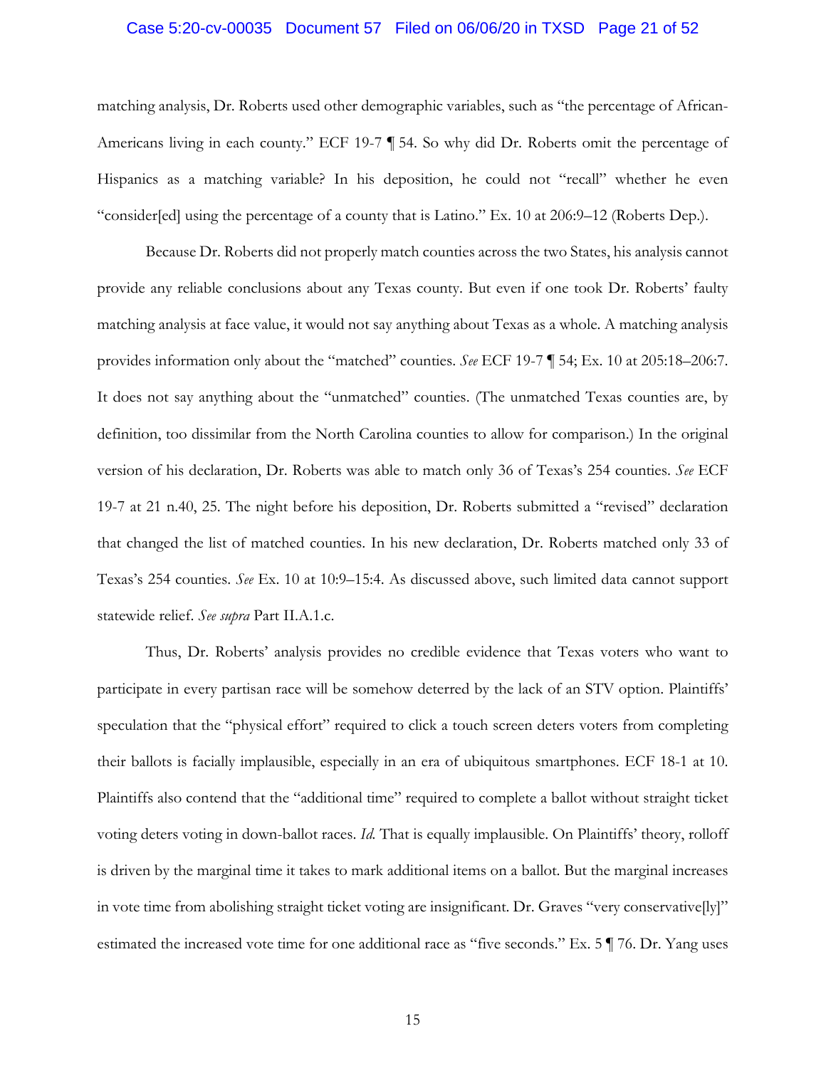matching analysis, Dr. Roberts used other demographic variables, such as "the percentage of African-Americans living in each county." ECF 19-7 ¶ 54. So why did Dr. Roberts omit the percentage of Hispanics as a matching variable? In his deposition, he could not "recall" whether he even "consider[ed] using the percentage of a county that is Latino." Ex. 10 at 206:9–12 (Roberts Dep.).

Because Dr. Roberts did not properly match counties across the two States, his analysis cannot provide any reliable conclusions about any Texas county. But even if one took Dr. Roberts' faulty matching analysis at face value, it would not say anything about Texas as a whole. A matching analysis provides information only about the "matched" counties. *See* ECF 19-7 ¶ 54; Ex. 10 at 205:18–206:7. It does not say anything about the "unmatched" counties. (The unmatched Texas counties are, by definition, too dissimilar from the North Carolina counties to allow for comparison.) In the original version of his declaration, Dr. Roberts was able to match only 36 of Texas's 254 counties. *See* ECF 19-7 at 21 n.40, 25. The night before his deposition, Dr. Roberts submitted a "revised" declaration that changed the list of matched counties. In his new declaration, Dr. Roberts matched only 33 of Texas's 254 counties. *See* Ex. 10 at 10:9–15:4. As discussed above, such limited data cannot support statewide relief. *See supra* Part II.A.1.c.

Thus, Dr. Roberts' analysis provides no credible evidence that Texas voters who want to participate in every partisan race will be somehow deterred by the lack of an STV option. Plaintiffs' speculation that the "physical effort" required to click a touch screen deters voters from completing their ballots is facially implausible, especially in an era of ubiquitous smartphones. ECF 18-1 at 10. Plaintiffs also contend that the "additional time" required to complete a ballot without straight ticket voting deters voting in down-ballot races. *Id.* That is equally implausible. On Plaintiffs' theory, rolloff is driven by the marginal time it takes to mark additional items on a ballot. But the marginal increases in vote time from abolishing straight ticket voting are insignificant. Dr. Graves "very conservative[ly]" estimated the increased vote time for one additional race as "five seconds." Ex. 5 ¶ 76. Dr. Yang uses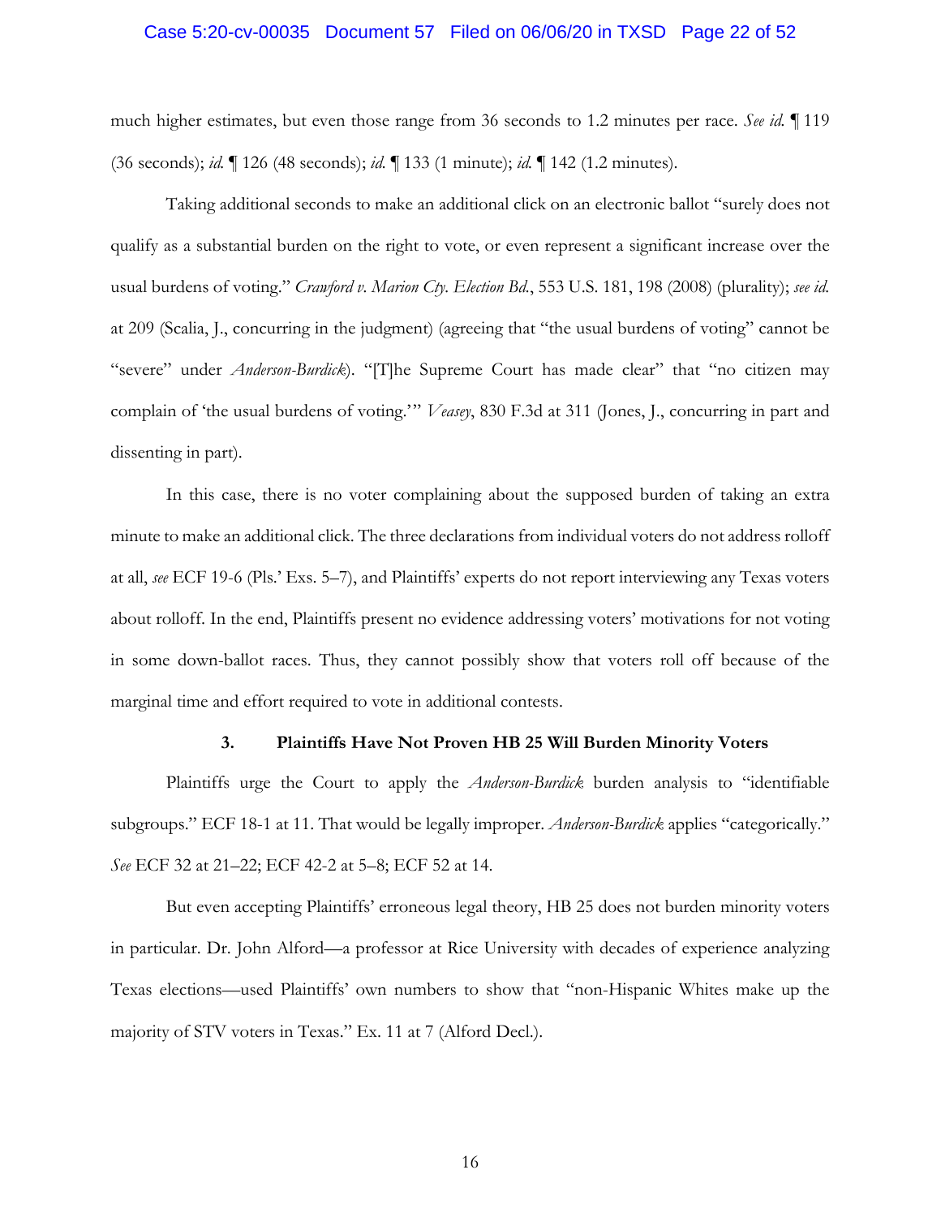much higher estimates, but even those range from 36 seconds to 1.2 minutes per race. *See id.* ¶ 119 (36 seconds); *id.* ¶ 126 (48 seconds); *id.* ¶ 133 (1 minute); *id.* ¶ 142 (1.2 minutes).

Taking additional seconds to make an additional click on an electronic ballot "surely does not qualify as a substantial burden on the right to vote, or even represent a significant increase over the usual burdens of voting." *Crawford v. Marion Cty. Election Bd.*, 553 U.S. 181, 198 (2008) (plurality); *see id.* at 209 (Scalia, J., concurring in the judgment) (agreeing that "the usual burdens of voting" cannot be "severe" under *Anderson-Burdick*). "[T]he Supreme Court has made clear" that "no citizen may complain of 'the usual burdens of voting.'" *Veasey*, 830 F.3d at 311 (Jones, J., concurring in part and dissenting in part).

In this case, there is no voter complaining about the supposed burden of taking an extra minute to make an additional click. The three declarations from individual voters do not address rolloff at all, *see* ECF 19-6 (Pls.' Exs. 5–7), and Plaintiffs' experts do not report interviewing any Texas voters about rolloff. In the end, Plaintiffs present no evidence addressing voters' motivations for not voting in some down-ballot races. Thus, they cannot possibly show that voters roll off because of the marginal time and effort required to vote in additional contests.

### 3. Plaintiffs Have Not Proven HB 25 Will Burden Minority Voters

Plaintiffs urge the Court to apply the *Anderson-Burdick* burden analysis to "identifiable subgroups." ECF 18-1 at 11. That would be legally improper. *Anderson-Burdick* applies "categorically." *See* ECF 32 at 21–22; ECF 42-2 at 5–8; ECF 52 at 14.

But even accepting Plaintiffs' erroneous legal theory, HB 25 does not burden minority voters in particular. Dr. John Alford—a professor at Rice University with decades of experience analyzing Texas elections—used Plaintiffs' own numbers to show that "non-Hispanic Whites make up the majority of STV voters in Texas." Ex. 11 at 7 (Alford Decl.).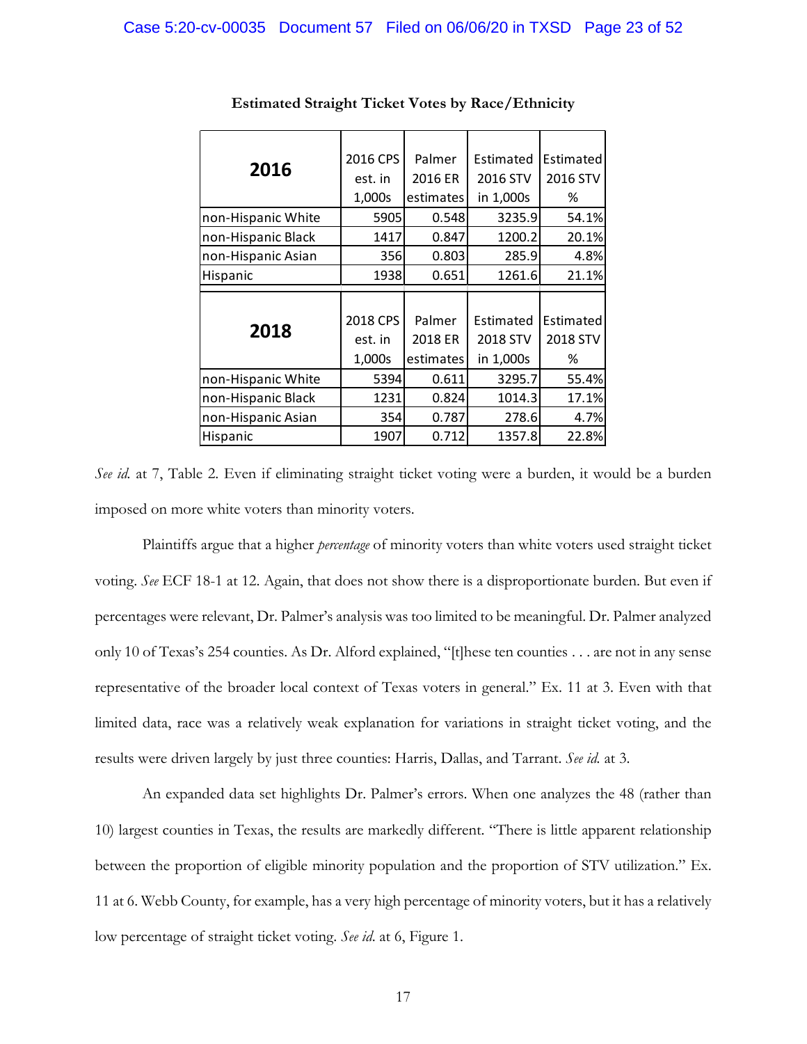**Estimated Straight Ticket Votes by Race/Ethnicity**

| 2016 | 2016 CPS est. in 1,000s | Palmer 2016 ER estimates | Estimated 2016 STV in 1,000s | Estimated 2016 STV % |
|---|---|---|---|---|
| non-Hispanic White | 5905 | 0.548 | 3235.9 | 54.1% |
| non-Hispanic Black | 1417 | 0.847 | 1200.2 | 20.1% |
| non-Hispanic Asian | 356 | 0.803 | 285.9 | 4.8% |
| Hispanic | 1938 | 0.651 | 1261.6 | 21.1% |
| **2018** | **2018 CPS est. in 1,000s** | **Palmer 2018 ER estimates** | **Estimated 2018 STV in 1,000s** | **Estimated 2018 STV %** |
| non-Hispanic White | 5394 | 0.611 | 3295.7 | 55.4% |
| non-Hispanic Black | 1231 | 0.824 | 1014.3 | 17.1% |
| non-Hispanic Asian | 354 | 0.787 | 278.6 | 4.7% |
| Hispanic | 1907 | 0.712 | 1357.8 | 22.8% |

*See id.* at 7, Table 2. Even if eliminating straight ticket voting were a burden, it would be a burden imposed on more white voters than minority voters.

Plaintiffs argue that a higher *percentage* of minority voters than white voters used straight ticket voting. *See* ECF 18-1 at 12. Again, that does not show there is a disproportionate burden. But even if percentages were relevant, Dr. Palmer's analysis was too limited to be meaningful. Dr. Palmer analyzed only 10 of Texas's 254 counties. As Dr. Alford explained, "[t]hese ten counties . . . are not in any sense representative of the broader local context of Texas voters in general." Ex. 11 at 3. Even with that limited data, race was a relatively weak explanation for variations in straight ticket voting, and the results were driven largely by just three counties: Harris, Dallas, and Tarrant. *See id.* at 3.

An expanded data set highlights Dr. Palmer's errors. When one analyzes the 48 (rather than 10) largest counties in Texas, the results are markedly different. "There is little apparent relationship between the proportion of eligible minority population and the proportion of STV utilization." Ex. 11 at 6. Webb County, for example, has a very high percentage of minority voters, but it has a relatively low percentage of straight ticket voting. *See id.* at 6, Figure 1.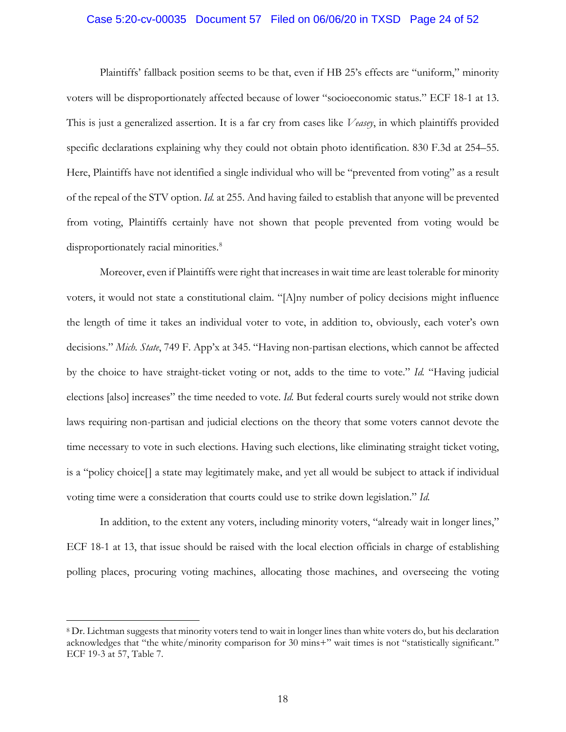Plaintiffs' fallback position seems to be that, even if HB 25's effects are "uniform," minority voters will be disproportionately affected because of lower "socioeconomic status." ECF 18-1 at 13. This is just a generalized assertion. It is a far cry from cases like *Veasey*, in which plaintiffs provided specific declarations explaining why they could not obtain photo identification. 830 F.3d at 254–55. Here, Plaintiffs have not identified a single individual who will be "prevented from voting" as a result of the repeal of the STV option. *Id.* at 255. And having failed to establish that anyone will be prevented from voting, Plaintiffs certainly have not shown that people prevented from voting would be disproportionately racial minorities.[8]

Moreover, even if Plaintiffs were right that increases in wait time are least tolerable for minority voters, it would not state a constitutional claim. "[A]ny number of policy decisions might influence the length of time it takes an individual voter to vote, in addition to, obviously, each voter's own decisions." *Mich. State*, 749 F. App'x at 345. "Having non-partisan elections, which cannot be affected by the choice to have straight-ticket voting or not, adds to the time to vote." *Id.* "Having judicial elections [also] increases" the time needed to vote. *Id.* But federal courts surely would not strike down laws requiring non-partisan and judicial elections on the theory that some voters cannot devote the time necessary to vote in such elections. Having such elections, like eliminating straight ticket voting, is a "policy choice[] a state may legitimately make, and yet all would be subject to attack if individual voting time were a consideration that courts could use to strike down legislation." *Id.*

In addition, to the extent any voters, including minority voters, "already wait in longer lines," ECF 18-1 at 13, that issue should be raised with the local election officials in charge of establishing polling places, procuring voting machines, allocating those machines, and overseeing the voting

---

[8] Dr. Lichtman suggests that minority voters tend to wait in longer lines than white voters do, but his declaration acknowledges that "the white/minority comparison for 30 mins+" wait times is not "statistically significant." ECF 19-3 at 57, Table 7.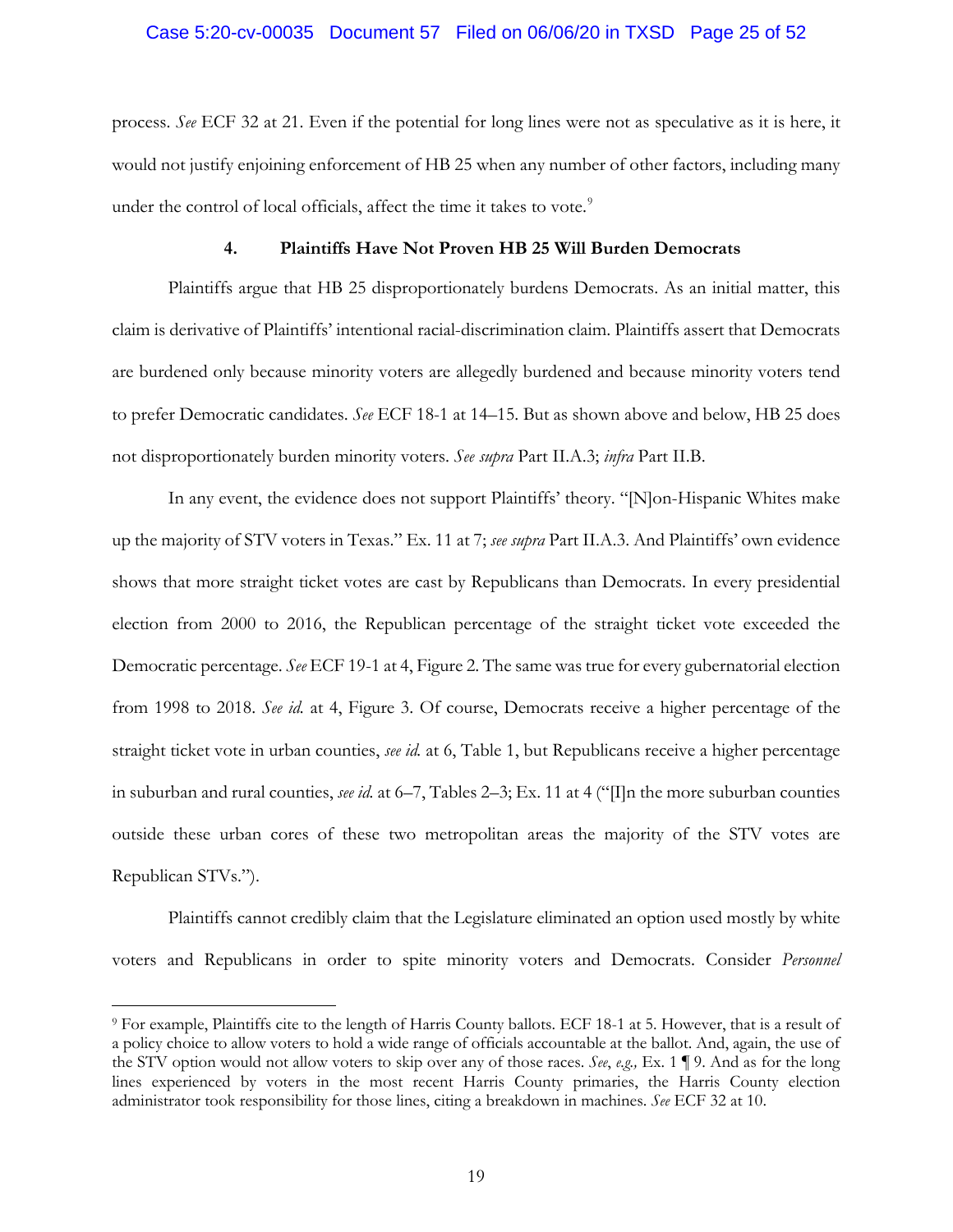process. *See* ECF 32 at 21. Even if the potential for long lines were not as speculative as it is here, it would not justify enjoining enforcement of HB 25 when any number of other factors, including many under the control of local officials, affect the time it takes to vote.[9]

#### 4. Plaintiffs Have Not Proven HB 25 Will Burden Democrats

Plaintiffs argue that HB 25 disproportionately burdens Democrats. As an initial matter, this claim is derivative of Plaintiffs' intentional racial-discrimination claim. Plaintiffs assert that Democrats are burdened only because minority voters are allegedly burdened and because minority voters tend to prefer Democratic candidates. *See* ECF 18-1 at 14–15. But as shown above and below, HB 25 does not disproportionately burden minority voters. *See supra* Part II.A.3; *infra* Part II.B.

In any event, the evidence does not support Plaintiffs' theory. "[N]on-Hispanic Whites make up the majority of STV voters in Texas." Ex. 11 at 7; *see supra* Part II.A.3. And Plaintiffs' own evidence shows that more straight ticket votes are cast by Republicans than Democrats. In every presidential election from 2000 to 2016, the Republican percentage of the straight ticket vote exceeded the Democratic percentage. *See* ECF 19-1 at 4, Figure 2. The same was true for every gubernatorial election from 1998 to 2018. *See id.* at 4, Figure 3. Of course, Democrats receive a higher percentage of the straight ticket vote in urban counties, *see id.* at 6, Table 1, but Republicans receive a higher percentage in suburban and rural counties, *see id.* at 6–7, Tables 2–3; Ex. 11 at 4 ("[I]n the more suburban counties outside these urban cores of these two metropolitan areas the majority of the STV votes are Republican STVs.").

Plaintiffs cannot credibly claim that the Legislature eliminated an option used mostly by white voters and Republicans in order to spite minority voters and Democrats. Consider *Personnel*

---

[9] For example, Plaintiffs cite to the length of Harris County ballots. ECF 18-1 at 5. However, that is a result of a policy choice to allow voters to hold a wide range of officials accountable at the ballot. And, again, the use of the STV option would not allow voters to skip over any of those races. *See, e.g.,* Ex. 1 ¶ 9. And as for the long lines experienced by voters in the most recent Harris County primaries, the Harris County election administrator took responsibility for those lines, citing a breakdown in machines. *See* ECF 32 at 10.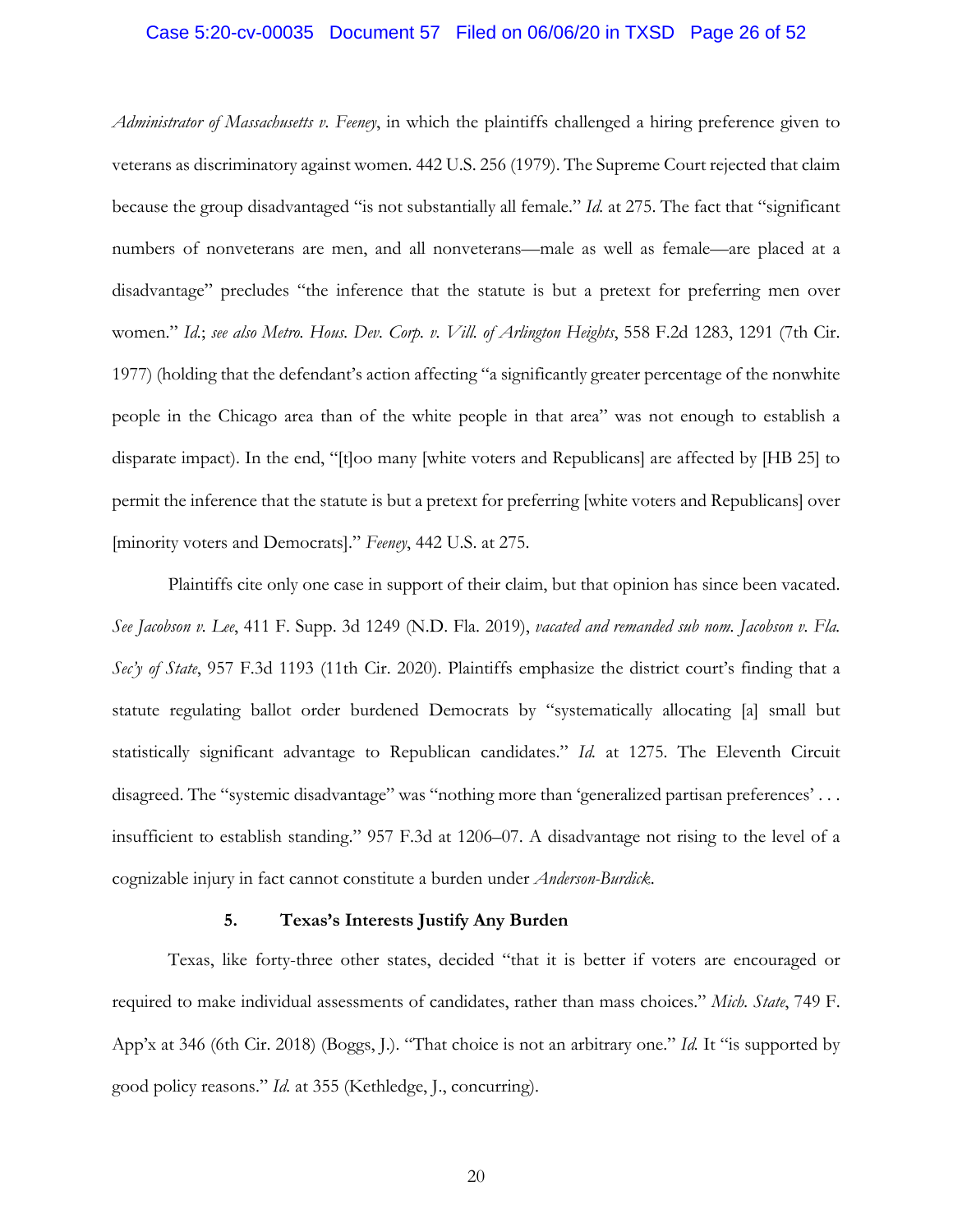*Administrator of Massachusetts v. Feeney*, in which the plaintiffs challenged a hiring preference given to veterans as discriminatory against women. 442 U.S. 256 (1979). The Supreme Court rejected that claim because the group disadvantaged "is not substantially all female." *Id.* at 275. The fact that "significant numbers of nonveterans are men, and all nonveterans—male as well as female—are placed at a disadvantage" precludes "the inference that the statute is but a pretext for preferring men over women." *Id.*; *see also Metro. Hous. Dev. Corp. v. Vill. of Arlington Heights*, 558 F.2d 1283, 1291 (7th Cir. 1977) (holding that the defendant's action affecting "a significantly greater percentage of the nonwhite people in the Chicago area than of the white people in that area" was not enough to establish a disparate impact). In the end, "[t]oo many [white voters and Republicans] are affected by [HB 25] to permit the inference that the statute is but a pretext for preferring [white voters and Republicans] over [minority voters and Democrats]." *Feeney*, 442 U.S. at 275.

Plaintiffs cite only one case in support of their claim, but that opinion has since been vacated. *See Jacobson v. Lee*, 411 F. Supp. 3d 1249 (N.D. Fla. 2019), *vacated and remanded sub nom. Jacobson v. Fla. Sec'y of State*, 957 F.3d 1193 (11th Cir. 2020). Plaintiffs emphasize the district court's finding that a statute regulating ballot order burdened Democrats by "systematically allocating [a] small but statistically significant advantage to Republican candidates." *Id.* at 1275. The Eleventh Circuit disagreed. The "systemic disadvantage" was "nothing more than 'generalized partisan preferences' . . . insufficient to establish standing." 957 F.3d at 1206–07. A disadvantage not rising to the level of a cognizable injury in fact cannot constitute a burden under *Anderson-Burdick*.

#### 5. Texas's Interests Justify Any Burden

Texas, like forty-three other states, decided "that it is better if voters are encouraged or required to make individual assessments of candidates, rather than mass choices." *Mich. State*, 749 F. App'x at 346 (6th Cir. 2018) (Boggs, J.). "That choice is not an arbitrary one." *Id.* It "is supported by good policy reasons." *Id.* at 355 (Kethledge, J., concurring).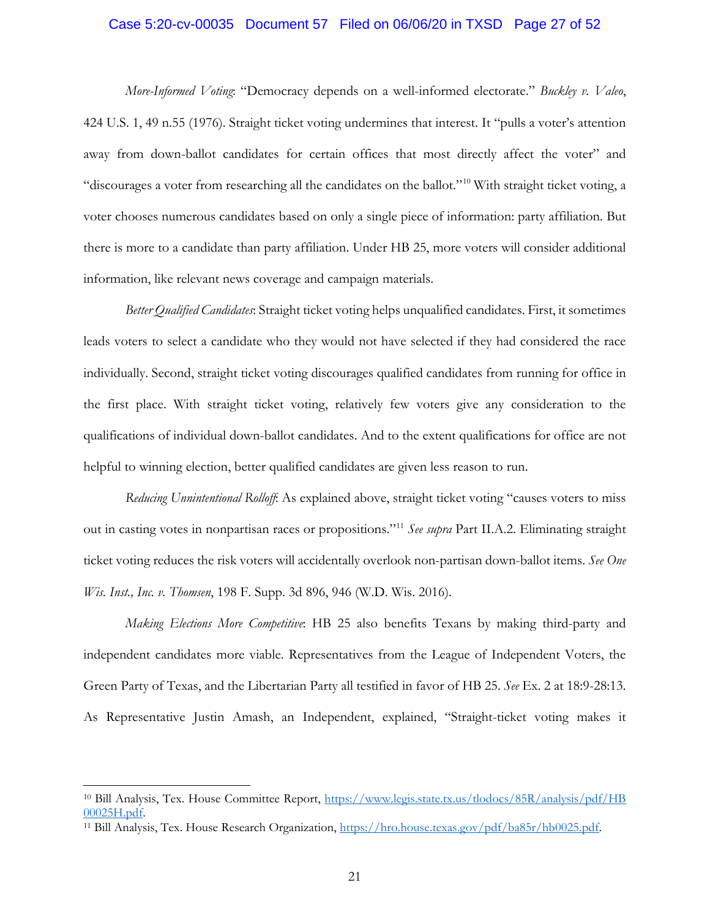*More-Informed Voting*: "Democracy depends on a well-informed electorate." *Buckley v. Valeo*, 424 U.S. 1, 49 n.55 (1976). Straight ticket voting undermines that interest. It "pulls a voter's attention away from down-ballot candidates for certain offices that most directly affect the voter" and "discourages a voter from researching all the candidates on the ballot."[10] With straight ticket voting, a voter chooses numerous candidates based on only a single piece of information: party affiliation. But there is more to a candidate than party affiliation. Under HB 25, more voters will consider additional information, like relevant news coverage and campaign materials.

*Better Qualified Candidates*: Straight ticket voting helps unqualified candidates. First, it sometimes leads voters to select a candidate who they would not have selected if they had considered the race individually. Second, straight ticket voting discourages qualified candidates from running for office in the first place. With straight ticket voting, relatively few voters give any consideration to the qualifications of individual down-ballot candidates. And to the extent qualifications for office are not helpful to winning election, better qualified candidates are given less reason to run.

*Reducing Unintentional Rolloff*: As explained above, straight ticket voting "causes voters to miss out in casting votes in nonpartisan races or propositions."[11] *See supra* Part II.A.2. Eliminating straight ticket voting reduces the risk voters will accidentally overlook non-partisan down-ballot items. *See One Wis. Inst., Inc. v. Thomsen*, 198 F. Supp. 3d 896, 946 (W.D. Wis. 2016).

*Making Elections More Competitive*: HB 25 also benefits Texans by making third-party and independent candidates more viable. Representatives from the League of Independent Voters, the Green Party of Texas, and the Libertarian Party all testified in favor of HB 25. *See* Ex. 2 at 18:9-28:13. As Representative Justin Amash, an Independent, explained, "Straight-ticket voting makes it

---

[10] Bill Analysis, Tex. House Committee Report, https://www.legis.state.tx.us/tlodocs/85R/analysis/pdf/HB00025H.pdf.

[11] Bill Analysis, Tex. House Research Organization, https://hro.house.texas.gov/pdf/ba85r/hb0025.pdf.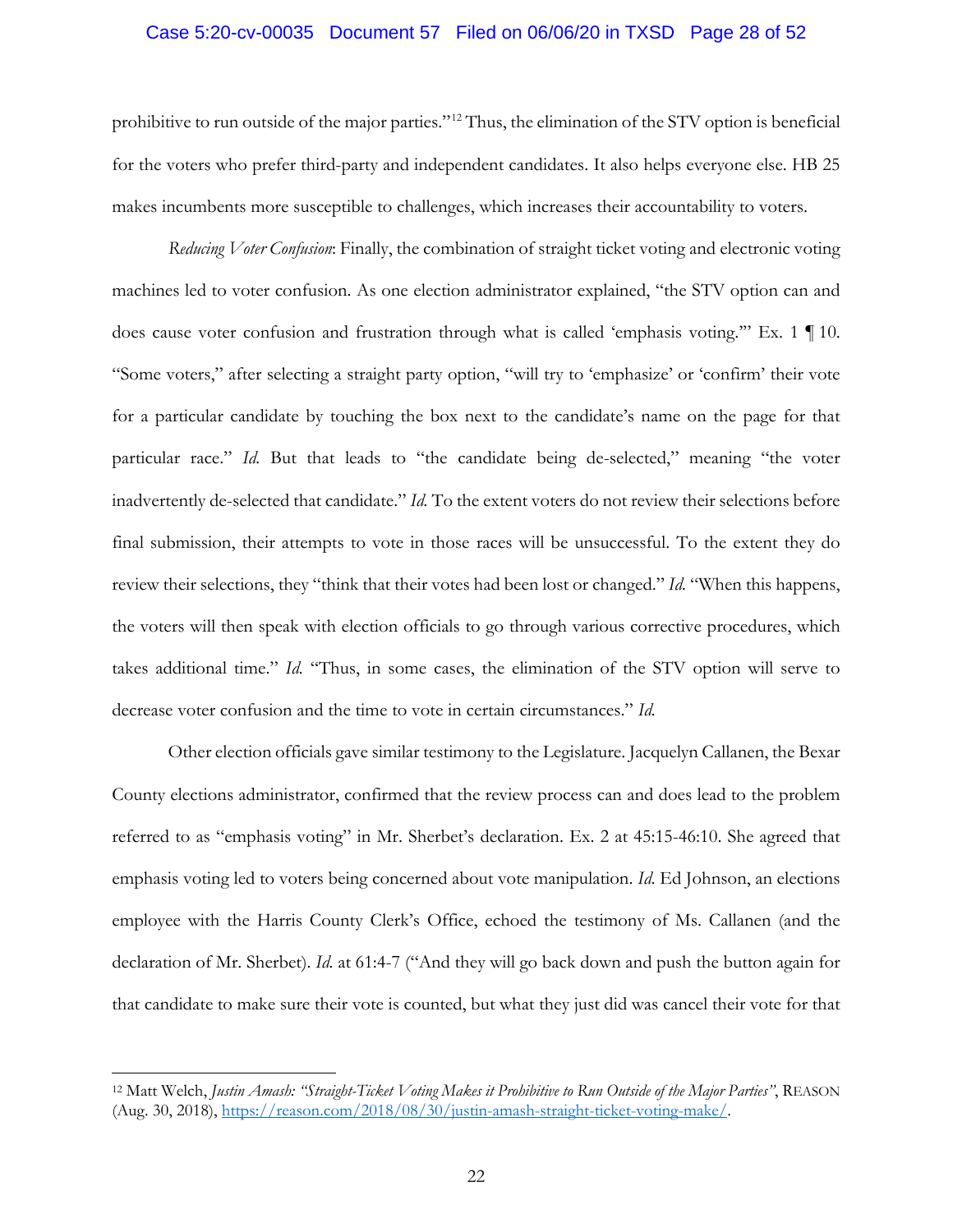prohibitive to run outside of the major parties."[12] Thus, the elimination of the STV option is beneficial for the voters who prefer third-party and independent candidates. It also helps everyone else. HB 25 makes incumbents more susceptible to challenges, which increases their accountability to voters.

*Reducing Voter Confusion*: Finally, the combination of straight ticket voting and electronic voting machines led to voter confusion. As one election administrator explained, "the STV option can and does cause voter confusion and frustration through what is called 'emphasis voting.'" Ex. 1 ¶ 10. "Some voters," after selecting a straight party option, "will try to 'emphasize' or 'confirm' their vote for a particular candidate by touching the box next to the candidate's name on the page for that particular race." *Id.* But that leads to "the candidate being de-selected," meaning "the voter inadvertently de-selected that candidate." *Id.* To the extent voters do not review their selections before final submission, their attempts to vote in those races will be unsuccessful. To the extent they do review their selections, they "think that their votes had been lost or changed." *Id.* "When this happens, the voters will then speak with election officials to go through various corrective procedures, which takes additional time." *Id.* "Thus, in some cases, the elimination of the STV option will serve to decrease voter confusion and the time to vote in certain circumstances." *Id.*

Other election officials gave similar testimony to the Legislature. Jacquelyn Callanen, the Bexar County elections administrator, confirmed that the review process can and does lead to the problem referred to as "emphasis voting" in Mr. Sherbet's declaration. Ex. 2 at 45:15-46:10. She agreed that emphasis voting led to voters being concerned about vote manipulation. *Id.* Ed Johnson, an elections employee with the Harris County Clerk's Office, echoed the testimony of Ms. Callanen (and the declaration of Mr. Sherbet). *Id.* at 61:4-7 ("And they will go back down and push the button again for that candidate to make sure their vote is counted, but what they just did was cancel their vote for that

---

[12] Matt Welch, *Justin Amash: "Straight-Ticket Voting Makes it Prohibitive to Run Outside of the Major Parties"*, REASON (Aug. 30, 2018), https://reason.com/2018/08/30/justin-amash-straight-ticket-voting-make/.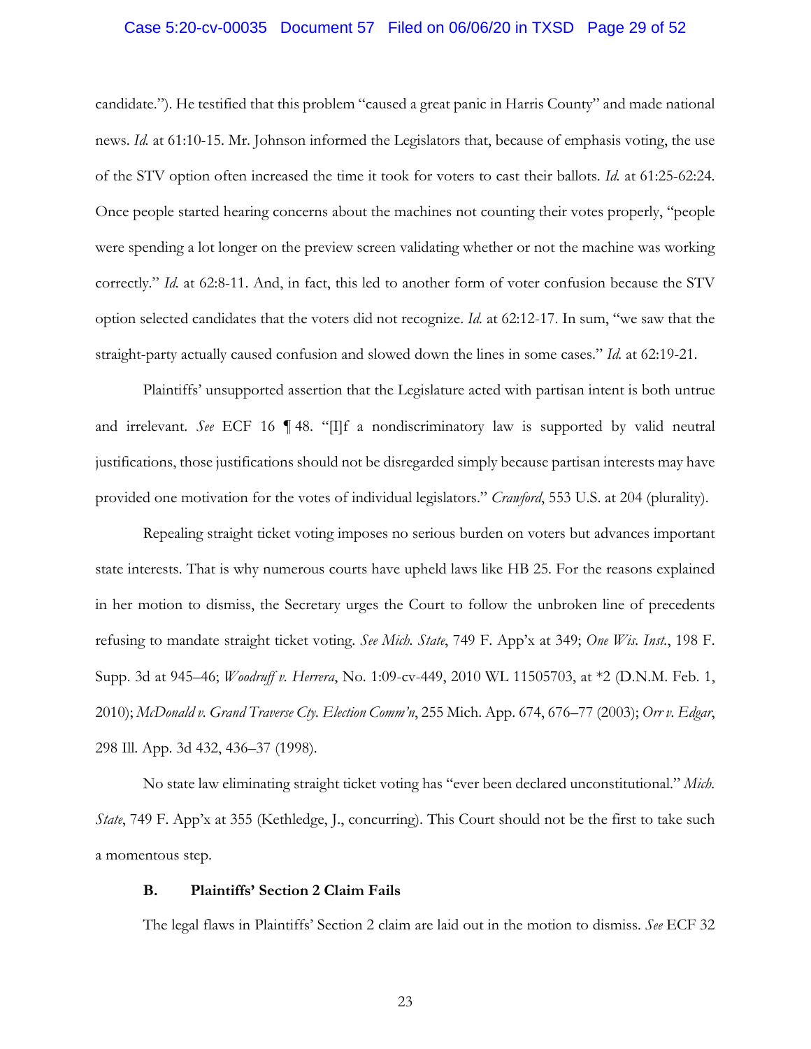candidate."). He testified that this problem "caused a great panic in Harris County" and made national news. *Id.* at 61:10-15. Mr. Johnson informed the Legislators that, because of emphasis voting, the use of the STV option often increased the time it took for voters to cast their ballots. *Id.* at 61:25-62:24. Once people started hearing concerns about the machines not counting their votes properly, "people were spending a lot longer on the preview screen validating whether or not the machine was working correctly." *Id.* at 62:8-11. And, in fact, this led to another form of voter confusion because the STV option selected candidates that the voters did not recognize. *Id.* at 62:12-17. In sum, "we saw that the straight-party actually caused confusion and slowed down the lines in some cases." *Id.* at 62:19-21.

Plaintiffs' unsupported assertion that the Legislature acted with partisan intent is both untrue and irrelevant. *See* ECF 16 ¶ 48. "[I]f a nondiscriminatory law is supported by valid neutral justifications, those justifications should not be disregarded simply because partisan interests may have provided one motivation for the votes of individual legislators." *Crawford*, 553 U.S. at 204 (plurality).

Repealing straight ticket voting imposes no serious burden on voters but advances important state interests. That is why numerous courts have upheld laws like HB 25. For the reasons explained in her motion to dismiss, the Secretary urges the Court to follow the unbroken line of precedents refusing to mandate straight ticket voting. *See Mich. State*, 749 F. App'x at 349; *One Wis. Inst.*, 198 F. Supp. 3d at 945–46; *Woodruff v. Herrera*, No. 1:09-cv-449, 2010 WL 11505703, at *2 (D.N.M. Feb. 1, 2010); *McDonald v. Grand Traverse Cty. Election Comm'n*, 255 Mich. App. 674, 676–77 (2003); *Orr v. Edgar*, 298 Ill. App. 3d 432, 436–37 (1998).

No state law eliminating straight ticket voting has "ever been declared unconstitutional." *Mich. State*, 749 F. App'x at 355 (Kethledge, J., concurring). This Court should not be the first to take such a momentous step.

### B. Plaintiffs' Section 2 Claim Fails

The legal flaws in Plaintiffs' Section 2 claim are laid out in the motion to dismiss. *See* ECF 32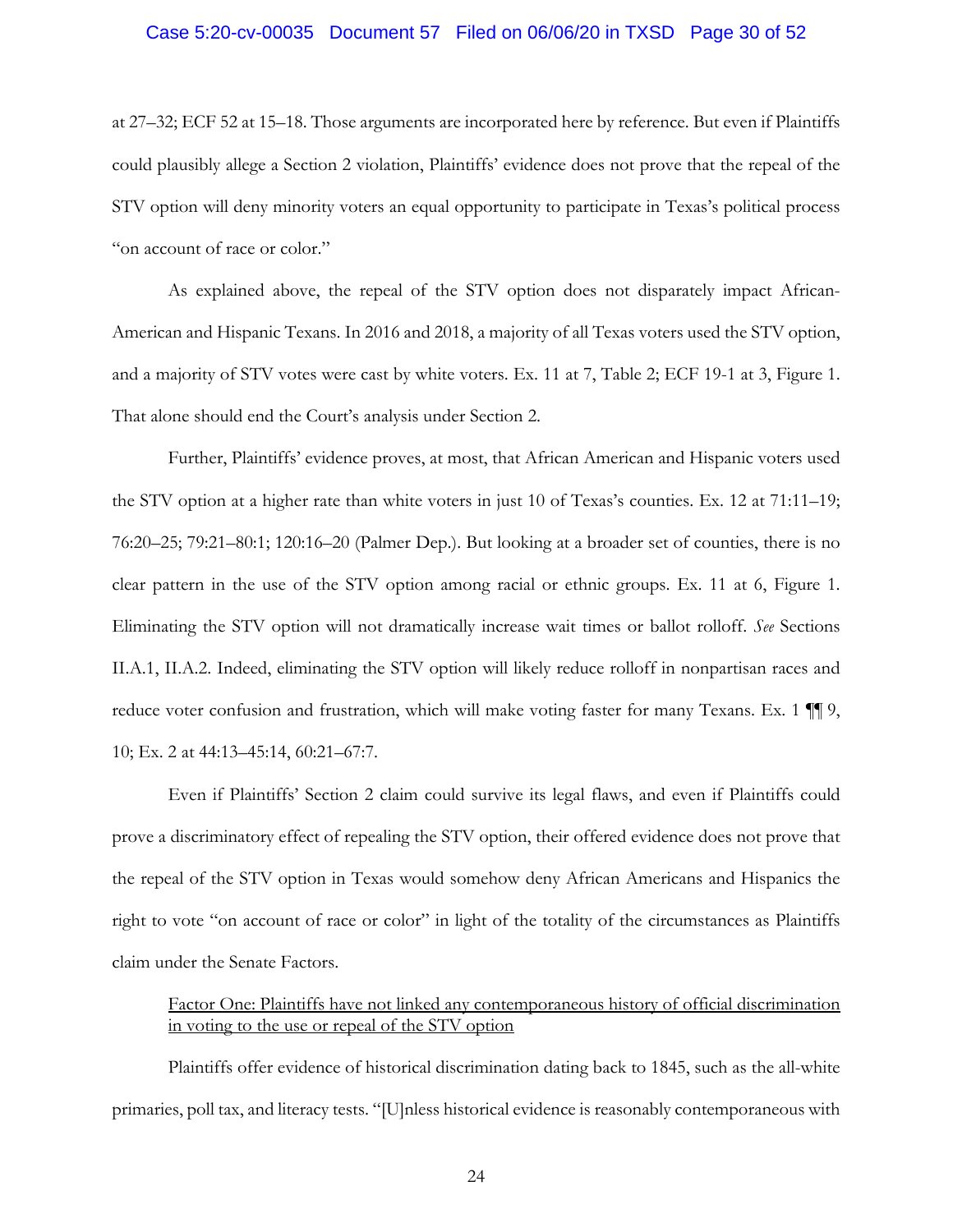at 27–32; ECF 52 at 15–18. Those arguments are incorporated here by reference. But even if Plaintiffs could plausibly allege a Section 2 violation, Plaintiffs' evidence does not prove that the repeal of the STV option will deny minority voters an equal opportunity to participate in Texas's political process "on account of race or color."

As explained above, the repeal of the STV option does not disparately impact African-American and Hispanic Texans. In 2016 and 2018, a majority of all Texas voters used the STV option, and a majority of STV votes were cast by white voters. Ex. 11 at 7, Table 2; ECF 19-1 at 3, Figure 1. That alone should end the Court's analysis under Section 2.

Further, Plaintiffs' evidence proves, at most, that African American and Hispanic voters used the STV option at a higher rate than white voters in just 10 of Texas's counties. Ex. 12 at 71:11–19; 76:20–25; 79:21–80:1; 120:16–20 (Palmer Dep.). But looking at a broader set of counties, there is no clear pattern in the use of the STV option among racial or ethnic groups. Ex. 11 at 6, Figure 1. Eliminating the STV option will not dramatically increase wait times or ballot rolloff. *See* Sections II.A.1, II.A.2. Indeed, eliminating the STV option will likely reduce rolloff in nonpartisan races and reduce voter confusion and frustration, which will make voting faster for many Texans. Ex. 1 ¶¶ 9, 10; Ex. 2 at 44:13–45:14, 60:21–67:7.

Even if Plaintiffs' Section 2 claim could survive its legal flaws, and even if Plaintiffs could prove a discriminatory effect of repealing the STV option, their offered evidence does not prove that the repeal of the STV option in Texas would somehow deny African Americans and Hispanics the right to vote "on account of race or color" in light of the totality of the circumstances as Plaintiffs claim under the Senate Factors.

<u>Factor One: Plaintiffs have not linked any contemporaneous history of official discrimination in voting to the use or repeal of the STV option</u>

Plaintiffs offer evidence of historical discrimination dating back to 1845, such as the all-white primaries, poll tax, and literacy tests. "[U]nless historical evidence is reasonably contemporaneous with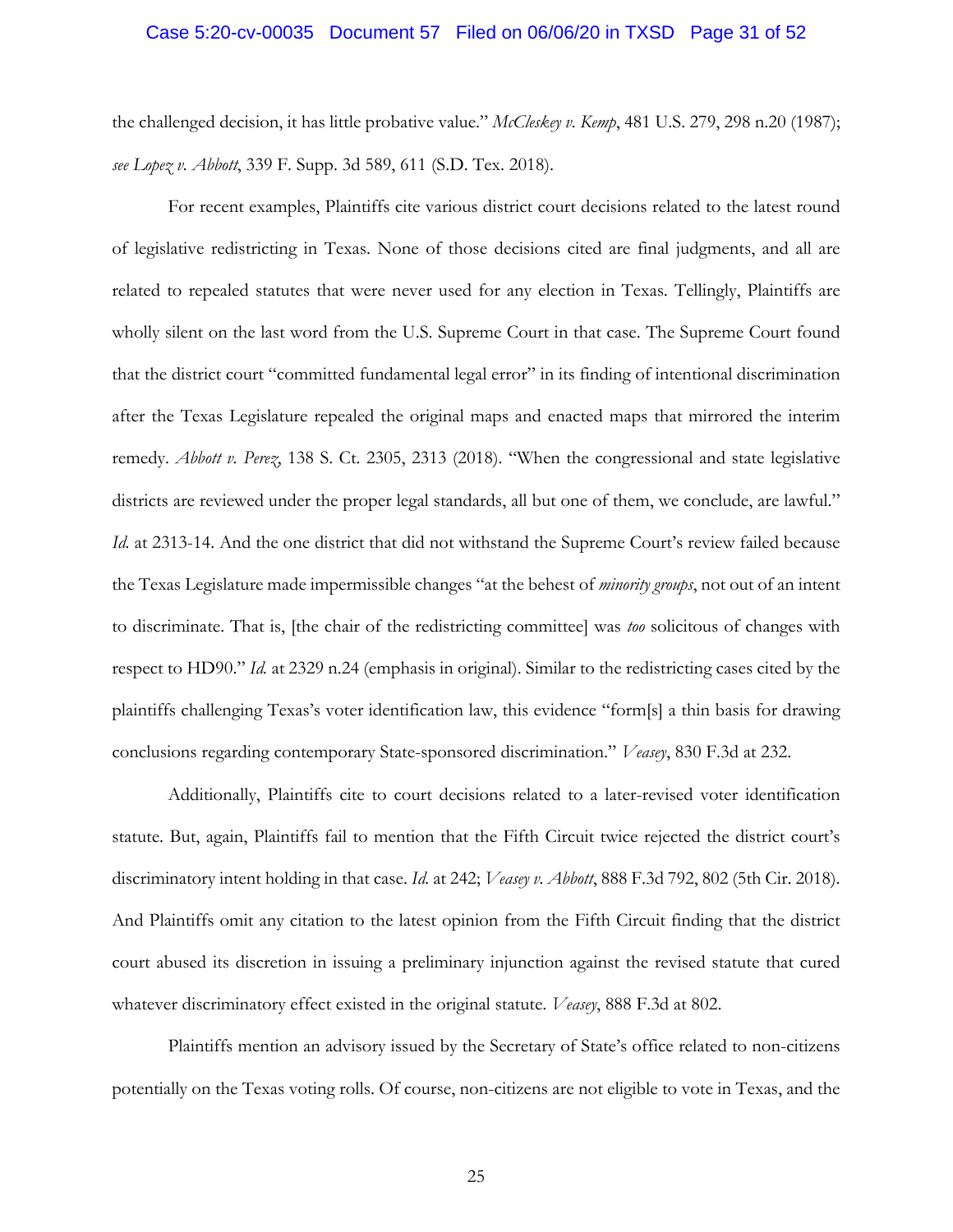the challenged decision, it has little probative value." *McCleskey v. Kemp*, 481 U.S. 279, 298 n.20 (1987); *see Lopez v. Abbott*, 339 F. Supp. 3d 589, 611 (S.D. Tex. 2018).

For recent examples, Plaintiffs cite various district court decisions related to the latest round of legislative redistricting in Texas. None of those decisions cited are final judgments, and all are related to repealed statutes that were never used for any election in Texas. Tellingly, Plaintiffs are wholly silent on the last word from the U.S. Supreme Court in that case. The Supreme Court found that the district court "committed fundamental legal error" in its finding of intentional discrimination after the Texas Legislature repealed the original maps and enacted maps that mirrored the interim remedy. *Abbott v. Perez*, 138 S. Ct. 2305, 2313 (2018). "When the congressional and state legislative districts are reviewed under the proper legal standards, all but one of them, we conclude, are lawful." *Id.* at 2313-14. And the one district that did not withstand the Supreme Court's review failed because the Texas Legislature made impermissible changes "at the behest of *minority groups*, not out of an intent to discriminate. That is, [the chair of the redistricting committee] was *too* solicitous of changes with respect to HD90." *Id.* at 2329 n.24 (emphasis in original). Similar to the redistricting cases cited by the plaintiffs challenging Texas's voter identification law, this evidence "form[s] a thin basis for drawing conclusions regarding contemporary State-sponsored discrimination." *Veasey*, 830 F.3d at 232.

Additionally, Plaintiffs cite to court decisions related to a later-revised voter identification statute. But, again, Plaintiffs fail to mention that the Fifth Circuit twice rejected the district court's discriminatory intent holding in that case. *Id.* at 242; *Veasey v. Abbott*, 888 F.3d 792, 802 (5th Cir. 2018). And Plaintiffs omit any citation to the latest opinion from the Fifth Circuit finding that the district court abused its discretion in issuing a preliminary injunction against the revised statute that cured whatever discriminatory effect existed in the original statute. *Veasey*, 888 F.3d at 802.

Plaintiffs mention an advisory issued by the Secretary of State's office related to non-citizens potentially on the Texas voting rolls. Of course, non-citizens are not eligible to vote in Texas, and the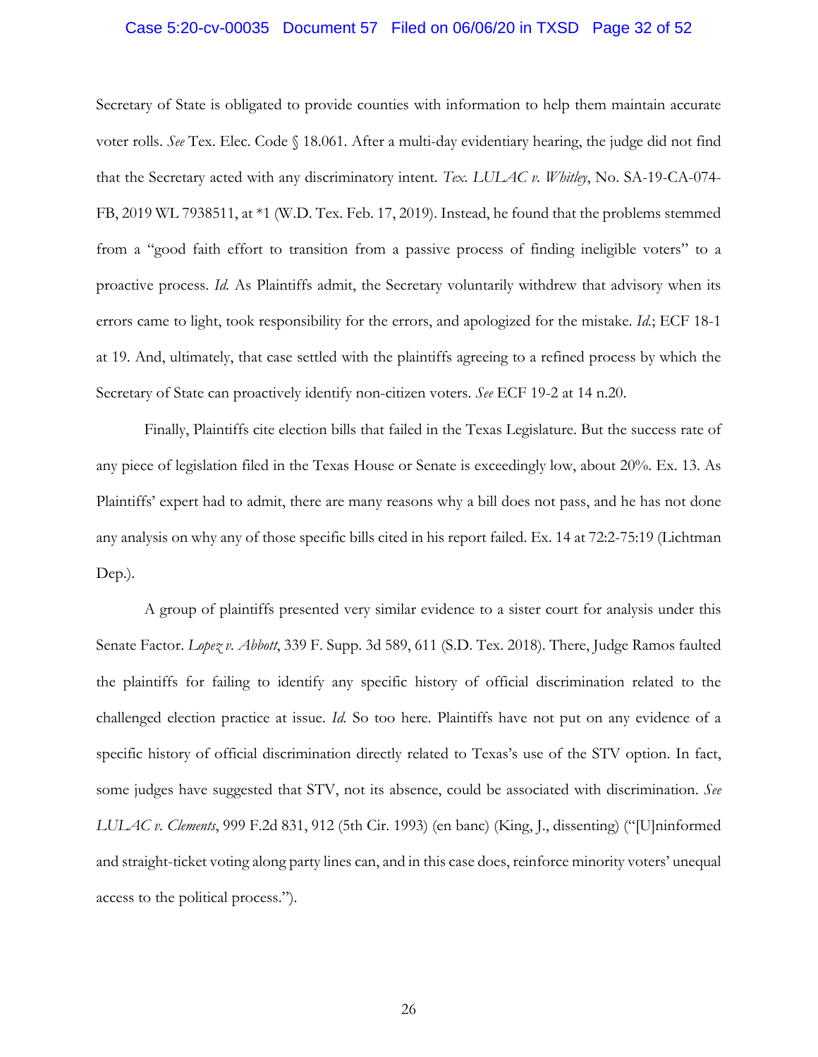Secretary of State is obligated to provide counties with information to help them maintain accurate voter rolls. *See* Tex. Elec. Code § 18.061. After a multi-day evidentiary hearing, the judge did not find that the Secretary acted with any discriminatory intent. *Tex. LULAC v. Whitley*, No. SA-19-CA-074-FB, 2019 WL 7938511, at *1 (W.D. Tex. Feb. 17, 2019). Instead, he found that the problems stemmed from a "good faith effort to transition from a passive process of finding ineligible voters" to a proactive process. *Id.* As Plaintiffs admit, the Secretary voluntarily withdrew that advisory when its errors came to light, took responsibility for the errors, and apologized for the mistake. *Id.*; ECF 18-1 at 19. And, ultimately, that case settled with the plaintiffs agreeing to a refined process by which the Secretary of State can proactively identify non-citizen voters. *See* ECF 19-2 at 14 n.20.

Finally, Plaintiffs cite election bills that failed in the Texas Legislature. But the success rate of any piece of legislation filed in the Texas House or Senate is exceedingly low, about 20%. Ex. 13. As Plaintiffs' expert had to admit, there are many reasons why a bill does not pass, and he has not done any analysis on why any of those specific bills cited in his report failed. Ex. 14 at 72:2-75:19 (Lichtman Dep.).

A group of plaintiffs presented very similar evidence to a sister court for analysis under this Senate Factor. *Lopez v. Abbott*, 339 F. Supp. 3d 589, 611 (S.D. Tex. 2018). There, Judge Ramos faulted the plaintiffs for failing to identify any specific history of official discrimination related to the challenged election practice at issue. *Id.* So too here. Plaintiffs have not put on any evidence of a specific history of official discrimination directly related to Texas's use of the STV option. In fact, some judges have suggested that STV, not its absence, could be associated with discrimination. *See LULAC v. Clements*, 999 F.2d 831, 912 (5th Cir. 1993) (en banc) (King, J., dissenting) ("[U]ninformed and straight-ticket voting along party lines can, and in this case does, reinforce minority voters' unequal access to the political process.").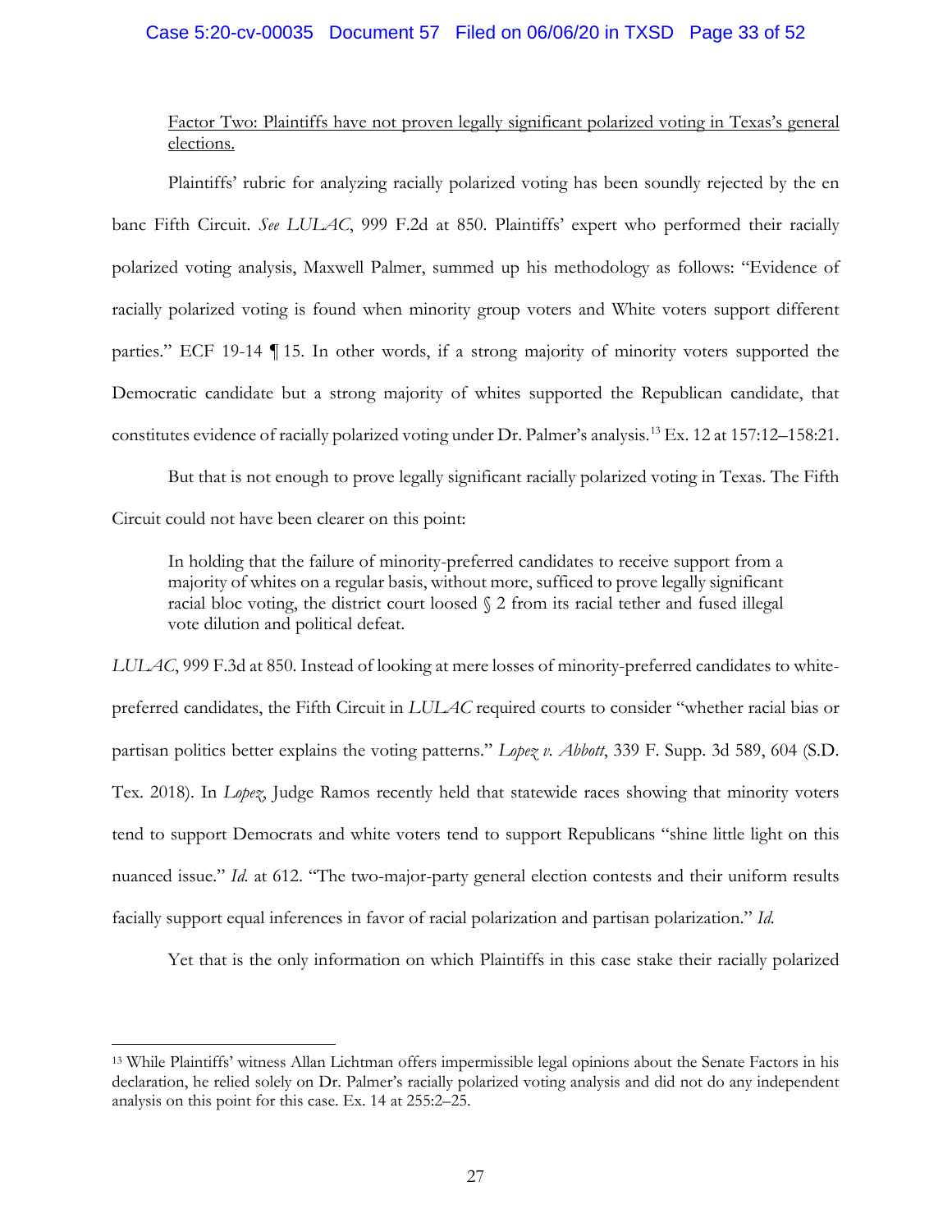<u>Factor Two: Plaintiffs have not proven legally significant polarized voting in Texas's general elections.</u>

Plaintiffs' rubric for analyzing racially polarized voting has been soundly rejected by the en banc Fifth Circuit. *See LULAC*, 999 F.2d at 850. Plaintiffs' expert who performed their racially polarized voting analysis, Maxwell Palmer, summed up his methodology as follows: "Evidence of racially polarized voting is found when minority group voters and White voters support different parties." ECF 19-14 ¶ 15. In other words, if a strong majority of minority voters supported the Democratic candidate but a strong majority of whites supported the Republican candidate, that constitutes evidence of racially polarized voting under Dr. Palmer's analysis.[13] Ex. 12 at 157:12–158:21.

But that is not enough to prove legally significant racially polarized voting in Texas. The Fifth Circuit could not have been clearer on this point:

> In holding that the failure of minority-preferred candidates to receive support from a majority of whites on a regular basis, without more, sufficed to prove legally significant racial bloc voting, the district court loosed § 2 from its racial tether and fused illegal vote dilution and political defeat.

*LULAC*, 999 F.3d at 850. Instead of looking at mere losses of minority-preferred candidates to white-preferred candidates, the Fifth Circuit in *LULAC* required courts to consider "whether racial bias or partisan politics better explains the voting patterns." *Lopez v. Abbott*, 339 F. Supp. 3d 589, 604 (S.D. Tex. 2018). In *Lopez*, Judge Ramos recently held that statewide races showing that minority voters tend to support Democrats and white voters tend to support Republicans "shine little light on this nuanced issue." *Id.* at 612. "The two-major-party general election contests and their uniform results facially support equal inferences in favor of racial polarization and partisan polarization." *Id.*

Yet that is the only information on which Plaintiffs in this case stake their racially polarized

---

[13] While Plaintiffs' witness Allan Lichtman offers impermissible legal opinions about the Senate Factors in his declaration, he relied solely on Dr. Palmer's racially polarized voting analysis and did not do any independent analysis on this point for this case. Ex. 14 at 255:2–25.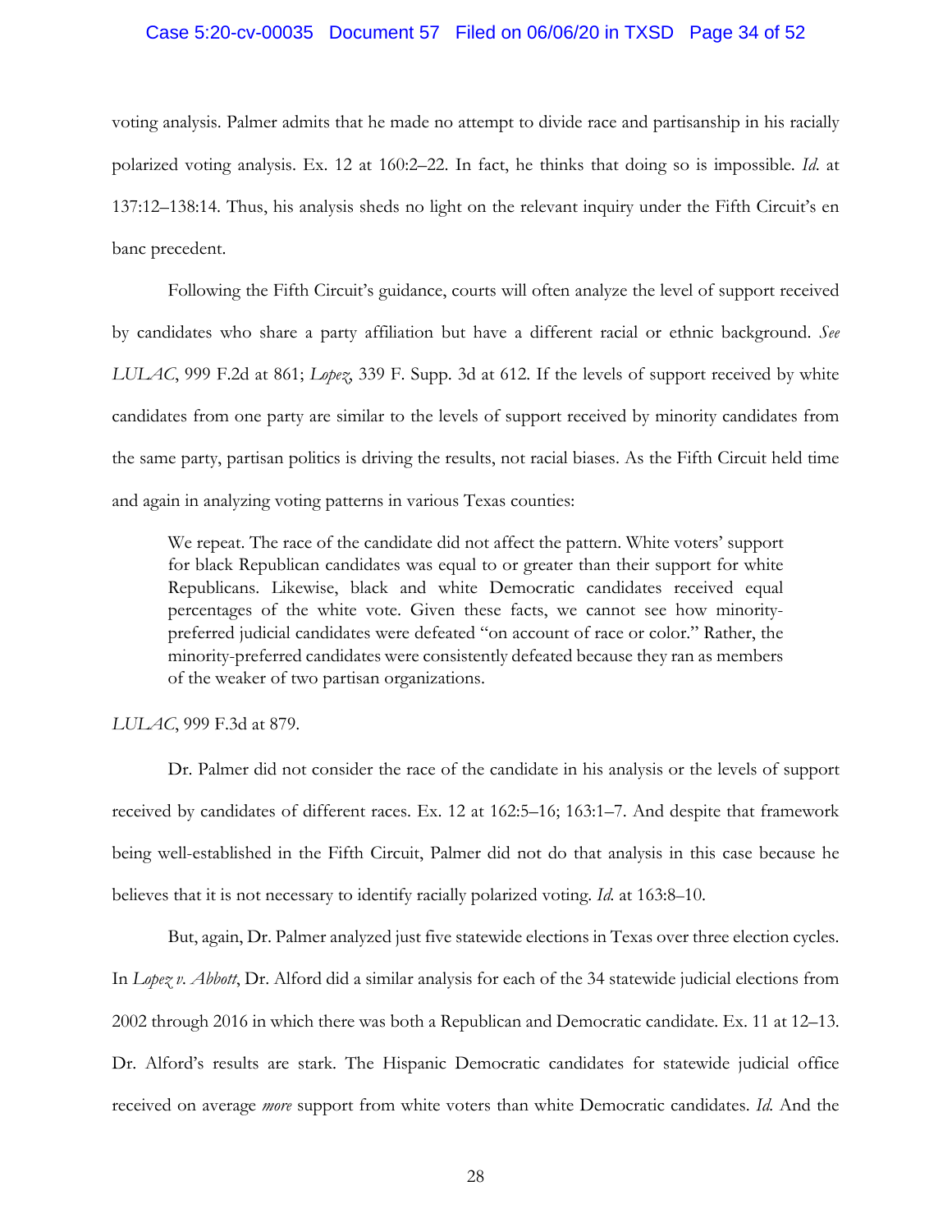voting analysis. Palmer admits that he made no attempt to divide race and partisanship in his racially polarized voting analysis. Ex. 12 at 160:2–22. In fact, he thinks that doing so is impossible. *Id.* at 137:12–138:14. Thus, his analysis sheds no light on the relevant inquiry under the Fifth Circuit's en banc precedent.

Following the Fifth Circuit's guidance, courts will often analyze the level of support received by candidates who share a party affiliation but have a different racial or ethnic background. *See LULAC*, 999 F.2d at 861; *Lopez*, 339 F. Supp. 3d at 612. If the levels of support received by white candidates from one party are similar to the levels of support received by minority candidates from the same party, partisan politics is driving the results, not racial biases. As the Fifth Circuit held time and again in analyzing voting patterns in various Texas counties:

> We repeat. The race of the candidate did not affect the pattern. White voters' support for black Republican candidates was equal to or greater than their support for white Republicans. Likewise, black and white Democratic candidates received equal percentages of the white vote. Given these facts, we cannot see how minority-preferred judicial candidates were defeated "on account of race or color." Rather, the minority-preferred candidates were consistently defeated because they ran as members of the weaker of two partisan organizations.

*LULAC*, 999 F.3d at 879.

Dr. Palmer did not consider the race of the candidate in his analysis or the levels of support received by candidates of different races. Ex. 12 at 162:5–16; 163:1–7. And despite that framework being well-established in the Fifth Circuit, Palmer did not do that analysis in this case because he believes that it is not necessary to identify racially polarized voting. *Id.* at 163:8–10.

But, again, Dr. Palmer analyzed just five statewide elections in Texas over three election cycles. In *Lopez v. Abbott*, Dr. Alford did a similar analysis for each of the 34 statewide judicial elections from 2002 through 2016 in which there was both a Republican and Democratic candidate. Ex. 11 at 12–13. Dr. Alford's results are stark. The Hispanic Democratic candidates for statewide judicial office received on average *more* support from white voters than white Democratic candidates. *Id.* And the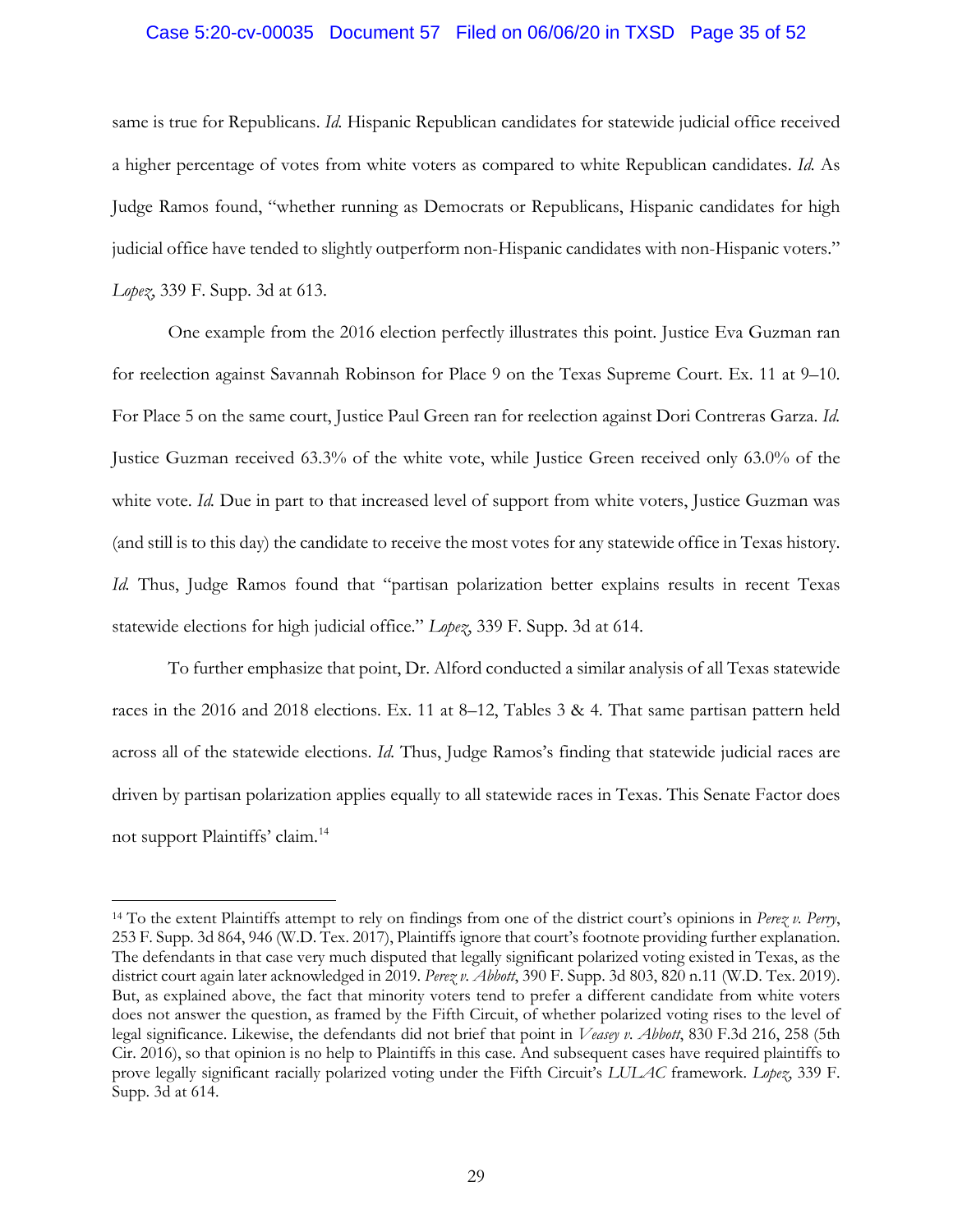same is true for Republicans. *Id.* Hispanic Republican candidates for statewide judicial office received a higher percentage of votes from white voters as compared to white Republican candidates. *Id.* As Judge Ramos found, "whether running as Democrats or Republicans, Hispanic candidates for high judicial office have tended to slightly outperform non-Hispanic candidates with non-Hispanic voters." *Lopez*, 339 F. Supp. 3d at 613.

One example from the 2016 election perfectly illustrates this point. Justice Eva Guzman ran for reelection against Savannah Robinson for Place 9 on the Texas Supreme Court. Ex. 11 at 9–10. For Place 5 on the same court, Justice Paul Green ran for reelection against Dori Contreras Garza. *Id.* Justice Guzman received 63.3% of the white vote, while Justice Green received only 63.0% of the white vote. *Id.* Due in part to that increased level of support from white voters, Justice Guzman was (and still is to this day) the candidate to receive the most votes for any statewide office in Texas history. *Id.* Thus, Judge Ramos found that "partisan polarization better explains results in recent Texas statewide elections for high judicial office." *Lopez*, 339 F. Supp. 3d at 614.

To further emphasize that point, Dr. Alford conducted a similar analysis of all Texas statewide races in the 2016 and 2018 elections. Ex. 11 at 8–12, Tables 3 & 4. That same partisan pattern held across all of the statewide elections. *Id.* Thus, Judge Ramos's finding that statewide judicial races are driven by partisan polarization applies equally to all statewide races in Texas. This Senate Factor does not support Plaintiffs' claim.[14]

---

[14] To the extent Plaintiffs attempt to rely on findings from one of the district court's opinions in *Perez v. Perry*, 253 F. Supp. 3d 864, 946 (W.D. Tex. 2017), Plaintiffs ignore that court's footnote providing further explanation. The defendants in that case very much disputed that legally significant polarized voting existed in Texas, as the district court again later acknowledged in 2019. *Perez v. Abbott*, 390 F. Supp. 3d 803, 820 n.11 (W.D. Tex. 2019). But, as explained above, the fact that minority voters tend to prefer a different candidate from white voters does not answer the question, as framed by the Fifth Circuit, of whether polarized voting rises to the level of legal significance. Likewise, the defendants did not brief that point in *Veasey v. Abbott*, 830 F.3d 216, 258 (5th Cir. 2016), so that opinion is no help to Plaintiffs in this case. And subsequent cases have required plaintiffs to prove legally significant racially polarized voting under the Fifth Circuit's *LULAC* framework. *Lopez*, 339 F. Supp. 3d at 614.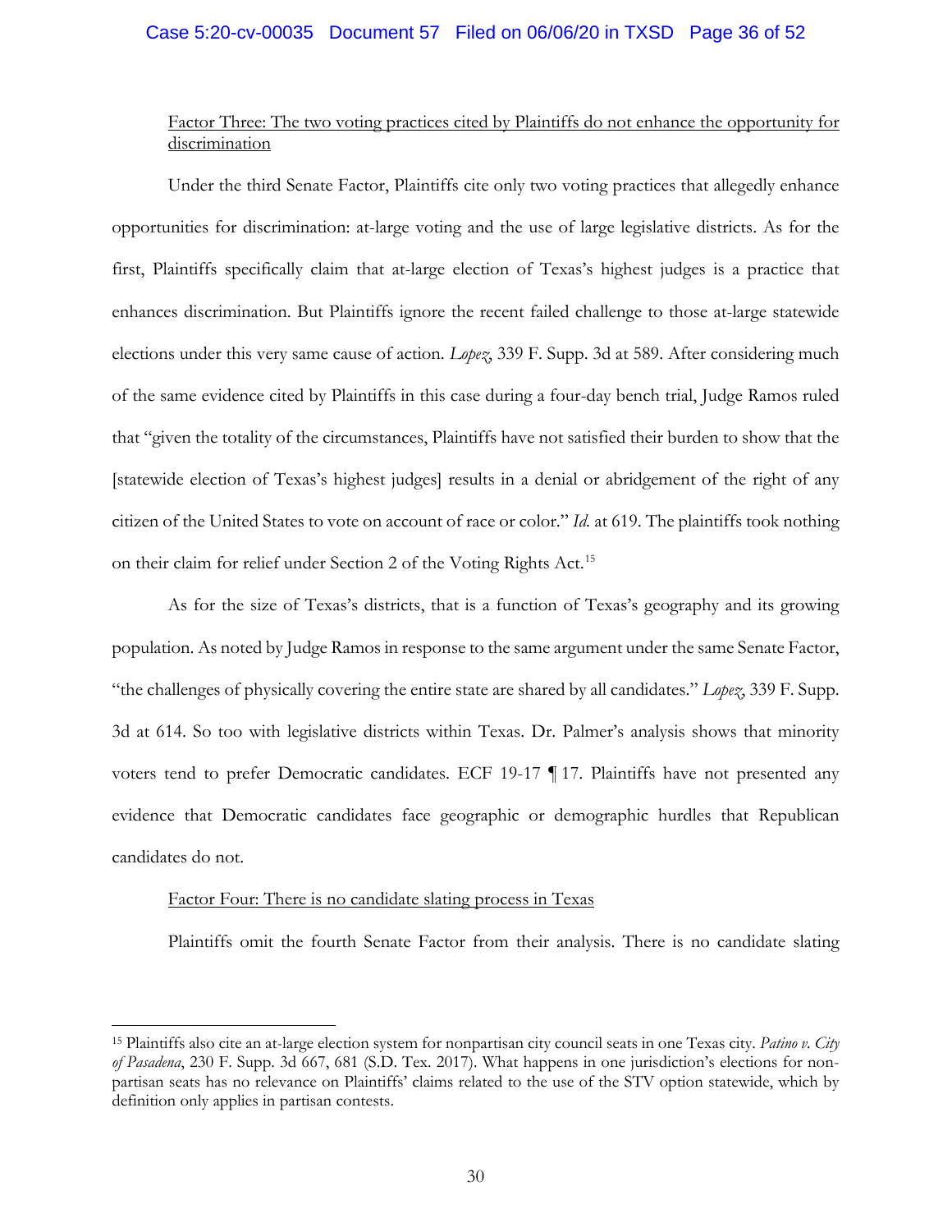<u>Factor Three: The two voting practices cited by Plaintiffs do not enhance the opportunity for discrimination</u>

Under the third Senate Factor, Plaintiffs cite only two voting practices that allegedly enhance opportunities for discrimination: at-large voting and the use of large legislative districts. As for the first, Plaintiffs specifically claim that at-large election of Texas's highest judges is a practice that enhances discrimination. But Plaintiffs ignore the recent failed challenge to those at-large statewide elections under this very same cause of action. *Lopez*, 339 F. Supp. 3d at 589. After considering much of the same evidence cited by Plaintiffs in this case during a four-day bench trial, Judge Ramos ruled that "given the totality of the circumstances, Plaintiffs have not satisfied their burden to show that the [statewide election of Texas's highest judges] results in a denial or abridgement of the right of any citizen of the United States to vote on account of race or color." *Id.* at 619. The plaintiffs took nothing on their claim for relief under Section 2 of the Voting Rights Act.[15]

As for the size of Texas's districts, that is a function of Texas's geography and its growing population. As noted by Judge Ramos in response to the same argument under the same Senate Factor, "the challenges of physically covering the entire state are shared by all candidates." *Lopez*, 339 F. Supp. 3d at 614. So too with legislative districts within Texas. Dr. Palmer's analysis shows that minority voters tend to prefer Democratic candidates. ECF 19-17 ¶ 17. Plaintiffs have not presented any evidence that Democratic candidates face geographic or demographic hurdles that Republican candidates do not.

<u>Factor Four: There is no candidate slating process in Texas</u>

Plaintiffs omit the fourth Senate Factor from their analysis. There is no candidate slating

---

[15] Plaintiffs also cite an at-large election system for nonpartisan city council seats in one Texas city. *Patino v. City of Pasadena*, 230 F. Supp. 3d 667, 681 (S.D. Tex. 2017). What happens in one jurisdiction's elections for non-partisan seats has no relevance on Plaintiffs' claims related to the use of the STV option statewide, which by definition only applies in partisan contests.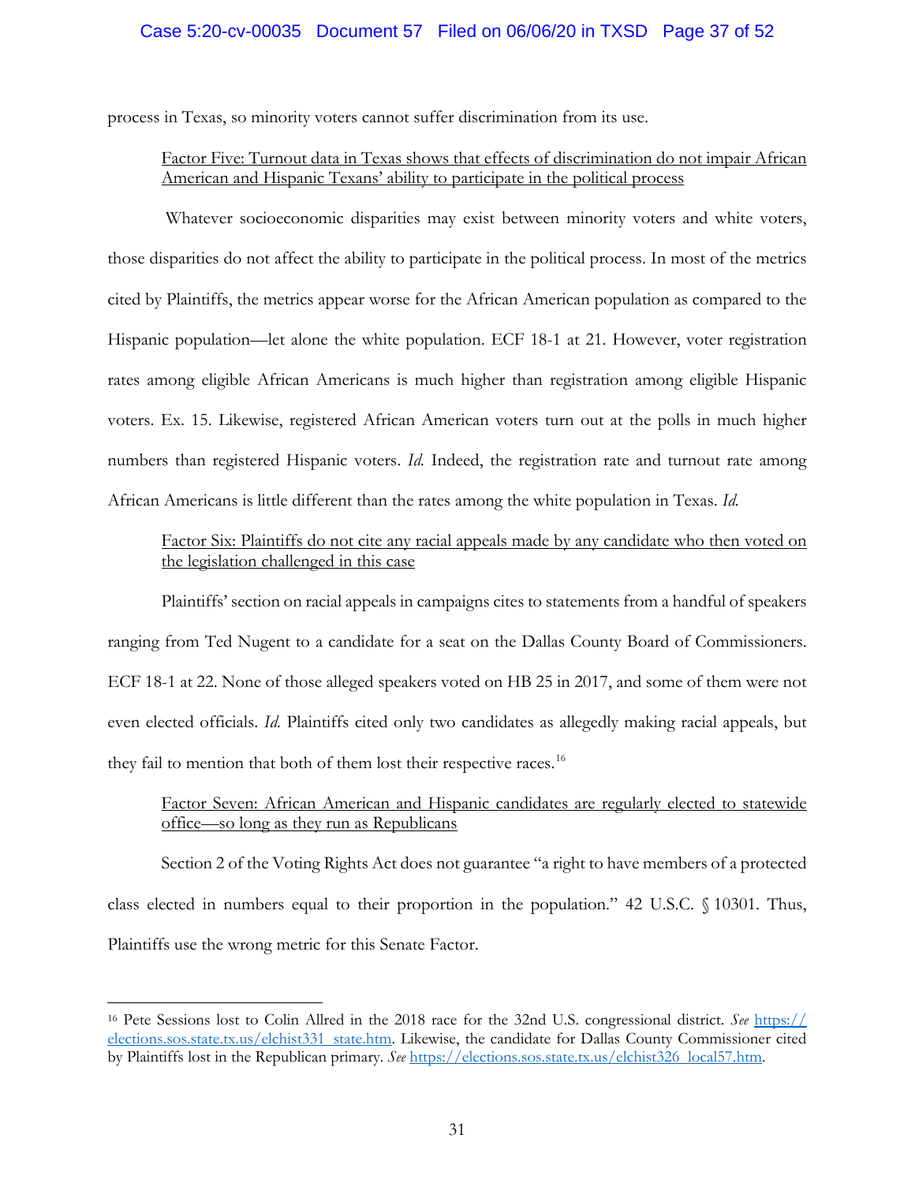process in Texas, so minority voters cannot suffer discrimination from its use.

Factor Five: Turnout data in Texas shows that effects of discrimination do not impair African American and Hispanic Texans' ability to participate in the political process

Whatever socioeconomic disparities may exist between minority voters and white voters, those disparities do not affect the ability to participate in the political process. In most of the metrics cited by Plaintiffs, the metrics appear worse for the African American population as compared to the Hispanic population—let alone the white population. ECF 18-1 at 21. However, voter registration rates among eligible African Americans is much higher than registration among eligible Hispanic voters. Ex. 15. Likewise, registered African American voters turn out at the polls in much higher numbers than registered Hispanic voters. *Id.* Indeed, the registration rate and turnout rate among African Americans is little different than the rates among the white population in Texas. *Id.*

Factor Six: Plaintiffs do not cite any racial appeals made by any candidate who then voted on the legislation challenged in this case

Plaintiffs' section on racial appeals in campaigns cites to statements from a handful of speakers ranging from Ted Nugent to a candidate for a seat on the Dallas County Board of Commissioners. ECF 18-1 at 22. None of those alleged speakers voted on HB 25 in 2017, and some of them were not even elected officials. *Id.* Plaintiffs cited only two candidates as allegedly making racial appeals, but they fail to mention that both of them lost their respective races.[16]

Factor Seven: African American and Hispanic candidates are regularly elected to statewide office—so long as they run as Republicans

Section 2 of the Voting Rights Act does not guarantee "a right to have members of a protected class elected in numbers equal to their proportion in the population." 42 U.S.C. § 10301. Thus, Plaintiffs use the wrong metric for this Senate Factor.

---

[16] Pete Sessions lost to Colin Allred in the 2018 race for the 32nd U.S. congressional district. *See* https://elections.sos.state.tx.us/elchist331_state.htm. Likewise, the candidate for Dallas County Commissioner cited by Plaintiffs lost in the Republican primary. *See* https://elections.sos.state.tx.us/elchist326_local57.htm.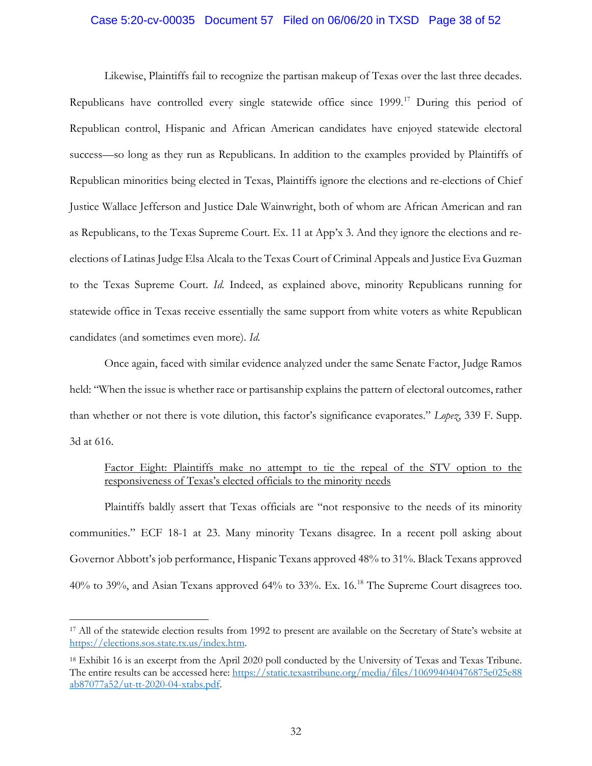Likewise, Plaintiffs fail to recognize the partisan makeup of Texas over the last three decades. Republicans have controlled every single statewide office since 1999.[17] During this period of Republican control, Hispanic and African American candidates have enjoyed statewide electoral success—so long as they run as Republicans. In addition to the examples provided by Plaintiffs of Republican minorities being elected in Texas, Plaintiffs ignore the elections and re-elections of Chief Justice Wallace Jefferson and Justice Dale Wainwright, both of whom are African American and ran as Republicans, to the Texas Supreme Court. Ex. 11 at App'x 3. And they ignore the elections and re-elections of Latinas Judge Elsa Alcala to the Texas Court of Criminal Appeals and Justice Eva Guzman to the Texas Supreme Court. *Id.* Indeed, as explained above, minority Republicans running for statewide office in Texas receive essentially the same support from white voters as white Republican candidates (and sometimes even more). *Id.*

Once again, faced with similar evidence analyzed under the same Senate Factor, Judge Ramos held: "When the issue is whether race or partisanship explains the pattern of electoral outcomes, rather than whether or not there is vote dilution, this factor's significance evaporates." *Lopez*, 339 F. Supp. 3d at 616.

<u>Factor Eight: Plaintiffs make no attempt to tie the repeal of the STV option to the responsiveness of Texas's elected officials to the minority needs</u>

Plaintiffs baldly assert that Texas officials are "not responsive to the needs of its minority communities." ECF 18-1 at 23. Many minority Texans disagree. In a recent poll asking about Governor Abbott's job performance, Hispanic Texans approved 48% to 31%. Black Texans approved 40% to 39%, and Asian Texans approved 64% to 33%. Ex. 16.[18] The Supreme Court disagrees too.

---

[17] All of the statewide election results from 1992 to present are available on the Secretary of State's website at https://elections.sos.state.tx.us/index.htm.

[18] Exhibit 16 is an excerpt from the April 2020 poll conducted by the University of Texas and Texas Tribune. The entire results can be accessed here: https://static.texastribune.org/media/files/106994040476875e025e88ab87077a52/ut-tt-2020-04-xtabs.pdf.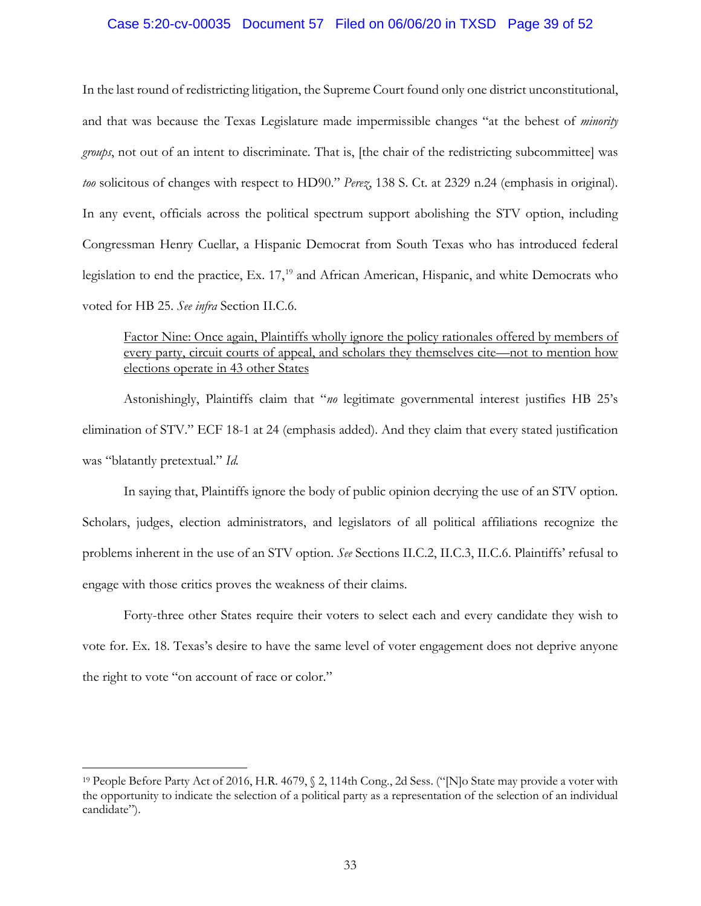In the last round of redistricting litigation, the Supreme Court found only one district unconstitutional, and that was because the Texas Legislature made impermissible changes "at the behest of *minority groups*, not out of an intent to discriminate. That is, [the chair of the redistricting subcommittee] was *too* solicitous of changes with respect to HD90." *Perez*, 138 S. Ct. at 2329 n.24 (emphasis in original). In any event, officials across the political spectrum support abolishing the STV option, including Congressman Henry Cuellar, a Hispanic Democrat from South Texas who has introduced federal legislation to end the practice, Ex. 17,[19] and African American, Hispanic, and white Democrats who voted for HB 25. *See infra* Section II.C.6.

<u>Factor Nine: Once again, Plaintiffs wholly ignore the policy rationales offered by members of every party, circuit courts of appeal, and scholars they themselves cite—not to mention how elections operate in 43 other States</u>

Astonishingly, Plaintiffs claim that "*no* legitimate governmental interest justifies HB 25's elimination of STV." ECF 18-1 at 24 (emphasis added). And they claim that every stated justification was "blatantly pretextual." *Id.*

In saying that, Plaintiffs ignore the body of public opinion decrying the use of an STV option. Scholars, judges, election administrators, and legislators of all political affiliations recognize the problems inherent in the use of an STV option. *See* Sections II.C.2, II.C.3, II.C.6. Plaintiffs' refusal to engage with those critics proves the weakness of their claims.

Forty-three other States require their voters to select each and every candidate they wish to vote for. Ex. 18. Texas's desire to have the same level of voter engagement does not deprive anyone the right to vote "on account of race or color."

---

[19] People Before Party Act of 2016, H.R. 4679, § 2, 114th Cong., 2d Sess. ("[N]o State may provide a voter with the opportunity to indicate the selection of a political party as a representation of the selection of an individual candidate").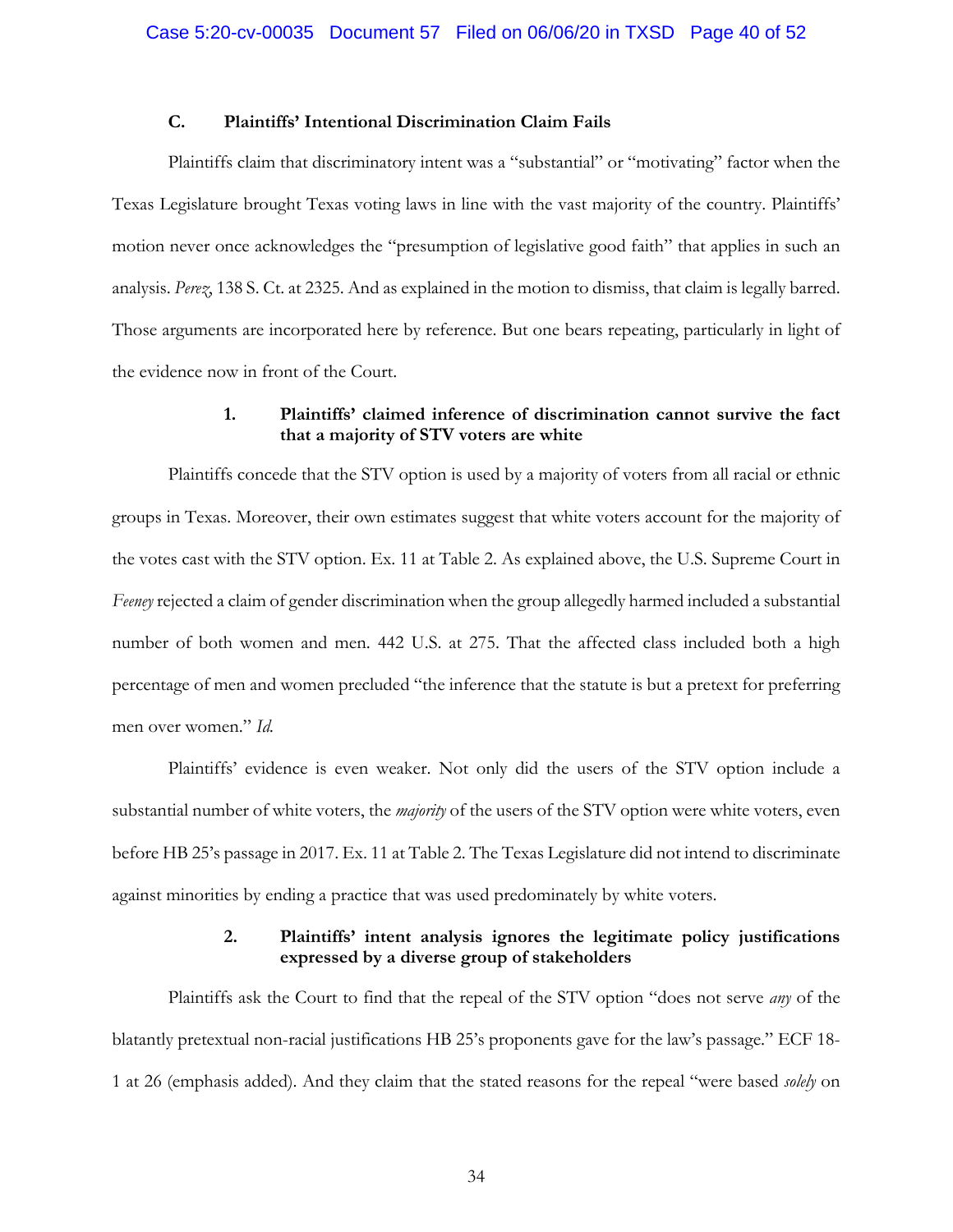### C. Plaintiffs' Intentional Discrimination Claim Fails

Plaintiffs claim that discriminatory intent was a "substantial" or "motivating" factor when the Texas Legislature brought Texas voting laws in line with the vast majority of the country. Plaintiffs' motion never once acknowledges the "presumption of legislative good faith" that applies in such an analysis. *Perez*, 138 S. Ct. at 2325. And as explained in the motion to dismiss, that claim is legally barred. Those arguments are incorporated here by reference. But one bears repeating, particularly in light of the evidence now in front of the Court.

#### 1. Plaintiffs' claimed inference of discrimination cannot survive the fact that a majority of STV voters are white

Plaintiffs concede that the STV option is used by a majority of voters from all racial or ethnic groups in Texas. Moreover, their own estimates suggest that white voters account for the majority of the votes cast with the STV option. Ex. 11 at Table 2. As explained above, the U.S. Supreme Court in *Feeney* rejected a claim of gender discrimination when the group allegedly harmed included a substantial number of both women and men. 442 U.S. at 275. That the affected class included both a high percentage of men and women precluded "the inference that the statute is but a pretext for preferring men over women." *Id.*

Plaintiffs' evidence is even weaker. Not only did the users of the STV option include a substantial number of white voters, the *majority* of the users of the STV option were white voters, even before HB 25's passage in 2017. Ex. 11 at Table 2. The Texas Legislature did not intend to discriminate against minorities by ending a practice that was used predominately by white voters.

#### 2. Plaintiffs' intent analysis ignores the legitimate policy justifications expressed by a diverse group of stakeholders

Plaintiffs ask the Court to find that the repeal of the STV option "does not serve *any* of the blatantly pretextual non-racial justifications HB 25's proponents gave for the law's passage." ECF 18-1 at 26 (emphasis added). And they claim that the stated reasons for the repeal "were based *solely* on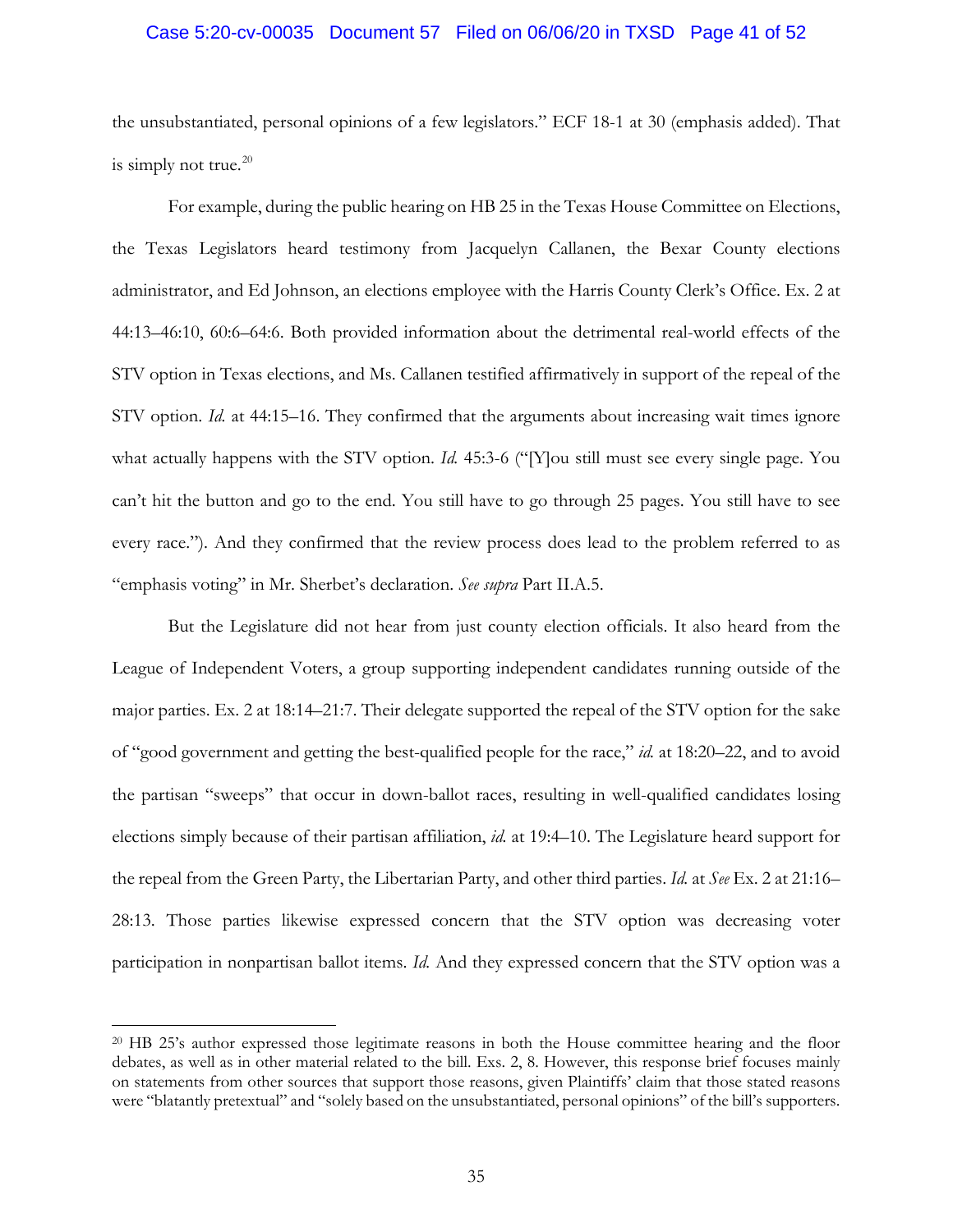the unsubstantiated, personal opinions of a few legislators." ECF 18-1 at 30 (emphasis added). That is simply not true.[20]

For example, during the public hearing on HB 25 in the Texas House Committee on Elections, the Texas Legislators heard testimony from Jacquelyn Callanen, the Bexar County elections administrator, and Ed Johnson, an elections employee with the Harris County Clerk's Office. Ex. 2 at 44:13–46:10, 60:6–64:6. Both provided information about the detrimental real-world effects of the STV option in Texas elections, and Ms. Callanen testified affirmatively in support of the repeal of the STV option. *Id.* at 44:15–16. They confirmed that the arguments about increasing wait times ignore what actually happens with the STV option. *Id.* 45:3-6 ("[Y]ou still must see every single page. You can't hit the button and go to the end. You still have to go through 25 pages. You still have to see every race."). And they confirmed that the review process does lead to the problem referred to as "emphasis voting" in Mr. Sherbet's declaration. *See supra* Part II.A.5.

But the Legislature did not hear from just county election officials. It also heard from the League of Independent Voters, a group supporting independent candidates running outside of the major parties. Ex. 2 at 18:14–21:7. Their delegate supported the repeal of the STV option for the sake of "good government and getting the best-qualified people for the race," *id.* at 18:20–22, and to avoid the partisan "sweeps" that occur in down-ballot races, resulting in well-qualified candidates losing elections simply because of their partisan affiliation, *id.* at 19:4–10. The Legislature heard support for the repeal from the Green Party, the Libertarian Party, and other third parties. *Id.* at *See* Ex. 2 at 21:16–28:13. Those parties likewise expressed concern that the STV option was decreasing voter participation in nonpartisan ballot items. *Id.* And they expressed concern that the STV option was a

[20] HB 25's author expressed those legitimate reasons in both the House committee hearing and the floor debates, as well as in other material related to the bill. Exs. 2, 8. However, this response brief focuses mainly on statements from other sources that support those reasons, given Plaintiffs' claim that those stated reasons were "blatantly pretextual" and "solely based on the unsubstantiated, personal opinions" of the bill's supporters.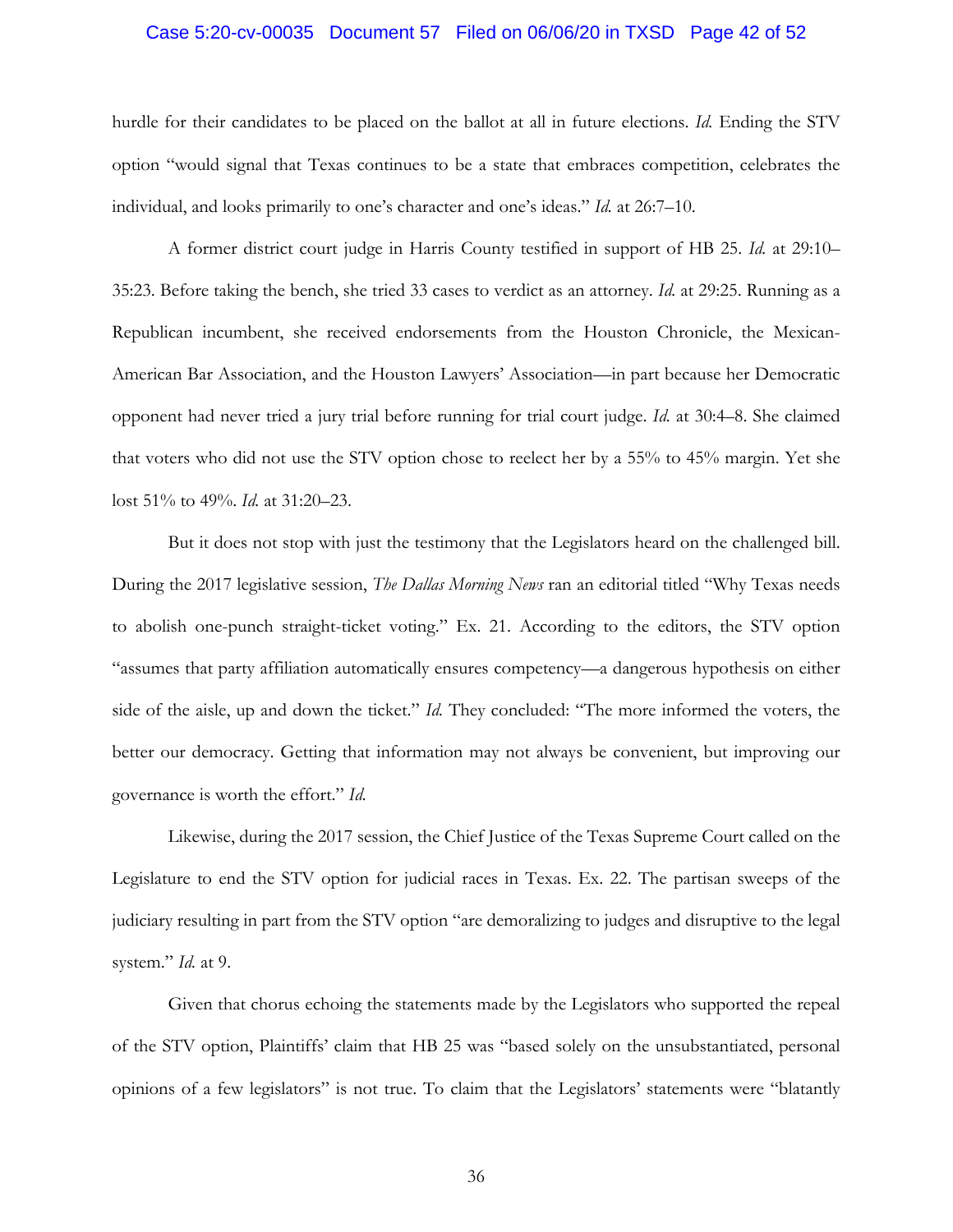hurdle for their candidates to be placed on the ballot at all in future elections. *Id.* Ending the STV option "would signal that Texas continues to be a state that embraces competition, celebrates the individual, and looks primarily to one's character and one's ideas." *Id.* at 26:7–10.

A former district court judge in Harris County testified in support of HB 25. *Id.* at 29:10–35:23. Before taking the bench, she tried 33 cases to verdict as an attorney. *Id.* at 29:25. Running as a Republican incumbent, she received endorsements from the Houston Chronicle, the Mexican-American Bar Association, and the Houston Lawyers' Association—in part because her Democratic opponent had never tried a jury trial before running for trial court judge. *Id.* at 30:4–8. She claimed that voters who did not use the STV option chose to reelect her by a 55% to 45% margin. Yet she lost 51% to 49%. *Id.* at 31:20–23.

But it does not stop with just the testimony that the Legislators heard on the challenged bill. During the 2017 legislative session, *The Dallas Morning News* ran an editorial titled "Why Texas needs to abolish one-punch straight-ticket voting." Ex. 21. According to the editors, the STV option "assumes that party affiliation automatically ensures competency—a dangerous hypothesis on either side of the aisle, up and down the ticket." *Id.* They concluded: "The more informed the voters, the better our democracy. Getting that information may not always be convenient, but improving our governance is worth the effort." *Id.*

Likewise, during the 2017 session, the Chief Justice of the Texas Supreme Court called on the Legislature to end the STV option for judicial races in Texas. Ex. 22. The partisan sweeps of the judiciary resulting in part from the STV option "are demoralizing to judges and disruptive to the legal system." *Id.* at 9.

Given that chorus echoing the statements made by the Legislators who supported the repeal of the STV option, Plaintiffs' claim that HB 25 was "based solely on the unsubstantiated, personal opinions of a few legislators" is not true. To claim that the Legislators' statements were "blatantly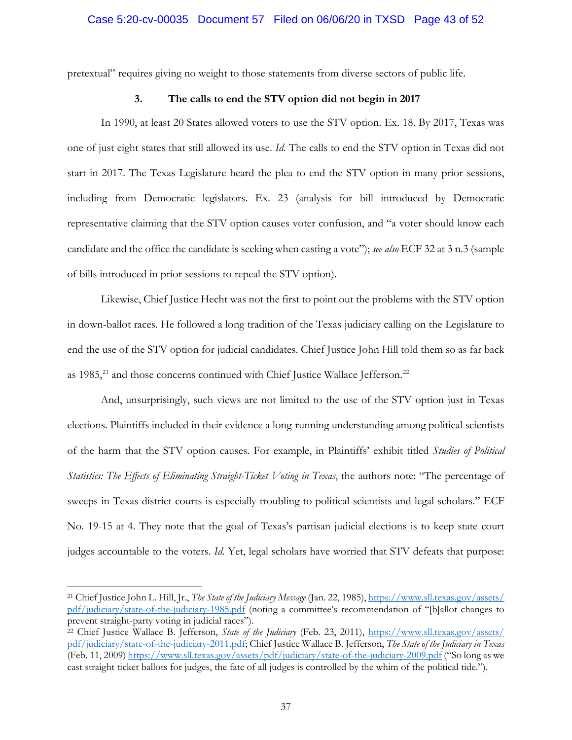pretextual" requires giving no weight to those statements from diverse sectors of public life.

### 3. The calls to end the STV option did not begin in 2017

In 1990, at least 20 States allowed voters to use the STV option. Ex. 18. By 2017, Texas was one of just eight states that still allowed its use. *Id.* The calls to end the STV option in Texas did not start in 2017. The Texas Legislature heard the plea to end the STV option in many prior sessions, including from Democratic legislators. Ex. 23 (analysis for bill introduced by Democratic representative claiming that the STV option causes voter confusion, and "a voter should know each candidate and the office the candidate is seeking when casting a vote"); *see also* ECF 32 at 3 n.3 (sample of bills introduced in prior sessions to repeal the STV option).

Likewise, Chief Justice Hecht was not the first to point out the problems with the STV option in down-ballot races. He followed a long tradition of the Texas judiciary calling on the Legislature to end the use of the STV option for judicial candidates. Chief Justice John Hill told them so as far back as 1985,[21] and those concerns continued with Chief Justice Wallace Jefferson.[22]

And, unsurprisingly, such views are not limited to the use of the STV option just in Texas elections. Plaintiffs included in their evidence a long-running understanding among political scientists of the harm that the STV option causes. For example, in Plaintiffs' exhibit titled *Studies of Political Statistics: The Effects of Eliminating Straight-Ticket Voting in Texas*, the authors note: "The percentage of sweeps in Texas district courts is especially troubling to political scientists and legal scholars." ECF No. 19-15 at 4. They note that the goal of Texas's partisan judicial elections is to keep state court judges accountable to the voters. *Id.* Yet, legal scholars have worried that STV defeats that purpose:

---

[21] Chief Justice John L. Hill, Jr., *The State of the Judiciary Message* (Jan. 22, 1985), https://www.sll.texas.gov/assets/pdf/judiciary/state-of-the-judiciary-1985.pdf (noting a committee's recommendation of "[b]allot changes to prevent straight-party voting in judicial races").

[22] Chief Justice Wallace B. Jefferson, *State of the Judiciary* (Feb. 23, 2011), https://www.sll.texas.gov/assets/pdf/judiciary/state-of-the-judiciary-2011.pdf; Chief Justice Wallace B. Jefferson, *The State of the Judiciary in Texas* (Feb. 11, 2009) https://www.sll.texas.gov/assets/pdf/judiciary/state-of-the-judiciary-2009.pdf ("So long as we cast straight ticket ballots for judges, the fate of all judges is controlled by the whim of the political tide.").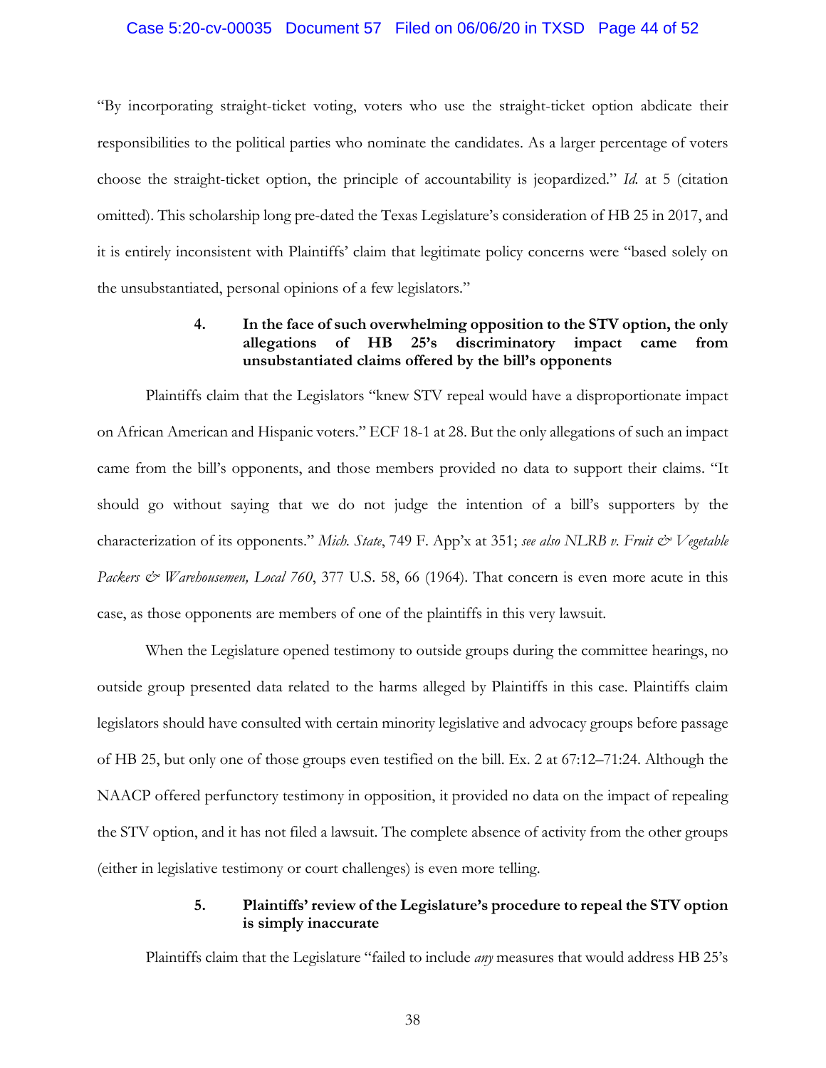"By incorporating straight-ticket voting, voters who use the straight-ticket option abdicate their responsibilities to the political parties who nominate the candidates. As a larger percentage of voters choose the straight-ticket option, the principle of accountability is jeopardized." *Id.* at 5 (citation omitted). This scholarship long pre-dated the Texas Legislature's consideration of HB 25 in 2017, and it is entirely inconsistent with Plaintiffs' claim that legitimate policy concerns were "based solely on the unsubstantiated, personal opinions of a few legislators."

#### 4. In the face of such overwhelming opposition to the STV option, the only allegations of HB 25's discriminatory impact came from unsubstantiated claims offered by the bill's opponents

Plaintiffs claim that the Legislators "knew STV repeal would have a disproportionate impact on African American and Hispanic voters." ECF 18-1 at 28. But the only allegations of such an impact came from the bill's opponents, and those members provided no data to support their claims. "It should go without saying that we do not judge the intention of a bill's supporters by the characterization of its opponents." *Mich. State*, 749 F. App'x at 351; *see also NLRB v. Fruit & Vegetable Packers & Warehousemen, Local 760*, 377 U.S. 58, 66 (1964). That concern is even more acute in this case, as those opponents are members of one of the plaintiffs in this very lawsuit.

When the Legislature opened testimony to outside groups during the committee hearings, no outside group presented data related to the harms alleged by Plaintiffs in this case. Plaintiffs claim legislators should have consulted with certain minority legislative and advocacy groups before passage of HB 25, but only one of those groups even testified on the bill. Ex. 2 at 67:12–71:24. Although the NAACP offered perfunctory testimony in opposition, it provided no data on the impact of repealing the STV option, and it has not filed a lawsuit. The complete absence of activity from the other groups (either in legislative testimony or court challenges) is even more telling.

#### 5. Plaintiffs' review of the Legislature's procedure to repeal the STV option is simply inaccurate

Plaintiffs claim that the Legislature "failed to include *any* measures that would address HB 25's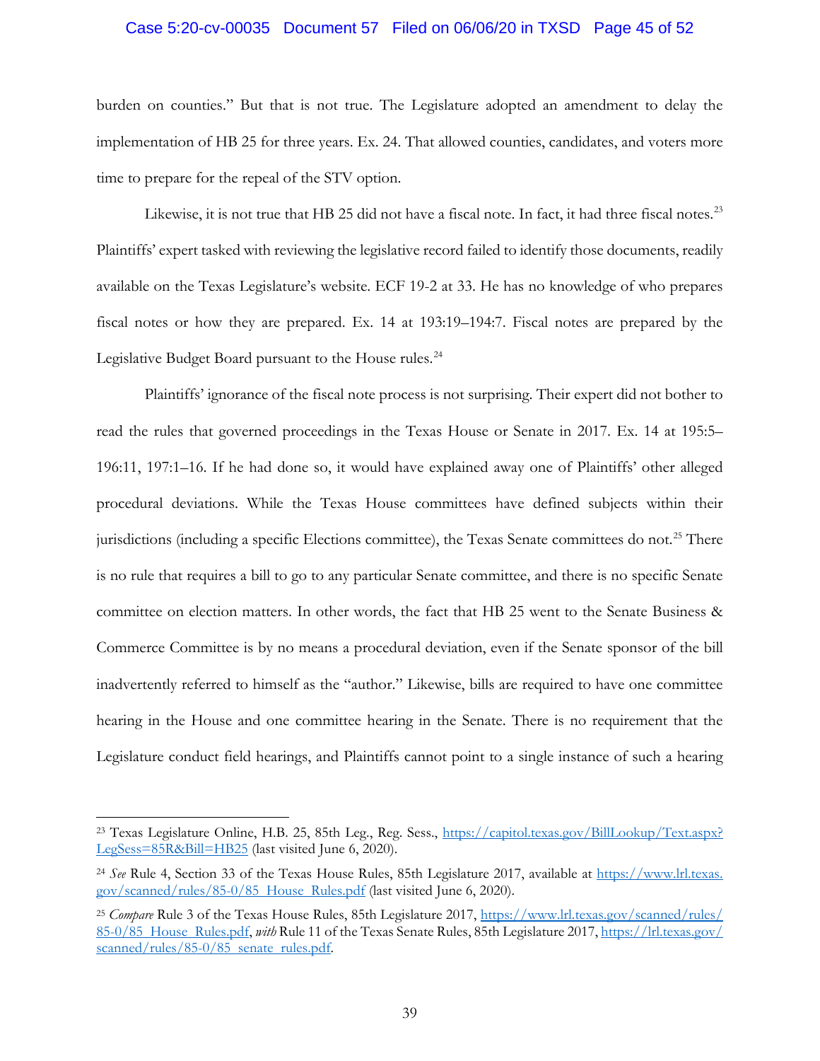burden on counties." But that is not true. The Legislature adopted an amendment to delay the implementation of HB 25 for three years. Ex. 24. That allowed counties, candidates, and voters more time to prepare for the repeal of the STV option.

Likewise, it is not true that HB 25 did not have a fiscal note. In fact, it had three fiscal notes.[23] Plaintiffs' expert tasked with reviewing the legislative record failed to identify those documents, readily available on the Texas Legislature's website. ECF 19-2 at 33. He has no knowledge of who prepares fiscal notes or how they are prepared. Ex. 14 at 193:19–194:7. Fiscal notes are prepared by the Legislative Budget Board pursuant to the House rules.[24]

Plaintiffs' ignorance of the fiscal note process is not surprising. Their expert did not bother to read the rules that governed proceedings in the Texas House or Senate in 2017. Ex. 14 at 195:5–196:11, 197:1–16. If he had done so, it would have explained away one of Plaintiffs' other alleged procedural deviations. While the Texas House committees have defined subjects within their jurisdictions (including a specific Elections committee), the Texas Senate committees do not.[25] There is no rule that requires a bill to go to any particular Senate committee, and there is no specific Senate committee on election matters. In other words, the fact that HB 25 went to the Senate Business & Commerce Committee is by no means a procedural deviation, even if the Senate sponsor of the bill inadvertently referred to himself as the "author." Likewise, bills are required to have one committee hearing in the House and one committee hearing in the Senate. There is no requirement that the Legislature conduct field hearings, and Plaintiffs cannot point to a single instance of such a hearing

---

[23] Texas Legislature Online, H.B. 25, 85th Leg., Reg. Sess., https://capitol.texas.gov/BillLookup/Text.aspx?LegSess=85R&Bill=HB25 (last visited June 6, 2020).

[24] *See* Rule 4, Section 33 of the Texas House Rules, 85th Legislature 2017, available at https://www.lrl.texas.gov/scanned/rules/85-0/85_House_Rules.pdf (last visited June 6, 2020).

[25] *Compare* Rule 3 of the Texas House Rules, 85th Legislature 2017, https://www.lrl.texas.gov/scanned/rules/85-0/85_House_Rules.pdf, *with* Rule 11 of the Texas Senate Rules, 85th Legislature 2017, https://lrl.texas.gov/scanned/rules/85-0/85_senate_rules.pdf.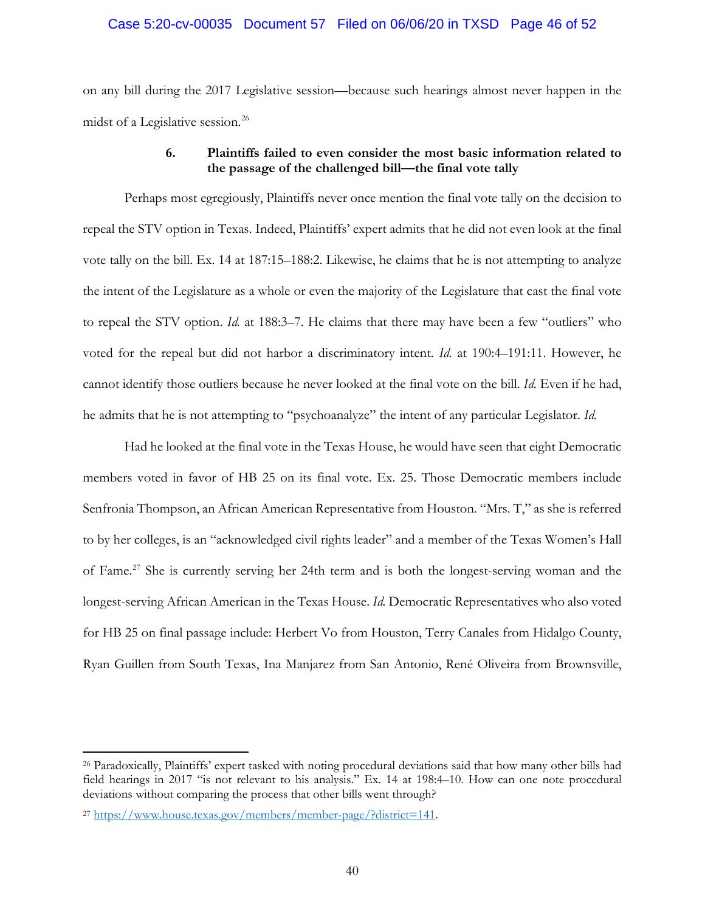on any bill during the 2017 Legislative session—because such hearings almost never happen in the midst of a Legislative session.[26]

### 6. Plaintiffs failed to even consider the most basic information related to the passage of the challenged bill—the final vote tally

Perhaps most egregiously, Plaintiffs never once mention the final vote tally on the decision to repeal the STV option in Texas. Indeed, Plaintiffs' expert admits that he did not even look at the final vote tally on the bill. Ex. 14 at 187:15–188:2. Likewise, he claims that he is not attempting to analyze the intent of the Legislature as a whole or even the majority of the Legislature that cast the final vote to repeal the STV option. *Id.* at 188:3–7. He claims that there may have been a few "outliers" who voted for the repeal but did not harbor a discriminatory intent. *Id.* at 190:4–191:11. However, he cannot identify those outliers because he never looked at the final vote on the bill. *Id.* Even if he had, he admits that he is not attempting to "psychoanalyze" the intent of any particular Legislator. *Id.*

Had he looked at the final vote in the Texas House, he would have seen that eight Democratic members voted in favor of HB 25 on its final vote. Ex. 25. Those Democratic members include Senfronia Thompson, an African American Representative from Houston. "Mrs. T," as she is referred to by her colleges, is an "acknowledged civil rights leader" and a member of the Texas Women's Hall of Fame.[27] She is currently serving her 24th term and is both the longest-serving woman and the longest-serving African American in the Texas House. *Id.* Democratic Representatives who also voted for HB 25 on final passage include: Herbert Vo from Houston, Terry Canales from Hidalgo County, Ryan Guillen from South Texas, Ina Manjarez from San Antonio, René Oliveira from Brownsville,

---

[26] Paradoxically, Plaintiffs' expert tasked with noting procedural deviations said that how many other bills had field hearings in 2017 "is not relevant to his analysis." Ex. 14 at 198:4–10. How can one note procedural deviations without comparing the process that other bills went through?

[27] https://www.house.texas.gov/members/member-page/?district=141.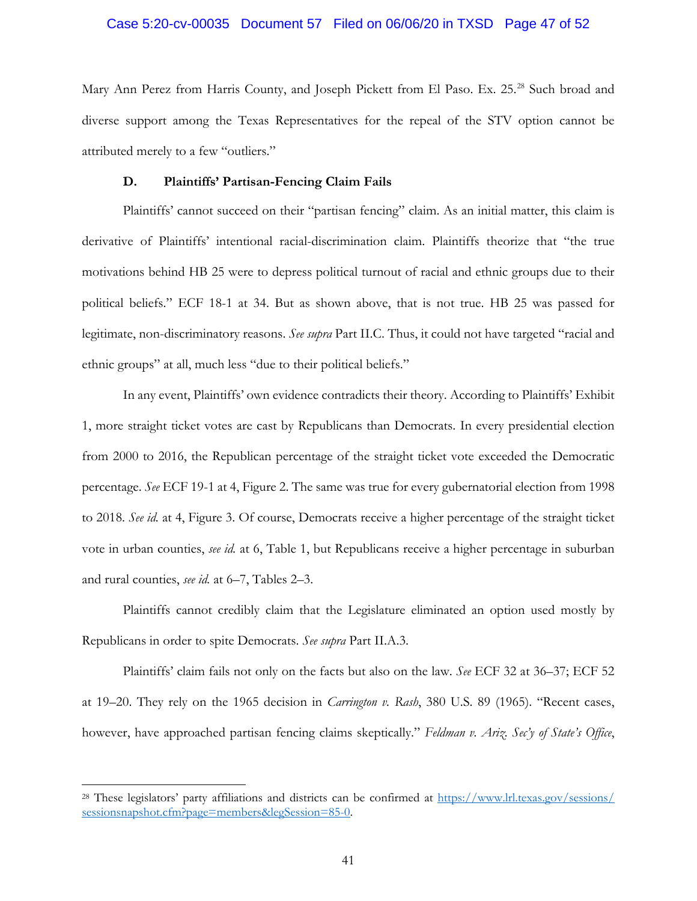Mary Ann Perez from Harris County, and Joseph Pickett from El Paso. Ex. 25.[28] Such broad and diverse support among the Texas Representatives for the repeal of the STV option cannot be attributed merely to a few "outliers."

### D. Plaintiffs' Partisan-Fencing Claim Fails

Plaintiffs' cannot succeed on their "partisan fencing" claim. As an initial matter, this claim is derivative of Plaintiffs' intentional racial-discrimination claim. Plaintiffs theorize that "the true motivations behind HB 25 were to depress political turnout of racial and ethnic groups due to their political beliefs." ECF 18-1 at 34. But as shown above, that is not true. HB 25 was passed for legitimate, non-discriminatory reasons. *See supra* Part II.C. Thus, it could not have targeted "racial and ethnic groups" at all, much less "due to their political beliefs."

In any event, Plaintiffs' own evidence contradicts their theory. According to Plaintiffs' Exhibit 1, more straight ticket votes are cast by Republicans than Democrats. In every presidential election from 2000 to 2016, the Republican percentage of the straight ticket vote exceeded the Democratic percentage. *See* ECF 19-1 at 4, Figure 2. The same was true for every gubernatorial election from 1998 to 2018. *See id.* at 4, Figure 3. Of course, Democrats receive a higher percentage of the straight ticket vote in urban counties, *see id.* at 6, Table 1, but Republicans receive a higher percentage in suburban and rural counties, *see id.* at 6–7, Tables 2–3.

Plaintiffs cannot credibly claim that the Legislature eliminated an option used mostly by Republicans in order to spite Democrats. *See supra* Part II.A.3.

Plaintiffs' claim fails not only on the facts but also on the law. *See* ECF 32 at 36–37; ECF 52 at 19–20. They rely on the 1965 decision in *Carrington v. Rash*, 380 U.S. 89 (1965). "Recent cases, however, have approached partisan fencing claims skeptically." *Feldman v. Ariz. Sec'y of State's Office*,

---

[28] These legislators' party affiliations and districts can be confirmed at https://www.lrl.texas.gov/sessions/sessionsnapshot.cfm?page=members&legSession=85-0.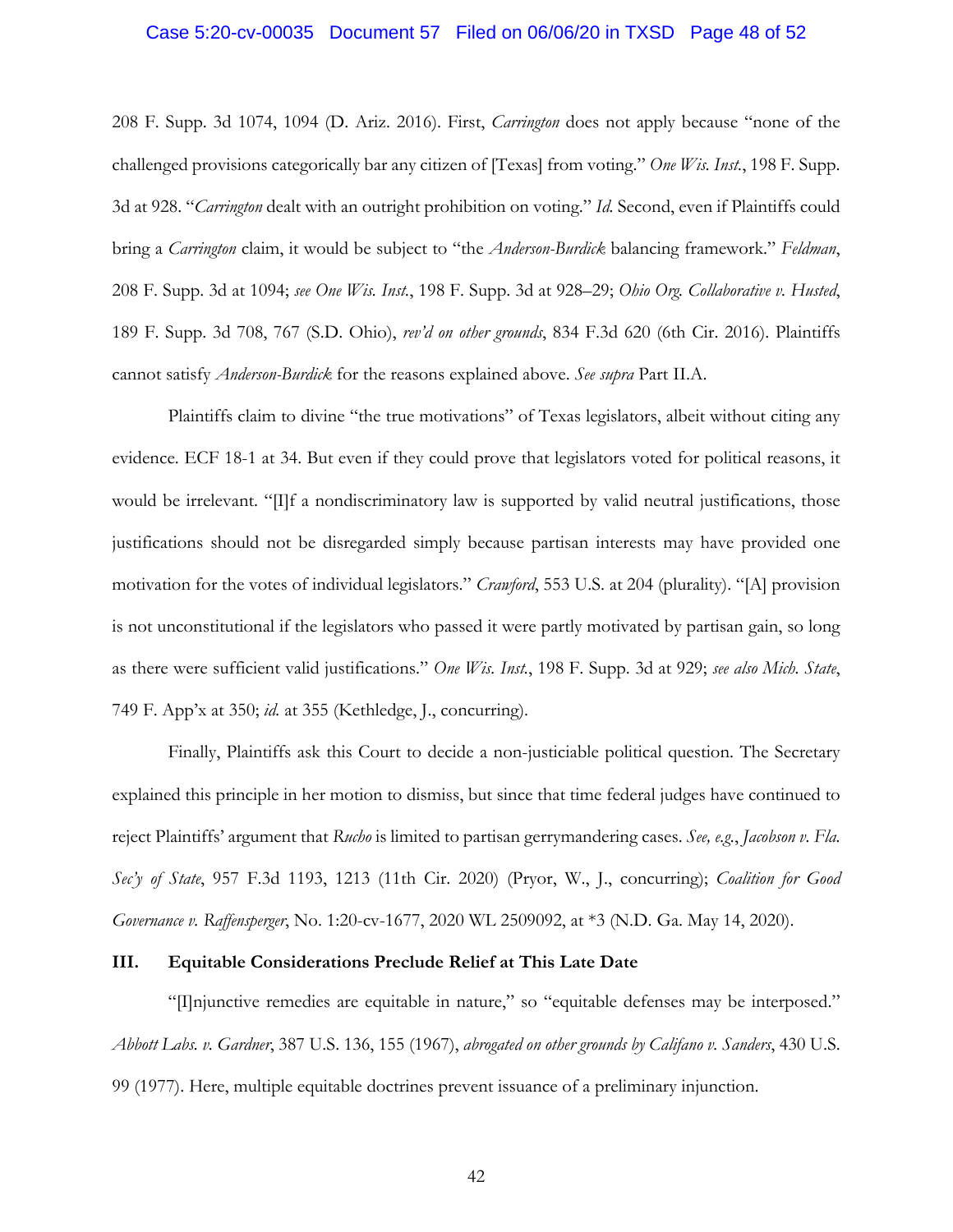208 F. Supp. 3d 1074, 1094 (D. Ariz. 2016). First, *Carrington* does not apply because "none of the challenged provisions categorically bar any citizen of [Texas] from voting." *One Wis. Inst.*, 198 F. Supp. 3d at 928. "*Carrington* dealt with an outright prohibition on voting." *Id.* Second, even if Plaintiffs could bring a *Carrington* claim, it would be subject to "the *Anderson-Burdick* balancing framework." *Feldman*, 208 F. Supp. 3d at 1094; *see One Wis. Inst.*, 198 F. Supp. 3d at 928–29; *Ohio Org. Collaborative v. Husted*, 189 F. Supp. 3d 708, 767 (S.D. Ohio), *rev'd on other grounds*, 834 F.3d 620 (6th Cir. 2016). Plaintiffs cannot satisfy *Anderson-Burdick* for the reasons explained above. *See supra* Part II.A.

Plaintiffs claim to divine "the true motivations" of Texas legislators, albeit without citing any evidence. ECF 18-1 at 34. But even if they could prove that legislators voted for political reasons, it would be irrelevant. "[I]f a nondiscriminatory law is supported by valid neutral justifications, those justifications should not be disregarded simply because partisan interests may have provided one motivation for the votes of individual legislators." *Crawford*, 553 U.S. at 204 (plurality). "[A] provision is not unconstitutional if the legislators who passed it were partly motivated by partisan gain, so long as there were sufficient valid justifications." *One Wis. Inst.*, 198 F. Supp. 3d at 929; *see also Mich. State*, 749 F. App'x at 350; *id.* at 355 (Kethledge, J., concurring).

Finally, Plaintiffs ask this Court to decide a non-justiciable political question. The Secretary explained this principle in her motion to dismiss, but since that time federal judges have continued to reject Plaintiffs' argument that *Rucho* is limited to partisan gerrymandering cases. *See, e.g.*, *Jacobson v. Fla. Sec'y of State*, 957 F.3d 1193, 1213 (11th Cir. 2020) (Pryor, W., J., concurring); *Coalition for Good Governance v. Raffensperger*, No. 1:20-cv-1677, 2020 WL 2509092, at *3 (N.D. Ga. May 14, 2020).

## III. Equitable Considerations Preclude Relief at This Late Date

"[I]njunctive remedies are equitable in nature," so "equitable defenses may be interposed." *Abbott Labs. v. Gardner*, 387 U.S. 136, 155 (1967), *abrogated on other grounds by Califano v. Sanders*, 430 U.S. 99 (1977). Here, multiple equitable doctrines prevent issuance of a preliminary injunction.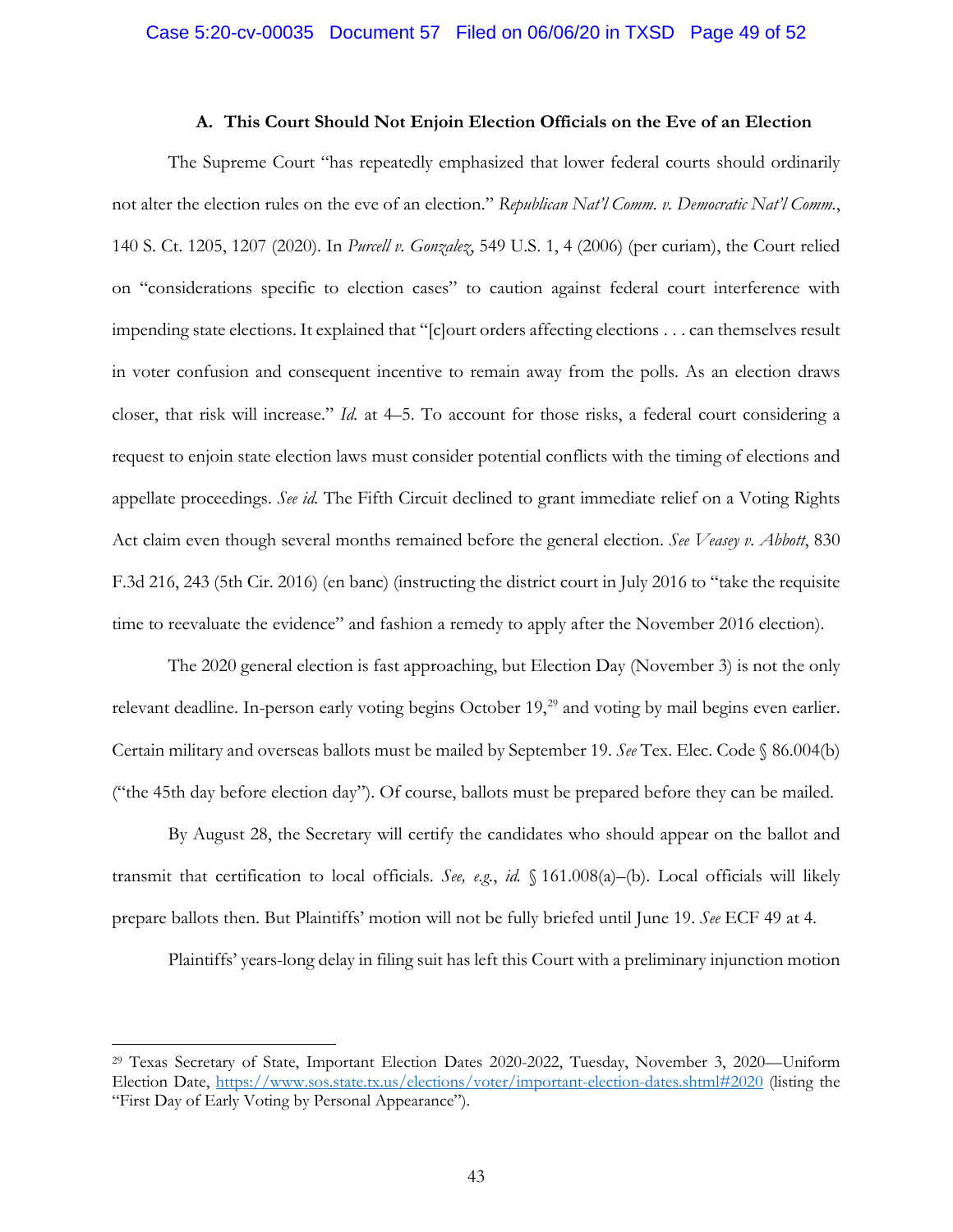### A. This Court Should Not Enjoin Election Officials on the Eve of an Election

The Supreme Court "has repeatedly emphasized that lower federal courts should ordinarily not alter the election rules on the eve of an election." *Republican Nat'l Comm. v. Democratic Nat'l Comm.*, 140 S. Ct. 1205, 1207 (2020). In *Purcell v. Gonzalez*, 549 U.S. 1, 4 (2006) (per curiam), the Court relied on "considerations specific to election cases" to caution against federal court interference with impending state elections. It explained that "[c]ourt orders affecting elections . . . can themselves result in voter confusion and consequent incentive to remain away from the polls. As an election draws closer, that risk will increase." *Id.* at 4–5. To account for those risks, a federal court considering a request to enjoin state election laws must consider potential conflicts with the timing of elections and appellate proceedings. *See id.* The Fifth Circuit declined to grant immediate relief on a Voting Rights Act claim even though several months remained before the general election. *See Veasey v. Abbott*, 830 F.3d 216, 243 (5th Cir. 2016) (en banc) (instructing the district court in July 2016 to "take the requisite time to reevaluate the evidence" and fashion a remedy to apply after the November 2016 election).

The 2020 general election is fast approaching, but Election Day (November 3) is not the only relevant deadline. In-person early voting begins October 19,[29] and voting by mail begins even earlier. Certain military and overseas ballots must be mailed by September 19. *See* Tex. Elec. Code § 86.004(b) ("the 45th day before election day"). Of course, ballots must be prepared before they can be mailed.

By August 28, the Secretary will certify the candidates who should appear on the ballot and transmit that certification to local officials. *See, e.g.*, *id.* § 161.008(a)–(b). Local officials will likely prepare ballots then. But Plaintiffs' motion will not be fully briefed until June 19. *See* ECF 49 at 4.

Plaintiffs' years-long delay in filing suit has left this Court with a preliminary injunction motion

---

[29] Texas Secretary of State, Important Election Dates 2020-2022, Tuesday, November 3, 2020—Uniform Election Date, https://www.sos.state.tx.us/elections/voter/important-election-dates.shtml#2020 (listing the "First Day of Early Voting by Personal Appearance").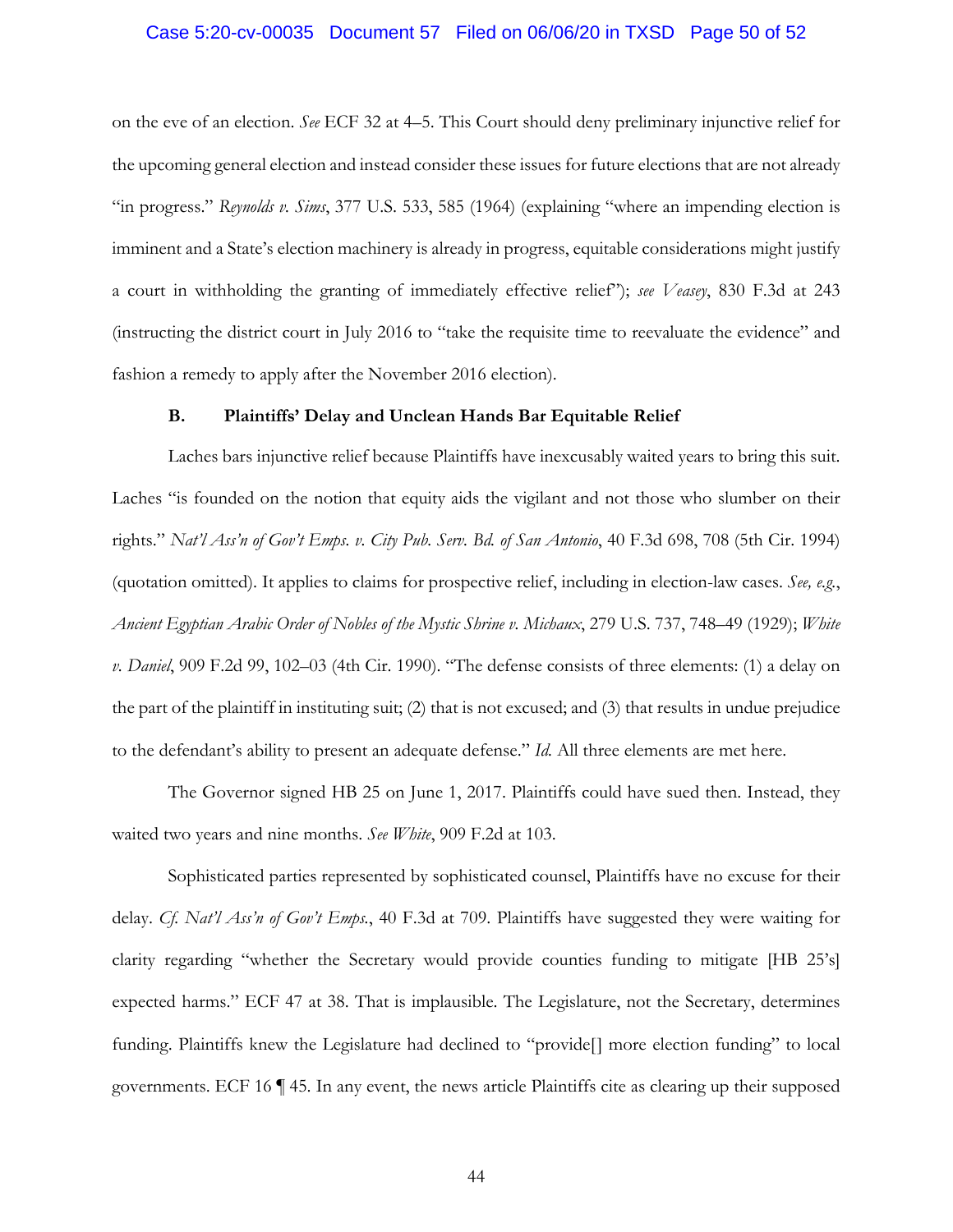on the eve of an election. *See* ECF 32 at 4–5. This Court should deny preliminary injunctive relief for the upcoming general election and instead consider these issues for future elections that are not already "in progress." *Reynolds v. Sims*, 377 U.S. 533, 585 (1964) (explaining "where an impending election is imminent and a State's election machinery is already in progress, equitable considerations might justify a court in withholding the granting of immediately effective relief"); *see Veasey*, 830 F.3d at 243 (instructing the district court in July 2016 to "take the requisite time to reevaluate the evidence" and fashion a remedy to apply after the November 2016 election).

### B. Plaintiffs' Delay and Unclean Hands Bar Equitable Relief

Laches bars injunctive relief because Plaintiffs have inexcusably waited years to bring this suit. Laches "is founded on the notion that equity aids the vigilant and not those who slumber on their rights." *Nat'l Ass'n of Gov't Emps. v. City Pub. Serv. Bd. of San Antonio*, 40 F.3d 698, 708 (5th Cir. 1994) (quotation omitted). It applies to claims for prospective relief, including in election-law cases. *See, e.g.*, *Ancient Egyptian Arabic Order of Nobles of the Mystic Shrine v. Michaux*, 279 U.S. 737, 748–49 (1929); *White v. Daniel*, 909 F.2d 99, 102–03 (4th Cir. 1990). "The defense consists of three elements: (1) a delay on the part of the plaintiff in instituting suit; (2) that is not excused; and (3) that results in undue prejudice to the defendant's ability to present an adequate defense." *Id.* All three elements are met here.

The Governor signed HB 25 on June 1, 2017. Plaintiffs could have sued then. Instead, they waited two years and nine months. *See White*, 909 F.2d at 103.

Sophisticated parties represented by sophisticated counsel, Plaintiffs have no excuse for their delay. *Cf. Nat'l Ass'n of Gov't Emps.*, 40 F.3d at 709. Plaintiffs have suggested they were waiting for clarity regarding "whether the Secretary would provide counties funding to mitigate [HB 25's] expected harms." ECF 47 at 38. That is implausible. The Legislature, not the Secretary, determines funding. Plaintiffs knew the Legislature had declined to "provide[] more election funding" to local governments. ECF 16 ¶ 45. In any event, the news article Plaintiffs cite as clearing up their supposed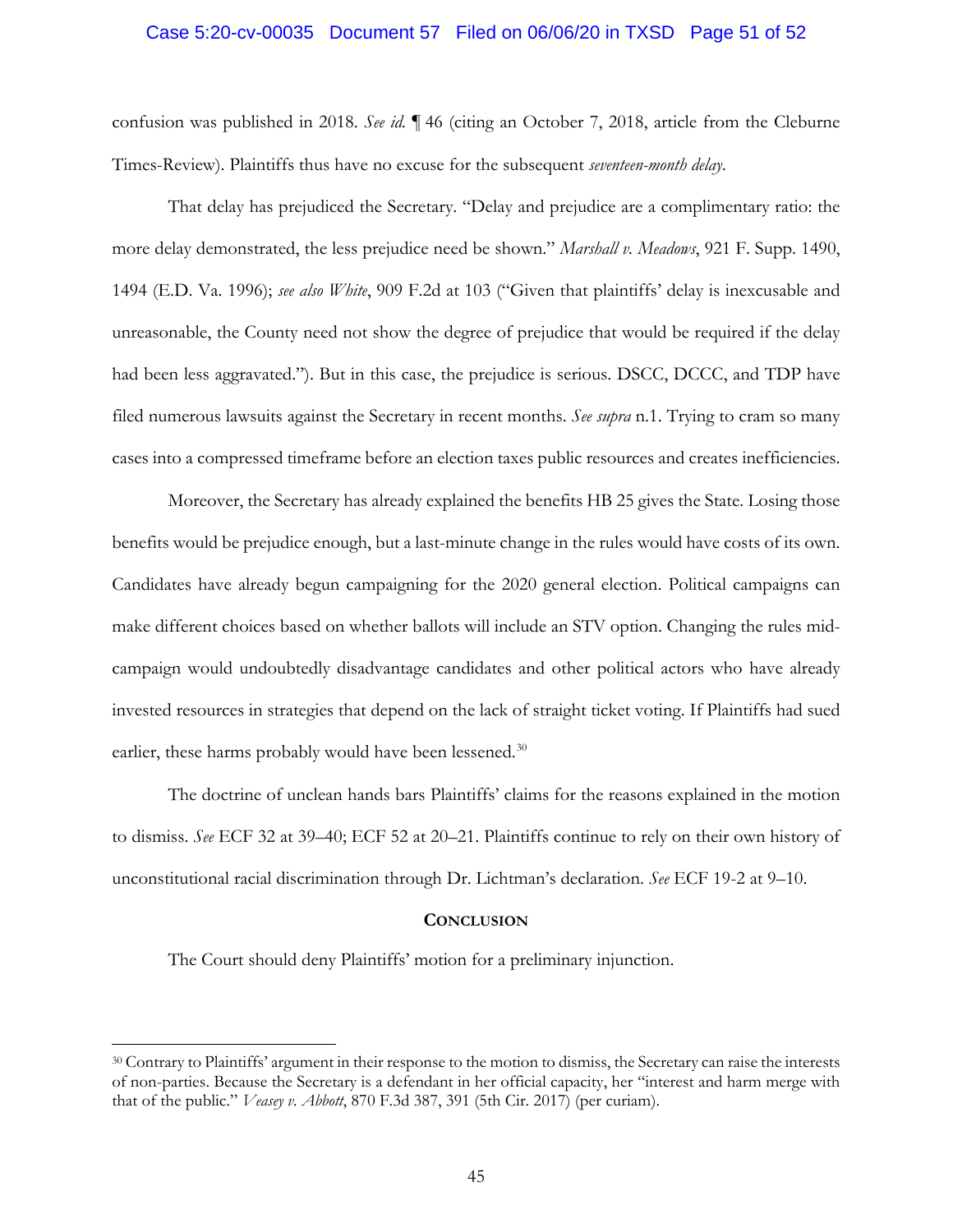confusion was published in 2018. *See id.* ¶ 46 (citing an October 7, 2018, article from the Cleburne Times-Review). Plaintiffs thus have no excuse for the subsequent *seventeen-month delay*.

That delay has prejudiced the Secretary. "Delay and prejudice are a complimentary ratio: the more delay demonstrated, the less prejudice need be shown." *Marshall v. Meadows*, 921 F. Supp. 1490, 1494 (E.D. Va. 1996); *see also White*, 909 F.2d at 103 ("Given that plaintiffs' delay is inexcusable and unreasonable, the County need not show the degree of prejudice that would be required if the delay had been less aggravated."). But in this case, the prejudice is serious. DSCC, DCCC, and TDP have filed numerous lawsuits against the Secretary in recent months. *See supra* n.1. Trying to cram so many cases into a compressed timeframe before an election taxes public resources and creates inefficiencies.

Moreover, the Secretary has already explained the benefits HB 25 gives the State. Losing those benefits would be prejudice enough, but a last-minute change in the rules would have costs of its own. Candidates have already begun campaigning for the 2020 general election. Political campaigns can make different choices based on whether ballots will include an STV option. Changing the rules mid-campaign would undoubtedly disadvantage candidates and other political actors who have already invested resources in strategies that depend on the lack of straight ticket voting. If Plaintiffs had sued earlier, these harms probably would have been lessened.[30]

The doctrine of unclean hands bars Plaintiffs' claims for the reasons explained in the motion to dismiss. *See* ECF 32 at 39–40; ECF 52 at 20–21. Plaintiffs continue to rely on their own history of unconstitutional racial discrimination through Dr. Lichtman's declaration. *See* ECF 19-2 at 9–10.

## Conclusion

The Court should deny Plaintiffs' motion for a preliminary injunction.

---

[30] Contrary to Plaintiffs' argument in their response to the motion to dismiss, the Secretary can raise the interests of non-parties. Because the Secretary is a defendant in her official capacity, her "interest and harm merge with that of the public." *Veasey v. Abbott*, 870 F.3d 387, 391 (5th Cir. 2017) (per curiam).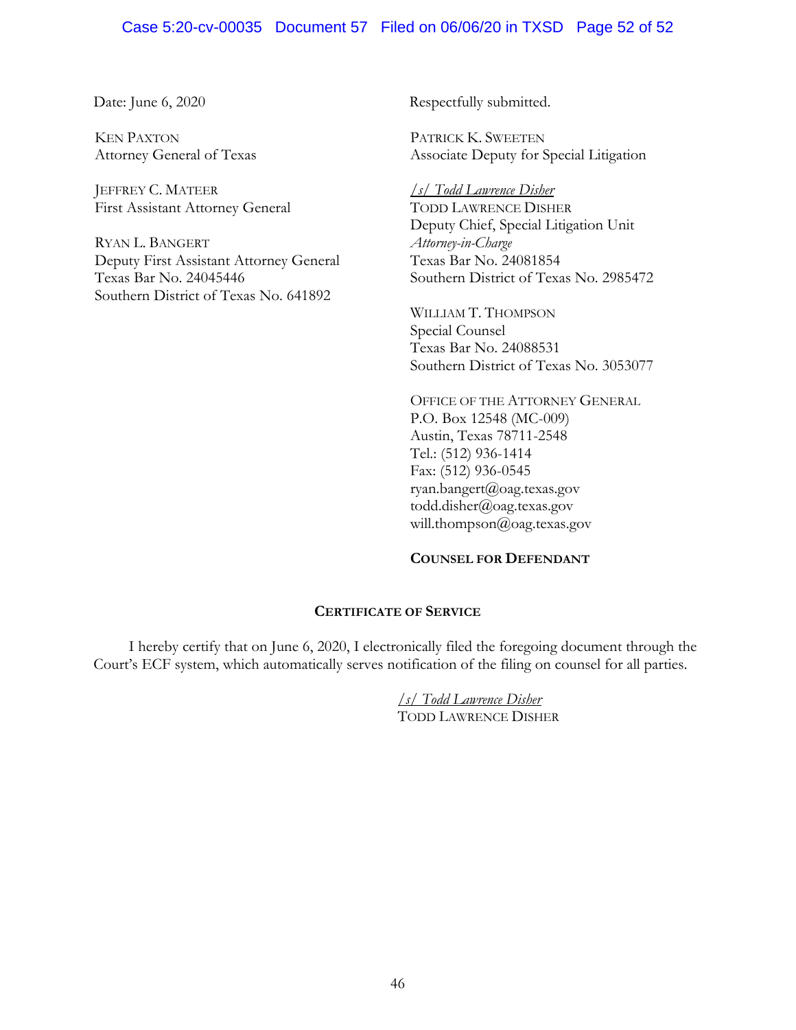Date: June 6, 2020

KEN PAXTON
Attorney General of Texas

JEFFREY C. MATEER
First Assistant Attorney General

RYAN L. BANGERT
Deputy First Assistant Attorney General
Texas Bar No. 24045446
Southern District of Texas No. 641892

Respectfully submitted.

PATRICK K. SWEETEN
Associate Deputy for Special Litigation

*/s/ Todd Lawrence Disher*
TODD LAWRENCE DISHER
Deputy Chief, Special Litigation Unit
*Attorney-in-Charge*
Texas Bar No. 24081854
Southern District of Texas No. 2985472

WILLIAM T. THOMPSON
Special Counsel
Texas Bar No. 24088531
Southern District of Texas No. 3053077

OFFICE OF THE ATTORNEY GENERAL
P.O. Box 12548 (MC-009)
Austin, Texas 78711-2548
Tel.: (512) 936-1414
Fax: (512) 936-0545
ryan.bangert@oag.texas.gov
todd.disher@oag.texas.gov
will.thompson@oag.texas.gov

**COUNSEL FOR DEFENDANT**

**CERTIFICATE OF SERVICE**

I hereby certify that on June 6, 2020, I electronically filed the foregoing document through the Court's ECF system, which automatically serves notification of the filing on counsel for all parties.

*/s/ Todd Lawrence Disher*
TODD LAWRENCE DISHER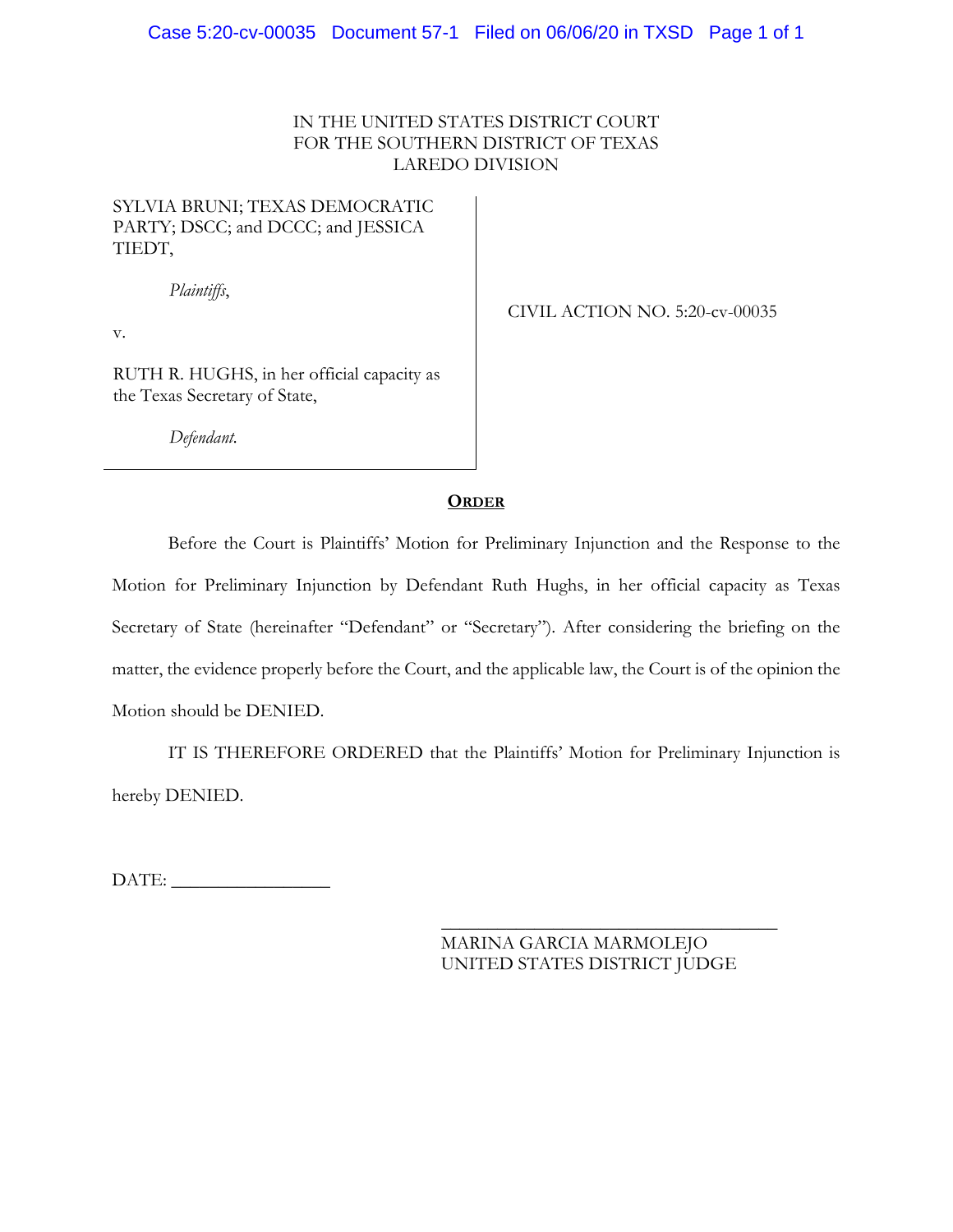IN THE UNITED STATES DISTRICT COURT
FOR THE SOUTHERN DISTRICT OF TEXAS
LAREDO DIVISION

SYLVIA BRUNI; TEXAS DEMOCRATIC PARTY; DSCC; and DCCC; and JESSICA TIEDT,

*Plaintiffs*,

v.

RUTH R. HUGHS, in her official capacity as the Texas Secretary of State,

*Defendant*.

CIVIL ACTION NO. 5:20-cv-00035

## ORDER

Before the Court is Plaintiffs' Motion for Preliminary Injunction and the Response to the Motion for Preliminary Injunction by Defendant Ruth Hughs, in her official capacity as Texas Secretary of State (hereinafter "Defendant" or "Secretary"). After considering the briefing on the matter, the evidence properly before the Court, and the applicable law, the Court is of the opinion the Motion should be DENIED.

IT IS THEREFORE ORDERED that the Plaintiffs' Motion for Preliminary Injunction is hereby DENIED.

DATE: _________________

_________________________________
MARINA GARCIA MARMOLEJO
UNITED STATES DISTRICT JUDGE